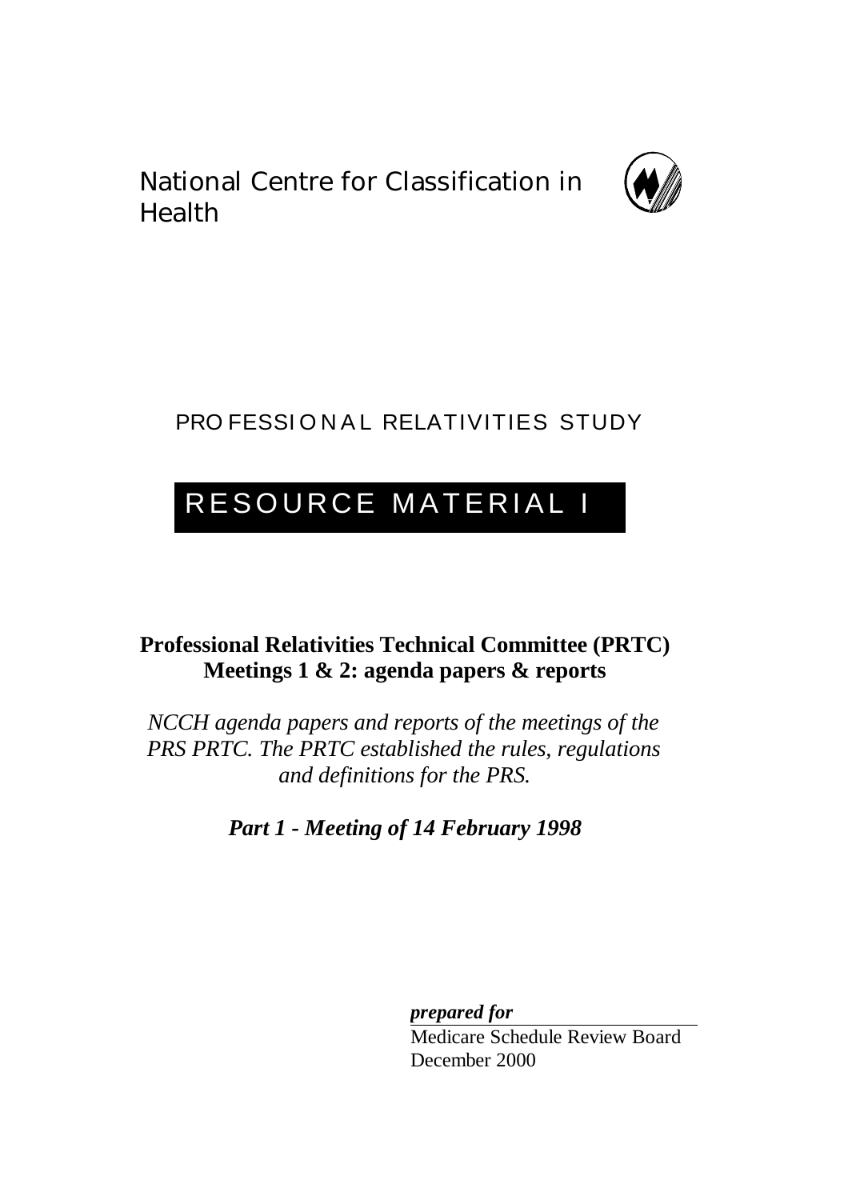National Centre for Classification in Health

PROFESSIONAL RELATIVITIES STUDY

# RESOURCE MATERIAL I

**Professional Relativities Technical Committee (PRTC)**
**Meetings 1 & 2: agenda papers & reports**

*NCCH agenda papers and reports of the meetings of the PRS PRTC. The PRTC established the rules, regulations and definitions for the PRS.*

***Part 1 - Meeting of 14 February 1998***

***prepared for***

Medicare Schedule Review Board
December 2000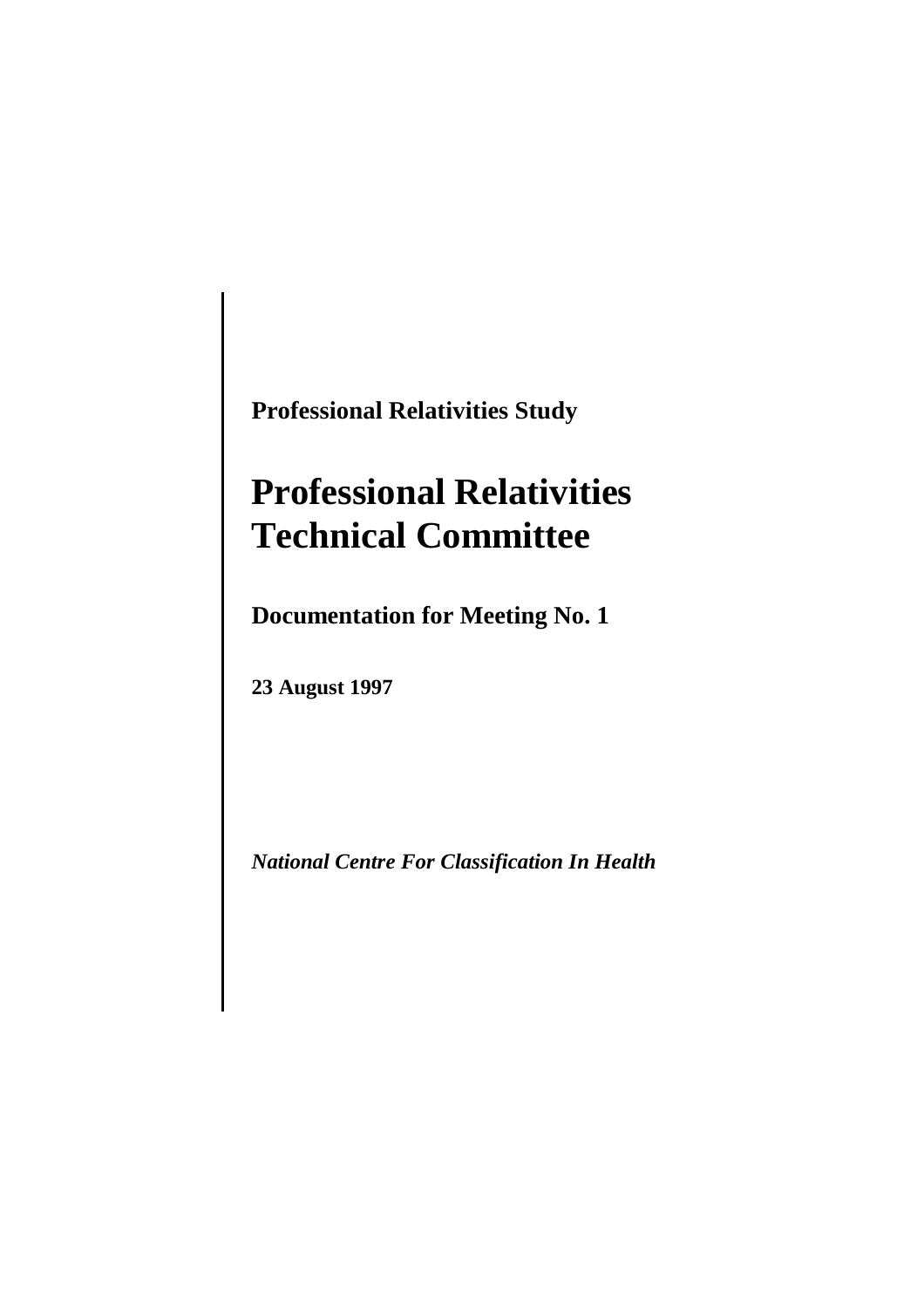**Professional Relativities Study**

# Professional Relativities Technical Committee

**Documentation for Meeting No. 1**

**23 August 1997**

***National Centre For Classification In Health***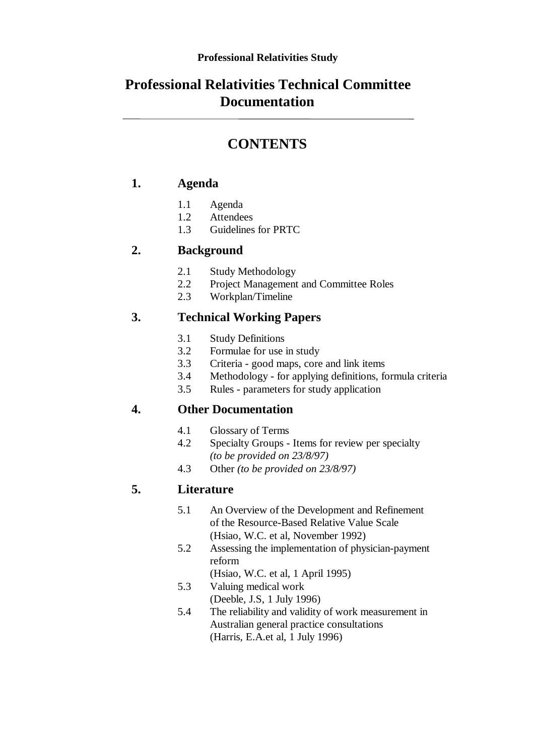**Professional Relativities Study**

# Professional Relativities Technical Committee Documentation

---

## CONTENTS

### 1. Agenda

- 1.1 Agenda
- 1.2 Attendees
- 1.3 Guidelines for PRTC

### 2. Background

- 2.1 Study Methodology
- 2.2 Project Management and Committee Roles
- 2.3 Workplan/Timeline

### 3. Technical Working Papers

- 3.1 Study Definitions
- 3.2 Formulae for use in study
- 3.3 Criteria - good maps, core and link items
- 3.4 Methodology - for applying definitions, formula criteria
- 3.5 Rules - parameters for study application

### 4. Other Documentation

- 4.1 Glossary of Terms
- 4.2 Specialty Groups - Items for review per specialty *(to be provided on 23/8/97)*
- 4.3 Other *(to be provided on 23/8/97)*

### 5. Literature

- 5.1 An Overview of the Development and Refinement of the Resource-Based Relative Value Scale (Hsiao, W.C. et al, November 1992)
- 5.2 Assessing the implementation of physician-payment reform (Hsiao, W.C. et al, 1 April 1995)
- 5.3 Valuing medical work (Deeble, J.S, 1 July 1996)
- 5.4 The reliability and validity of work measurement in Australian general practice consultations (Harris, E.A.et al, 1 July 1996)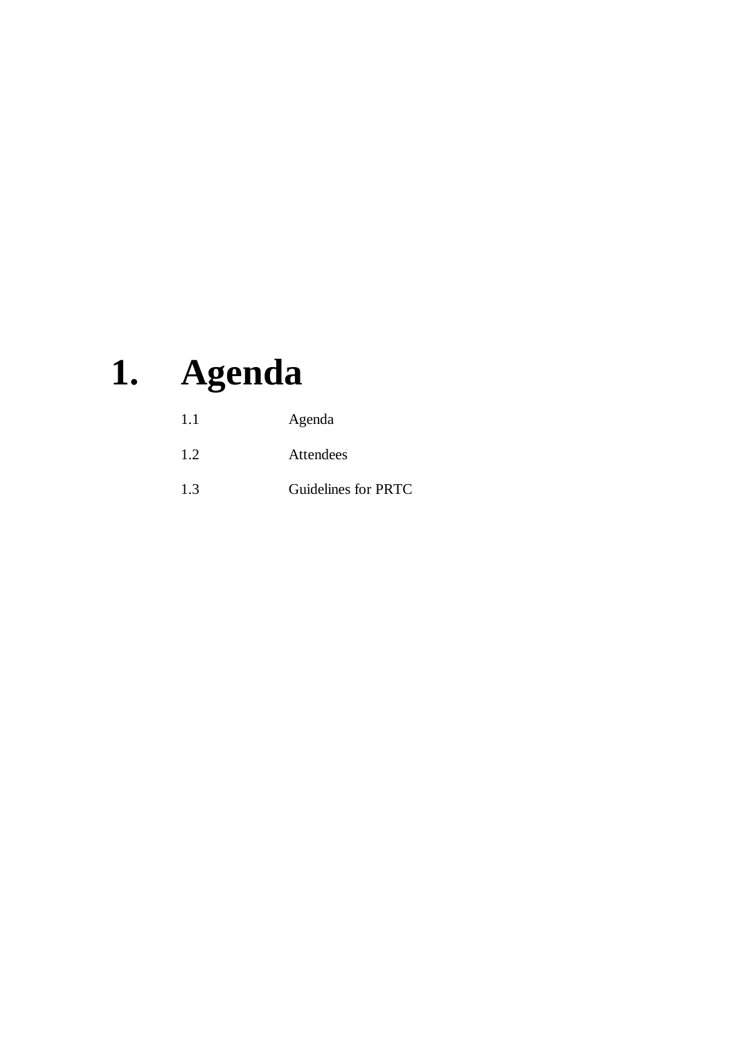# 1. Agenda

| | |
|---|---|
| 1.1 | Agenda |
| 1.2 | Attendees |
| 1.3 | Guidelines for PRTC |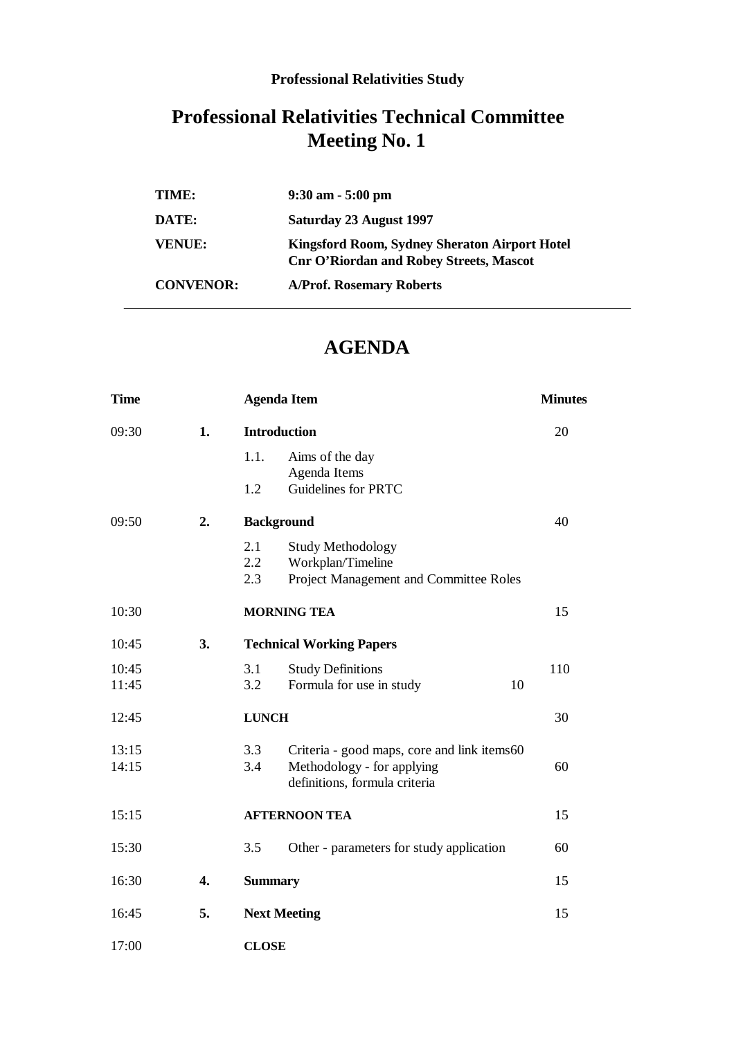**Professional Relativities Study**

# Professional Relativities Technical Committee
# Meeting No. 1

| | |
|---|---|
| **TIME:** | **9:30 am - 5:00 pm** |
| **DATE:** | **Saturday 23 August 1997** |
| **VENUE:** | **Kingsford Room, Sydney Sheraton Airport Hotel**<br>**Cnr O'Riordan and Robey Streets, Mascot** |
| **CONVENOR:** | **A/Prof. Rosemary Roberts** |

---

## AGENDA

| Time | | Agenda Item | | Minutes |
|---|---|---|---|---|
| 09:30 | **1.** | **Introduction** | | 20 |
| | | 1.1. | Aims of the day<br>Agenda Items | |
| | | 1.2 | Guidelines for PRTC | |
| 09:50 | **2.** | **Background** | | 40 |
| | | 2.1 | Study Methodology | |
| | | 2.2 | Workplan/Timeline | |
| | | 2.3 | Project Management and Committee Roles | |
| 10:30 | | **MORNING TEA** | | 15 |
| 10:45 | **3.** | **Technical Working Papers** | | |
| 10:45 | | 3.1 | Study Definitions | 110 |
| 11:45 | | 3.2 | Formula for use in study 10 | |
| 12:45 | | **LUNCH** | | 30 |
| 13:15 | | 3.3 | Criteria - good maps, core and link items60 | |
| 14:15 | | 3.4 | Methodology - for applying definitions, formula criteria | 60 |
| 15:15 | | **AFTERNOON TEA** | | 15 |
| 15:30 | | 3.5 | Other - parameters for study application | 60 |
| 16:30 | **4.** | **Summary** | | 15 |
| 16:45 | **5.** | **Next Meeting** | | 15 |
| 17:00 | | **CLOSE** | | |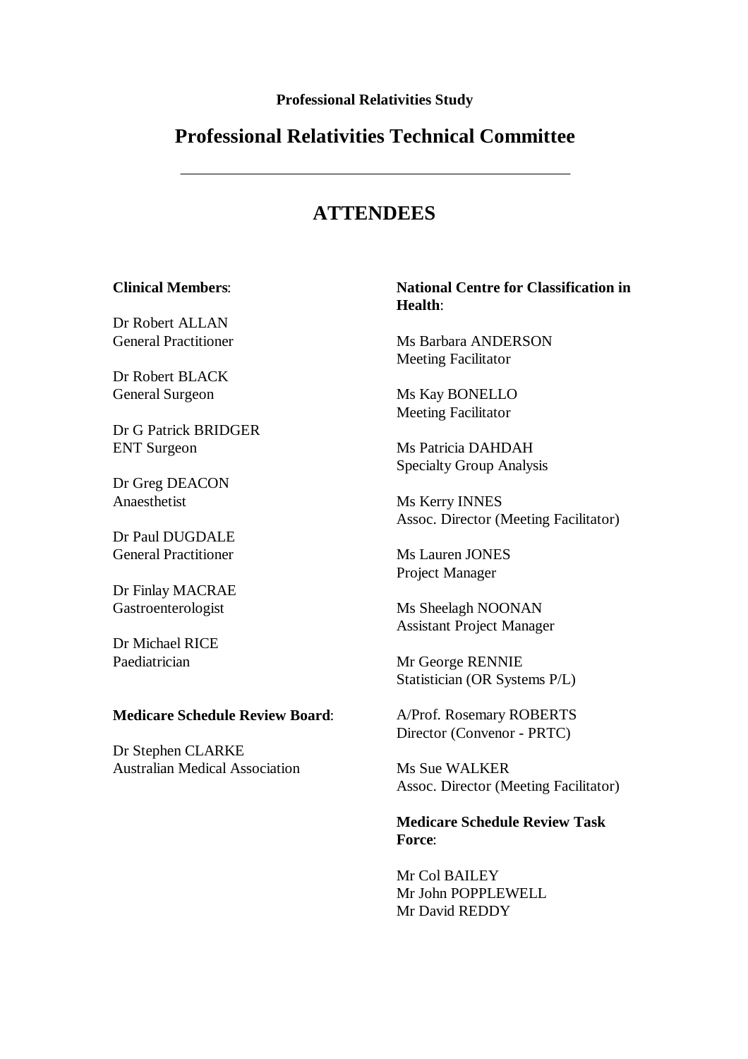**Professional Relativities Study**

## Professional Relativities Technical Committee

---

# ATTENDEES

**Clinical Members**:

Dr Robert ALLAN
General Practitioner

Dr Robert BLACK
General Surgeon

Dr G Patrick BRIDGER
ENT Surgeon

Dr Greg DEACON
Anaesthetist

Dr Paul DUGDALE
General Practitioner

Dr Finlay MACRAE
Gastroenterologist

Dr Michael RICE
Paediatrician

**Medicare Schedule Review Board**:

Dr Stephen CLARKE
Australian Medical Association

**National Centre for Classification in Health**:

Ms Barbara ANDERSON
Meeting Facilitator

Ms Kay BONELLO
Meeting Facilitator

Ms Patricia DAHDAH
Specialty Group Analysis

Ms Kerry INNES
Assoc. Director (Meeting Facilitator)

Ms Lauren JONES
Project Manager

Ms Sheelagh NOONAN
Assistant Project Manager

Mr George RENNIE
Statistician (OR Systems P/L)

A/Prof. Rosemary ROBERTS
Director (Convenor - PRTC)

Ms Sue WALKER
Assoc. Director (Meeting Facilitator)

**Medicare Schedule Review Task Force**:

Mr Col BAILEY
Mr John POPPLEWELL
Mr David REDDY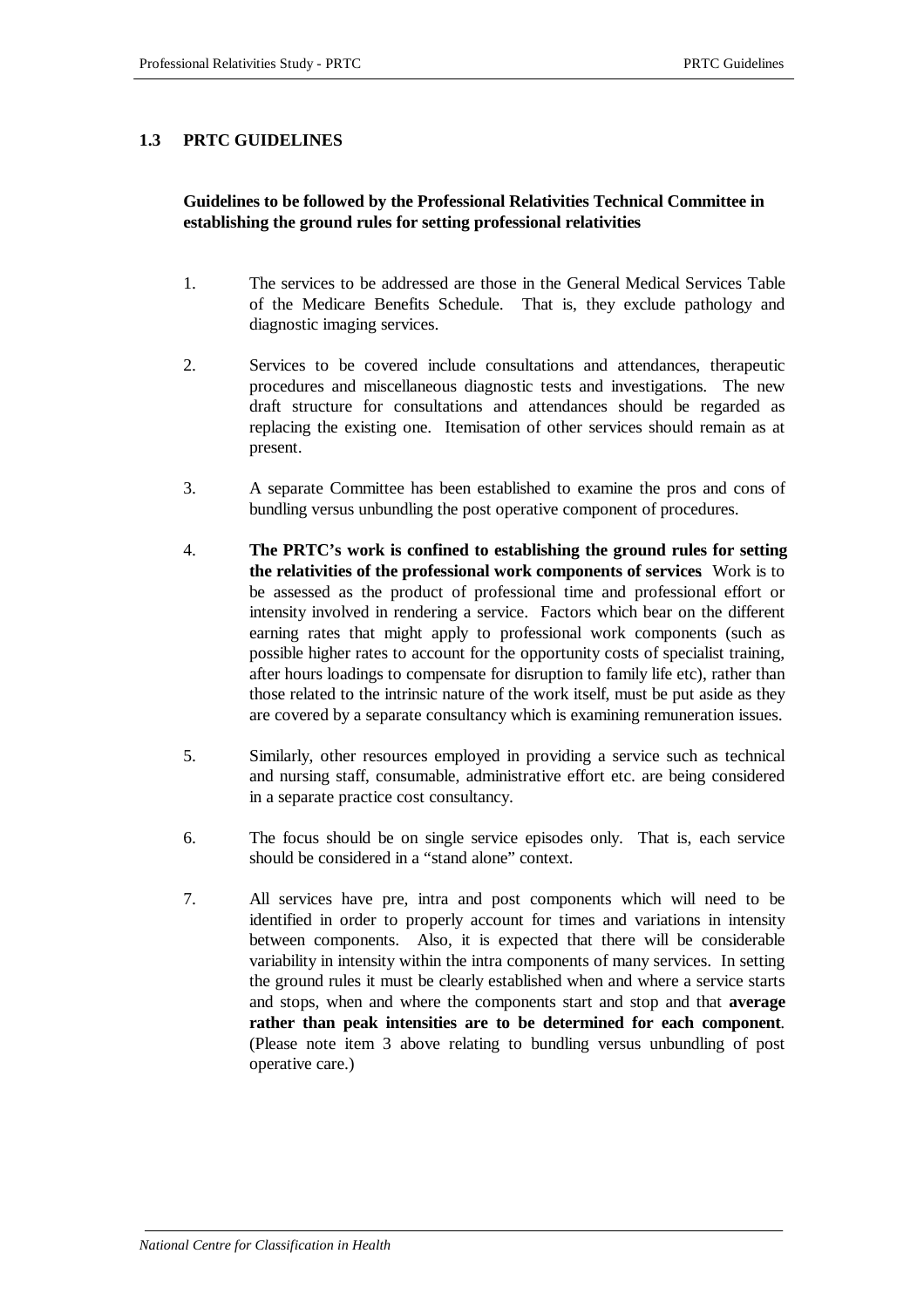## 1.3 PRTC GUIDELINES

**Guidelines to be followed by the Professional Relativities Technical Committee in establishing the ground rules for setting professional relativities**

1. The services to be addressed are those in the General Medical Services Table of the Medicare Benefits Schedule. That is, they exclude pathology and diagnostic imaging services.

2. Services to be covered include consultations and attendances, therapeutic procedures and miscellaneous diagnostic tests and investigations. The new draft structure for consultations and attendances should be regarded as replacing the existing one. Itemisation of other services should remain as at present.

3. A separate Committee has been established to examine the pros and cons of bundling versus unbundling the post operative component of procedures.

4. **The PRTC's work is confined to establishing the ground rules for setting the relativities of the professional work components of services** Work is to be assessed as the product of professional time and professional effort or intensity involved in rendering a service. Factors which bear on the different earning rates that might apply to professional work components (such as possible higher rates to account for the opportunity costs of specialist training, after hours loadings to compensate for disruption to family life etc), rather than those related to the intrinsic nature of the work itself, must be put aside as they are covered by a separate consultancy which is examining remuneration issues.

5. Similarly, other resources employed in providing a service such as technical and nursing staff, consumable, administrative effort etc. are being considered in a separate practice cost consultancy.

6. The focus should be on single service episodes only. That is, each service should be considered in a "stand alone" context.

7. All services have pre, intra and post components which will need to be identified in order to properly account for times and variations in intensity between components. Also, it is expected that there will be considerable variability in intensity within the intra components of many services. In setting the ground rules it must be clearly established when and where a service starts and stops, when and where the components start and stop and that **average rather than peak intensities are to be determined for each component**. (Please note item 3 above relating to bundling versus unbundling of post operative care.)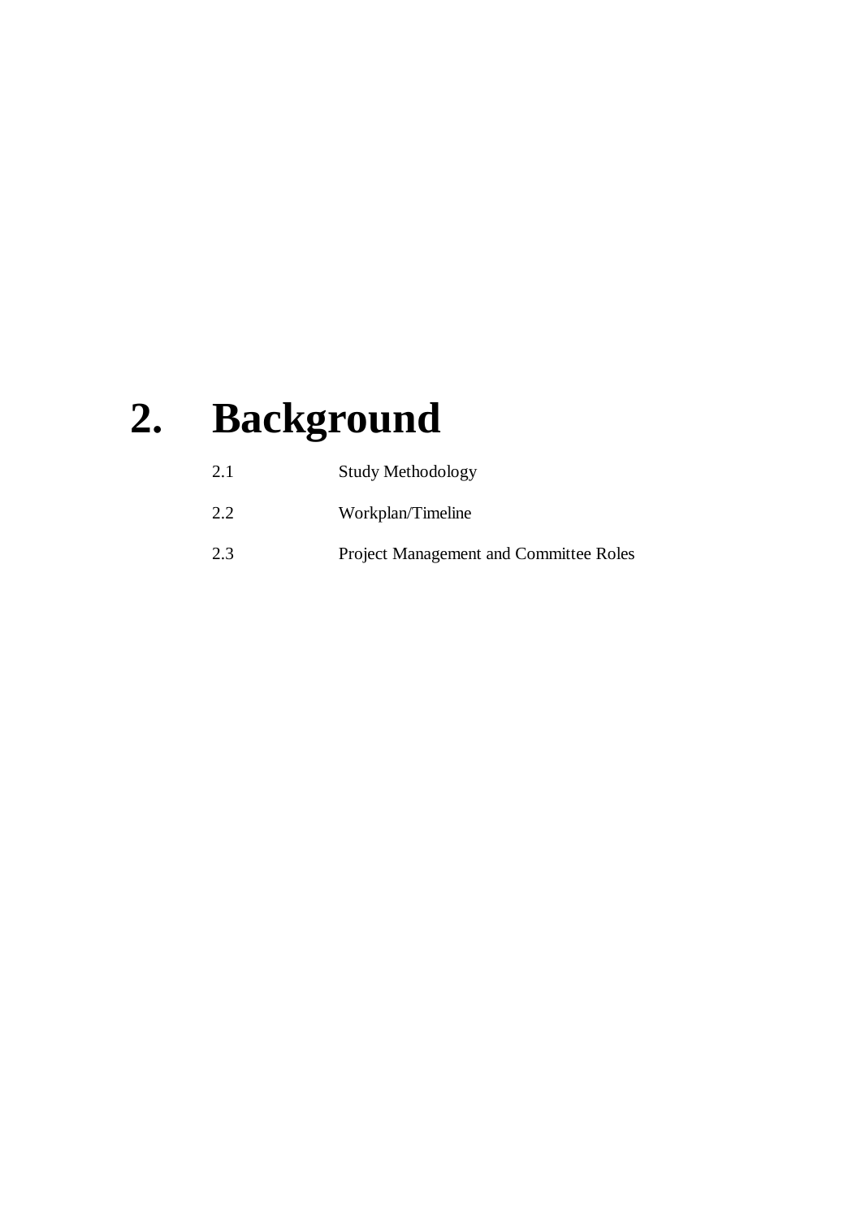# 2. Background

2.1 Study Methodology

2.2 Workplan/Timeline

2.3 Project Management and Committee Roles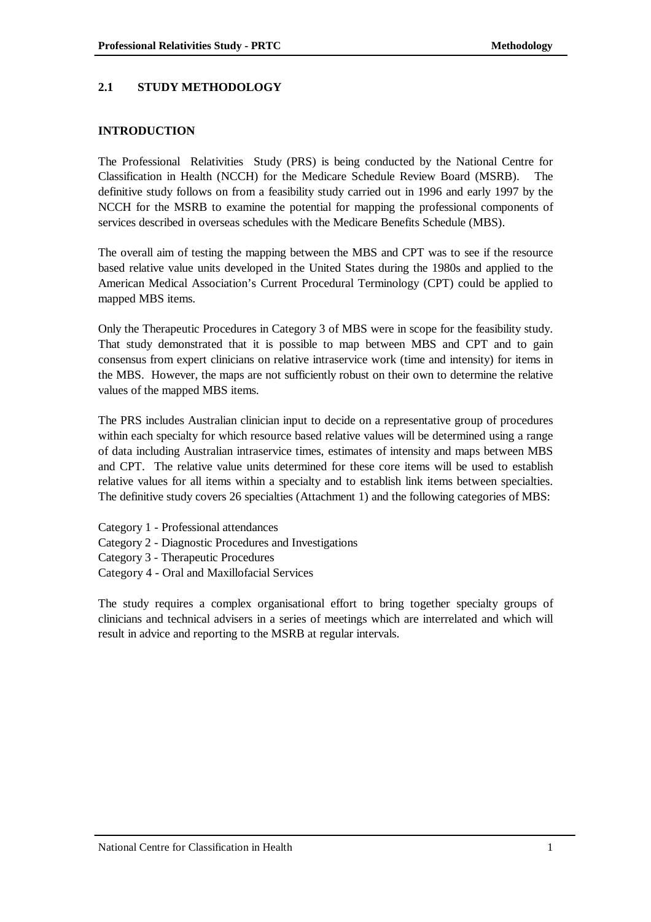## 2.1 STUDY METHODOLOGY

### INTRODUCTION

The Professional Relativities Study (PRS) is being conducted by the National Centre for Classification in Health (NCCH) for the Medicare Schedule Review Board (MSRB). The definitive study follows on from a feasibility study carried out in 1996 and early 1997 by the NCCH for the MSRB to examine the potential for mapping the professional components of services described in overseas schedules with the Medicare Benefits Schedule (MBS).

The overall aim of testing the mapping between the MBS and CPT was to see if the resource based relative value units developed in the United States during the 1980s and applied to the American Medical Association's Current Procedural Terminology (CPT) could be applied to mapped MBS items.

Only the Therapeutic Procedures in Category 3 of MBS were in scope for the feasibility study. That study demonstrated that it is possible to map between MBS and CPT and to gain consensus from expert clinicians on relative intraservice work (time and intensity) for items in the MBS. However, the maps are not sufficiently robust on their own to determine the relative values of the mapped MBS items.

The PRS includes Australian clinician input to decide on a representative group of procedures within each specialty for which resource based relative values will be determined using a range of data including Australian intraservice times, estimates of intensity and maps between MBS and CPT. The relative value units determined for these core items will be used to establish relative values for all items within a specialty and to establish link items between specialties. The definitive study covers 26 specialties (Attachment 1) and the following categories of MBS:

Category 1 - Professional attendances
Category 2 - Diagnostic Procedures and Investigations
Category 3 - Therapeutic Procedures
Category 4 - Oral and Maxillofacial Services

The study requires a complex organisational effort to bring together specialty groups of clinicians and technical advisers in a series of meetings which are interrelated and which will result in advice and reporting to the MSRB at regular intervals.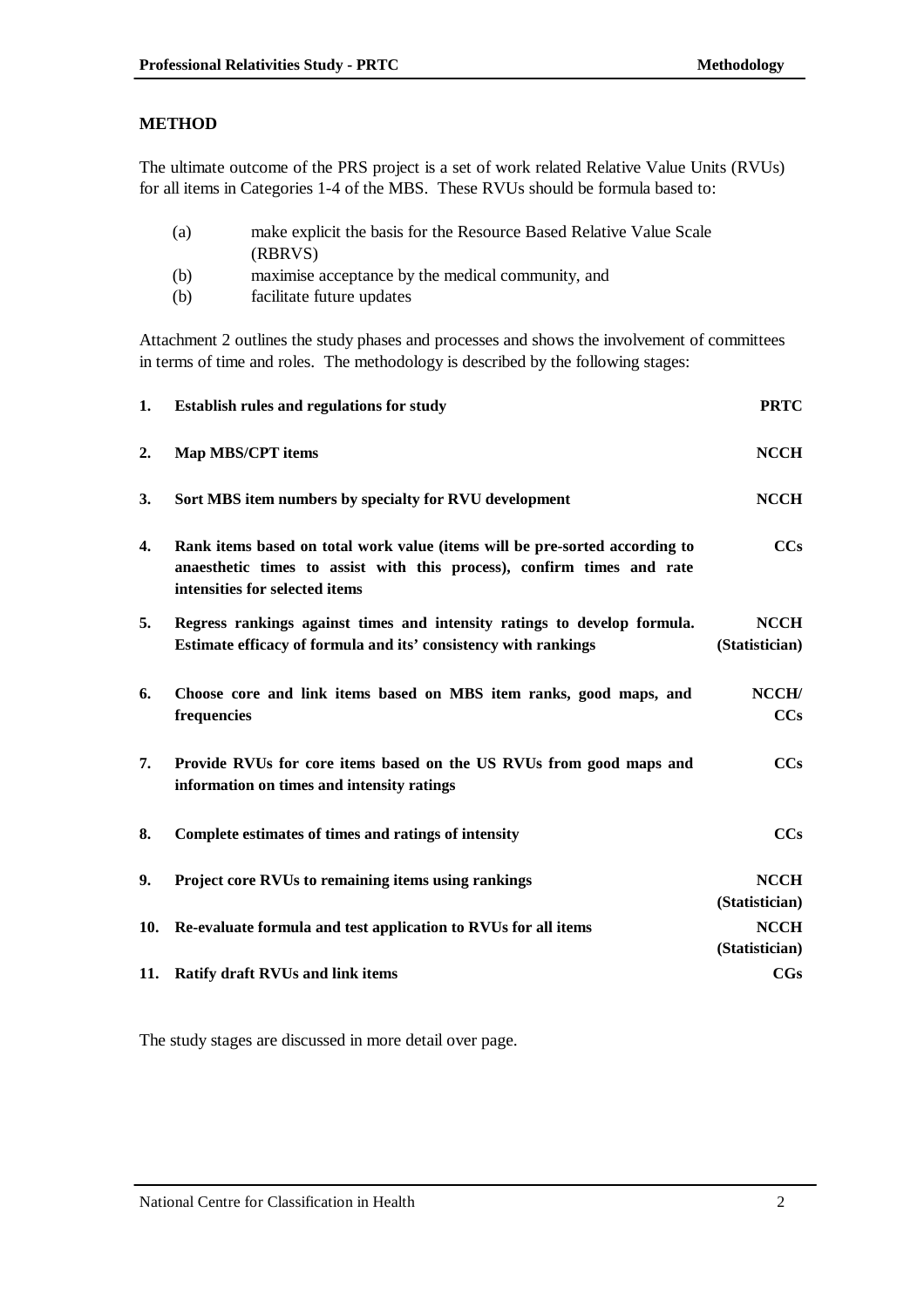## METHOD

The ultimate outcome of the PRS project is a set of work related Relative Value Units (RVUs) for all items in Categories 1-4 of the MBS. These RVUs should be formula based to:

(a) make explicit the basis for the Resource Based Relative Value Scale (RBRVS)
(b) maximise acceptance by the medical community, and
(b) facilitate future updates

Attachment 2 outlines the study phases and processes and shows the involvement of committees in terms of time and roles. The methodology is described by the following stages:

| | Stage | Responsibility |
|---|---|---|
| **1.** | **Establish rules and regulations for study** | **PRTC** |
| **2.** | **Map MBS/CPT items** | **NCCH** |
| **3.** | **Sort MBS item numbers by specialty for RVU development** | **NCCH** |
| **4.** | **Rank items based on total work value (items will be pre-sorted according to anaesthetic times to assist with this process), confirm times and rate intensities for selected items** | **CCs** |
| **5.** | **Regress rankings against times and intensity ratings to develop formula. Estimate efficacy of formula and its' consistency with rankings** | **NCCH (Statistician)** |
| **6.** | **Choose core and link items based on MBS item ranks, good maps, and frequencies** | **NCCH/ CCs** |
| **7.** | **Provide RVUs for core items based on the US RVUs from good maps and information on times and intensity ratings** | **CCs** |
| **8.** | **Complete estimates of times and ratings of intensity** | **CCs** |
| **9.** | **Project core RVUs to remaining items using rankings** | **NCCH (Statistician)** |
| **10.** | **Re-evaluate formula and test application to RVUs for all items** | **NCCH (Statistician)** |
| **11.** | **Ratify draft RVUs and link items** | **CGs** |

The study stages are discussed in more detail over page.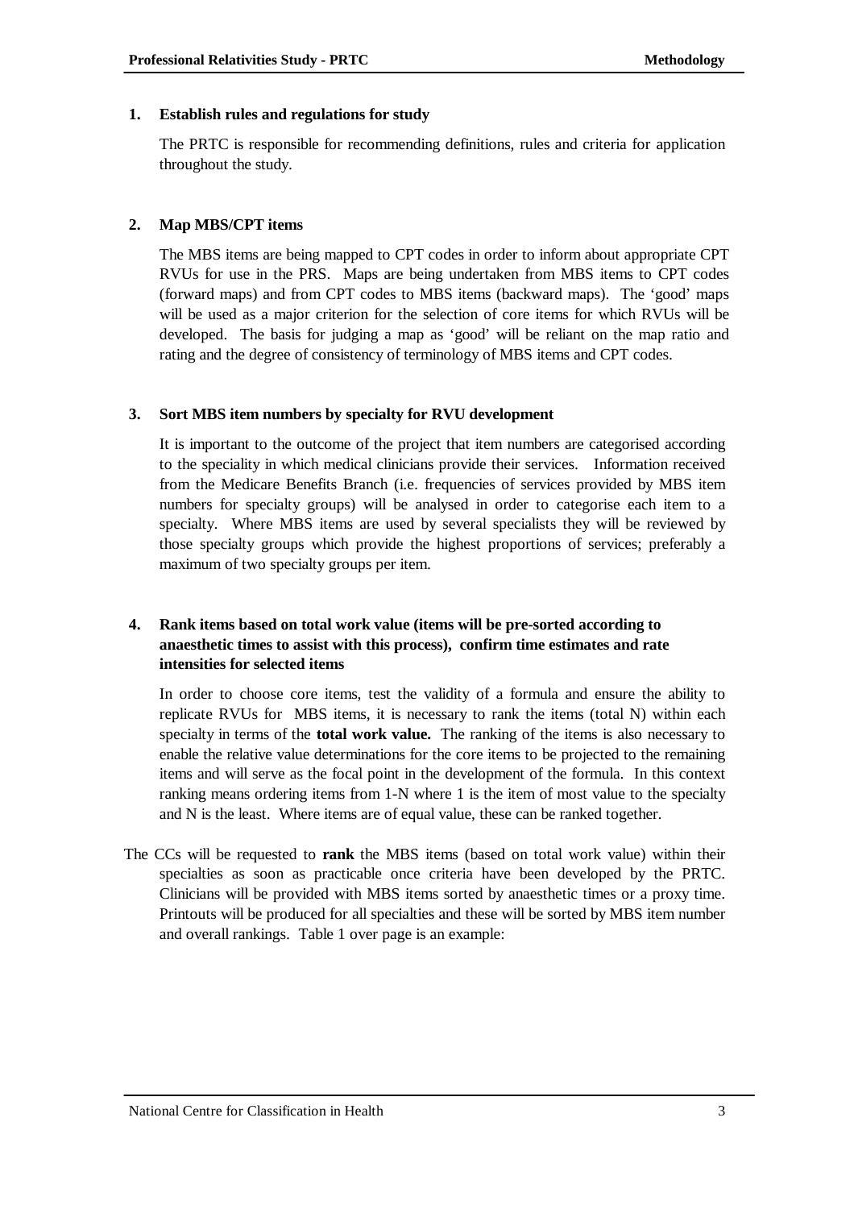**1. Establish rules and regulations for study**

The PRTC is responsible for recommending definitions, rules and criteria for application throughout the study.

**2. Map MBS/CPT items**

The MBS items are being mapped to CPT codes in order to inform about appropriate CPT RVUs for use in the PRS. Maps are being undertaken from MBS items to CPT codes (forward maps) and from CPT codes to MBS items (backward maps). The 'good' maps will be used as a major criterion for the selection of core items for which RVUs will be developed. The basis for judging a map as 'good' will be reliant on the map ratio and rating and the degree of consistency of terminology of MBS items and CPT codes.

**3. Sort MBS item numbers by specialty for RVU development**

It is important to the outcome of the project that item numbers are categorised according to the speciality in which medical clinicians provide their services. Information received from the Medicare Benefits Branch (i.e. frequencies of services provided by MBS item numbers for specialty groups) will be analysed in order to categorise each item to a specialty. Where MBS items are used by several specialists they will be reviewed by those specialty groups which provide the highest proportions of services; preferably a maximum of two specialty groups per item.

**4. Rank items based on total work value (items will be pre-sorted according to anaesthetic times to assist with this process), confirm time estimates and rate intensities for selected items**

In order to choose core items, test the validity of a formula and ensure the ability to replicate RVUs for MBS items, it is necessary to rank the items (total N) within each specialty in terms of the **total work value.** The ranking of the items is also necessary to enable the relative value determinations for the core items to be projected to the remaining items and will serve as the focal point in the development of the formula. In this context ranking means ordering items from 1-N where 1 is the item of most value to the specialty and N is the least. Where items are of equal value, these can be ranked together.

The CCs will be requested to **rank** the MBS items (based on total work value) within their specialties as soon as practicable once criteria have been developed by the PRTC. Clinicians will be provided with MBS items sorted by anaesthetic times or a proxy time. Printouts will be produced for all specialties and these will be sorted by MBS item number and overall rankings. Table 1 over page is an example: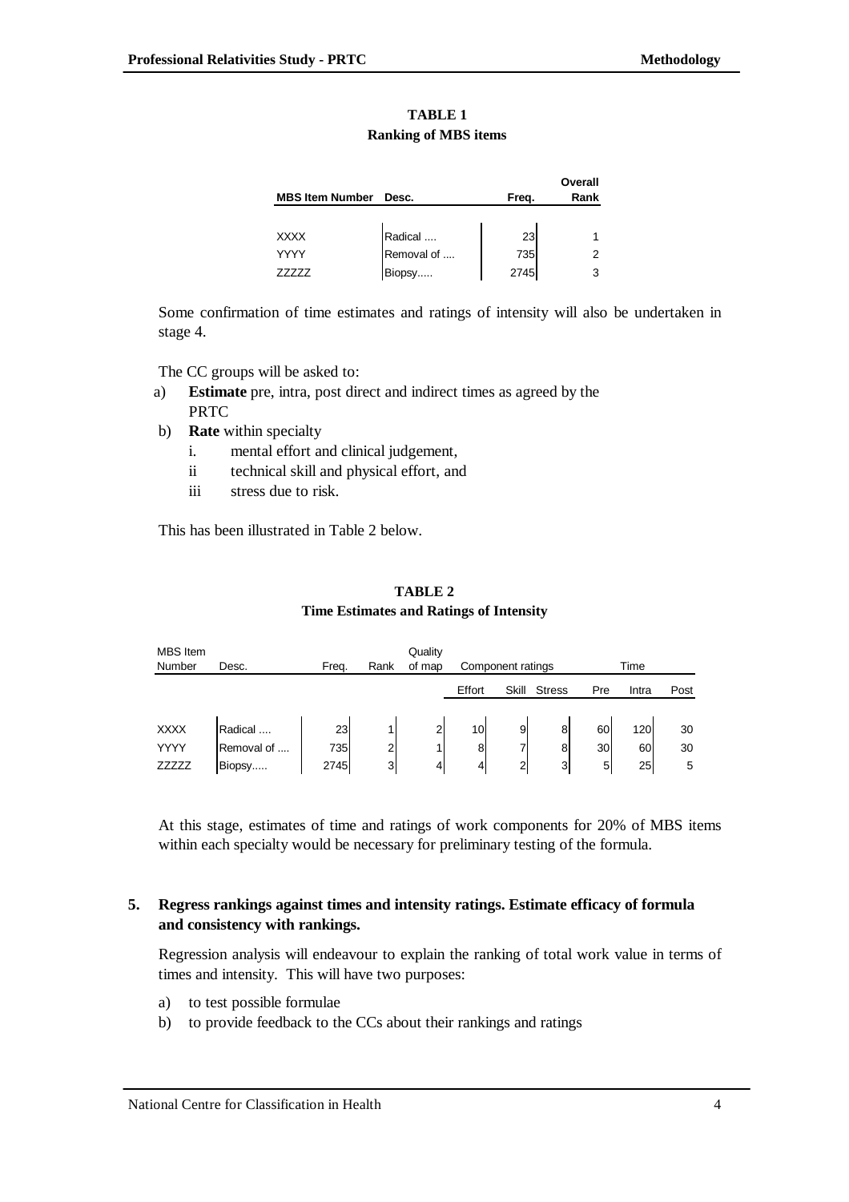**TABLE 1**
**Ranking of MBS items**

| MBS Item Number | Desc. | Freq. | Overall Rank |
|---|---|---|---|
| XXXX | Radical .... | 23 | 1 |
| YYYY | Removal of .... | 735 | 2 |
| ZZZZZ | Biopsy..... | 2745 | 3 |

Some confirmation of time estimates and ratings of intensity will also be undertaken in stage 4.

The CC groups will be asked to:

a) **Estimate** pre, intra, post direct and indirect times as agreed by the PRTC
b) **Rate** within specialty
   i. mental effort and clinical judgement,
   ii technical skill and physical effort, and
   iii stress due to risk.

This has been illustrated in Table 2 below.

**TABLE 2**
**Time Estimates and Ratings of Intensity**

| MBS Item Number | Desc. | Freq. | Rank | Quality of map | Component ratings | | | Time | | |
|---|---|---|---|---|---|---|---|---|---|---|
| | | | | | Effort | Skill | Stress | Pre | Intra | Post |
| XXXX | Radical .... | 23 | 1 | 2 | 10 | 9 | 8 | 60 | 120 | 30 |
| YYYY | Removal of .... | 735 | 2 | 1 | 8 | 7 | 8 | 30 | 60 | 30 |
| ZZZZZ | Biopsy..... | 2745 | 3 | 4 | 4 | 2 | 3 | 5 | 25 | 5 |

At this stage, estimates of time and ratings of work components for 20% of MBS items within each specialty would be necessary for preliminary testing of the formula.

**5. Regress rankings against times and intensity ratings. Estimate efficacy of formula and consistency with rankings.**

Regression analysis will endeavour to explain the ranking of total work value in terms of times and intensity. This will have two purposes:

a) to test possible formulae
b) to provide feedback to the CCs about their rankings and ratings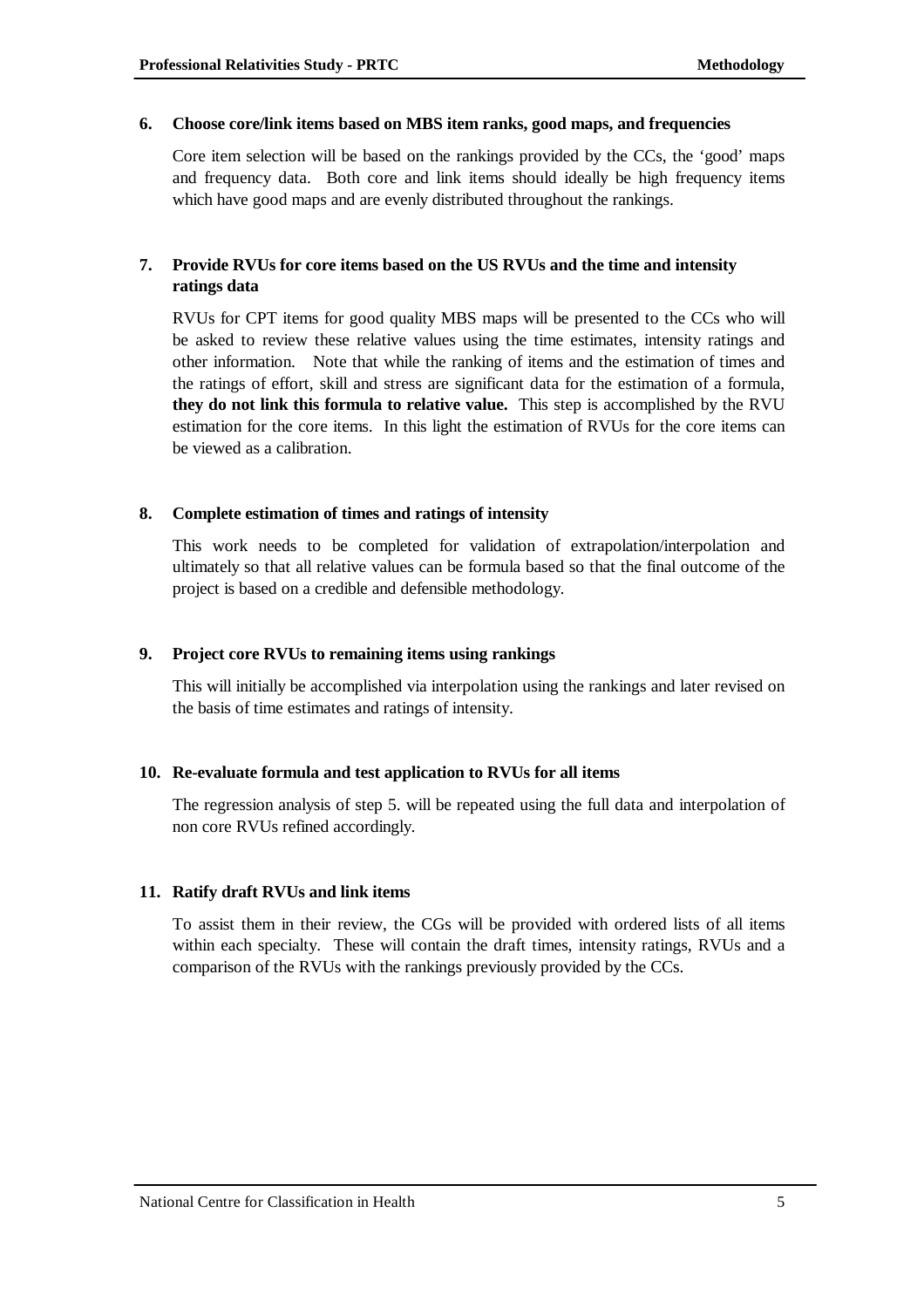**6. Choose core/link items based on MBS item ranks, good maps, and frequencies**

Core item selection will be based on the rankings provided by the CCs, the 'good' maps and frequency data. Both core and link items should ideally be high frequency items which have good maps and are evenly distributed throughout the rankings.

**7. Provide RVUs for core items based on the US RVUs and the time and intensity ratings data**

RVUs for CPT items for good quality MBS maps will be presented to the CCs who will be asked to review these relative values using the time estimates, intensity ratings and other information. Note that while the ranking of items and the estimation of times and the ratings of effort, skill and stress are significant data for the estimation of a formula, **they do not link this formula to relative value.** This step is accomplished by the RVU estimation for the core items. In this light the estimation of RVUs for the core items can be viewed as a calibration.

**8. Complete estimation of times and ratings of intensity**

This work needs to be completed for validation of extrapolation/interpolation and ultimately so that all relative values can be formula based so that the final outcome of the project is based on a credible and defensible methodology.

**9. Project core RVUs to remaining items using rankings**

This will initially be accomplished via interpolation using the rankings and later revised on the basis of time estimates and ratings of intensity.

**10. Re-evaluate formula and test application to RVUs for all items**

The regression analysis of step 5. will be repeated using the full data and interpolation of non core RVUs refined accordingly.

**11. Ratify draft RVUs and link items**

To assist them in their review, the CGs will be provided with ordered lists of all items within each specialty. These will contain the draft times, intensity ratings, RVUs and a comparison of the RVUs with the rankings previously provided by the CCs.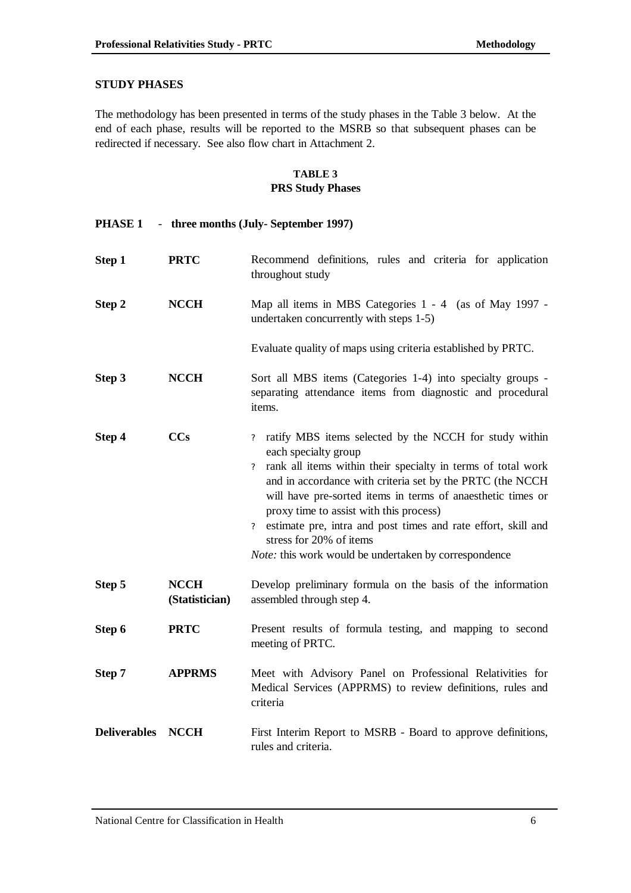## STUDY PHASES

The methodology has been presented in terms of the study phases in the Table 3 below. At the end of each phase, results will be reported to the MSRB so that subsequent phases can be redirected if necessary. See also flow chart in Attachment 2.

**TABLE 3**
**PRS Study Phases**

**PHASE 1 - three months (July- September 1997)**

| | | |
|---|---|---|
| **Step 1** | **PRTC** | Recommend definitions, rules and criteria for application throughout study |
| **Step 2** | **NCCH** | Map all items in MBS Categories 1 - 4 (as of May 1997 - undertaken concurrently with steps 1-5)<br><br>Evaluate quality of maps using criteria established by PRTC. |
| **Step 3** | **NCCH** | Sort all MBS items (Categories 1-4) into specialty groups - separating attendance items from diagnostic and procedural items. |
| **Step 4** | **CCs** | ? ratify MBS items selected by the NCCH for study within each specialty group<br>? rank all items within their specialty in terms of total work and in accordance with criteria set by the PRTC (the NCCH will have pre-sorted items in terms of anaesthetic times or proxy time to assist with this process)<br>? estimate pre, intra and post times and rate effort, skill and stress for 20% of items<br>*Note:* this work would be undertaken by correspondence |
| **Step 5** | **NCCH (Statistician)** | Develop preliminary formula on the basis of the information assembled through step 4. |
| **Step 6** | **PRTC** | Present results of formula testing, and mapping to second meeting of PRTC. |
| **Step 7** | **APPRMS** | Meet with Advisory Panel on Professional Relativities for Medical Services (APPRMS) to review definitions, rules and criteria |
| **Deliverables** | **NCCH** | First Interim Report to MSRB - Board to approve definitions, rules and criteria. |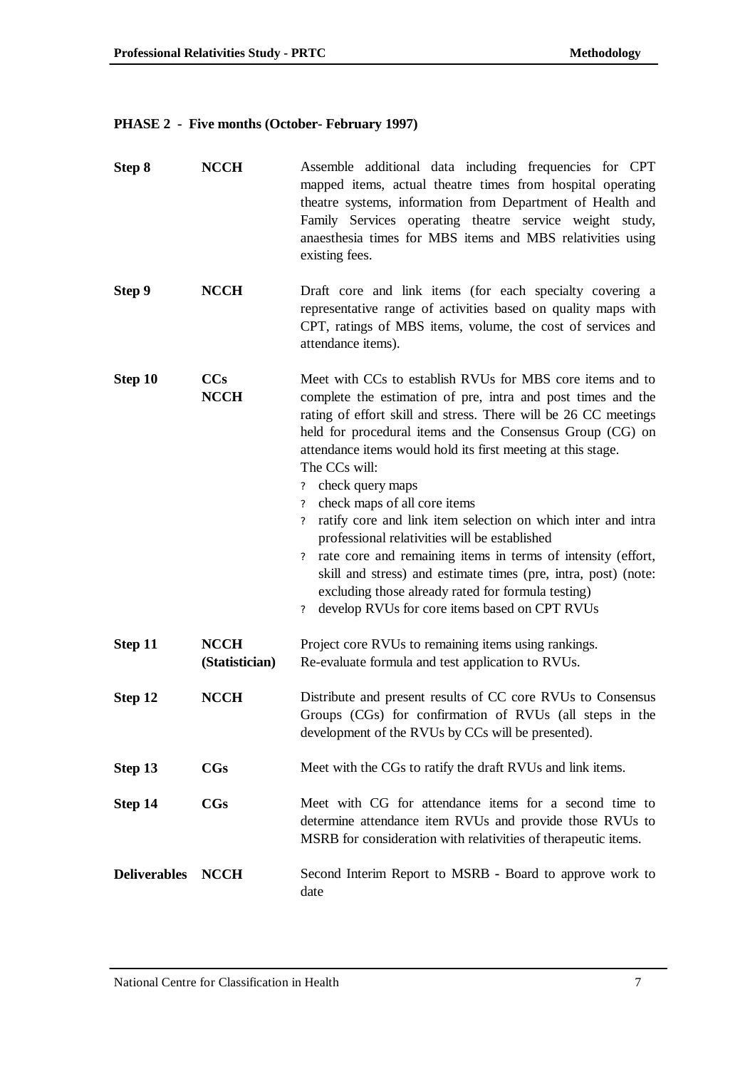**PHASE 2 - Five months (October- February 1997)**

| | | |
|---|---|---|
| **Step 8** | **NCCH** | Assemble additional data including frequencies for CPT mapped items, actual theatre times from hospital operating theatre systems, information from Department of Health and Family Services operating theatre service weight study, anaesthesia times for MBS items and MBS relativities using existing fees. |
| **Step 9** | **NCCH** | Draft core and link items (for each specialty covering a representative range of activities based on quality maps with CPT, ratings of MBS items, volume, the cost of services and attendance items). |
| **Step 10** | **CCs NCCH** | Meet with CCs to establish RVUs for MBS core items and to complete the estimation of pre, intra and post times and the rating of effort skill and stress. There will be 26 CC meetings held for procedural items and the Consensus Group (CG) on attendance items would hold its first meeting at this stage. The CCs will: ? check query maps; ? check maps of all core items; ? ratify core and link item selection on which inter and intra professional relativities will be established; ? rate core and remaining items in terms of intensity (effort, skill and stress) and estimate times (pre, intra, post) (note: excluding those already rated for formula testing); ? develop RVUs for core items based on CPT RVUs |
| **Step 11** | **NCCH (Statistician)** | Project core RVUs to remaining items using rankings. Re-evaluate formula and test application to RVUs. |
| **Step 12** | **NCCH** | Distribute and present results of CC core RVUs to Consensus Groups (CGs) for confirmation of RVUs (all steps in the development of the RVUs by CCs will be presented). |
| **Step 13** | **CGs** | Meet with the CGs to ratify the draft RVUs and link items. |
| **Step 14** | **CGs** | Meet with CG for attendance items for a second time to determine attendance item RVUs and provide those RVUs to MSRB for consideration with relativities of therapeutic items. |
| **Deliverables** | **NCCH** | Second Interim Report to MSRB - Board to approve work to date |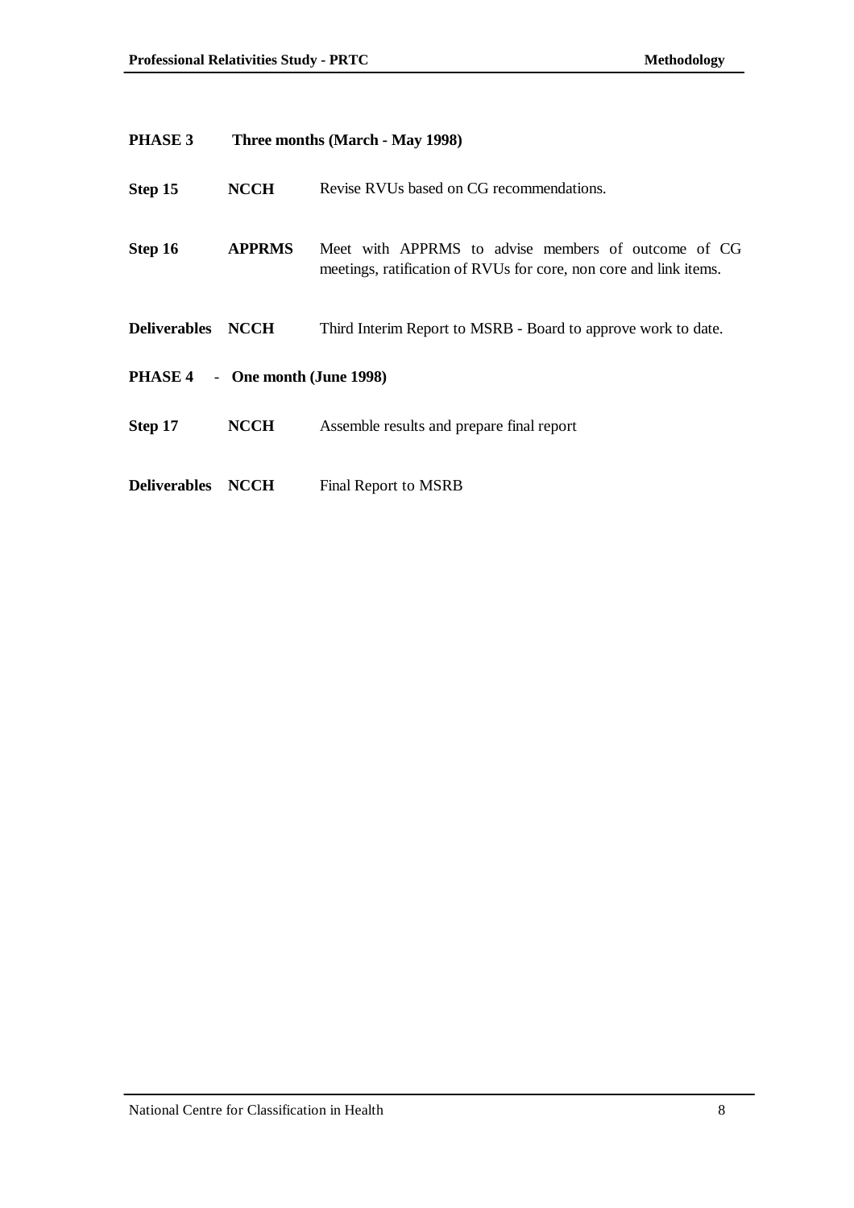**PHASE 3 Three months (March - May 1998)**

| | | |
|---|---|---|
| **Step 15** | **NCCH** | Revise RVUs based on CG recommendations. |
| **Step 16** | **APPRMS** | Meet with APPRMS to advise members of outcome of CG meetings, ratification of RVUs for core, non core and link items. |
| **Deliverables** | **NCCH** | Third Interim Report to MSRB - Board to approve work to date. |

**PHASE 4 - One month (June 1998)**

| | | |
|---|---|---|
| **Step 17** | **NCCH** | Assemble results and prepare final report |
| **Deliverables** | **NCCH** | Final Report to MSRB |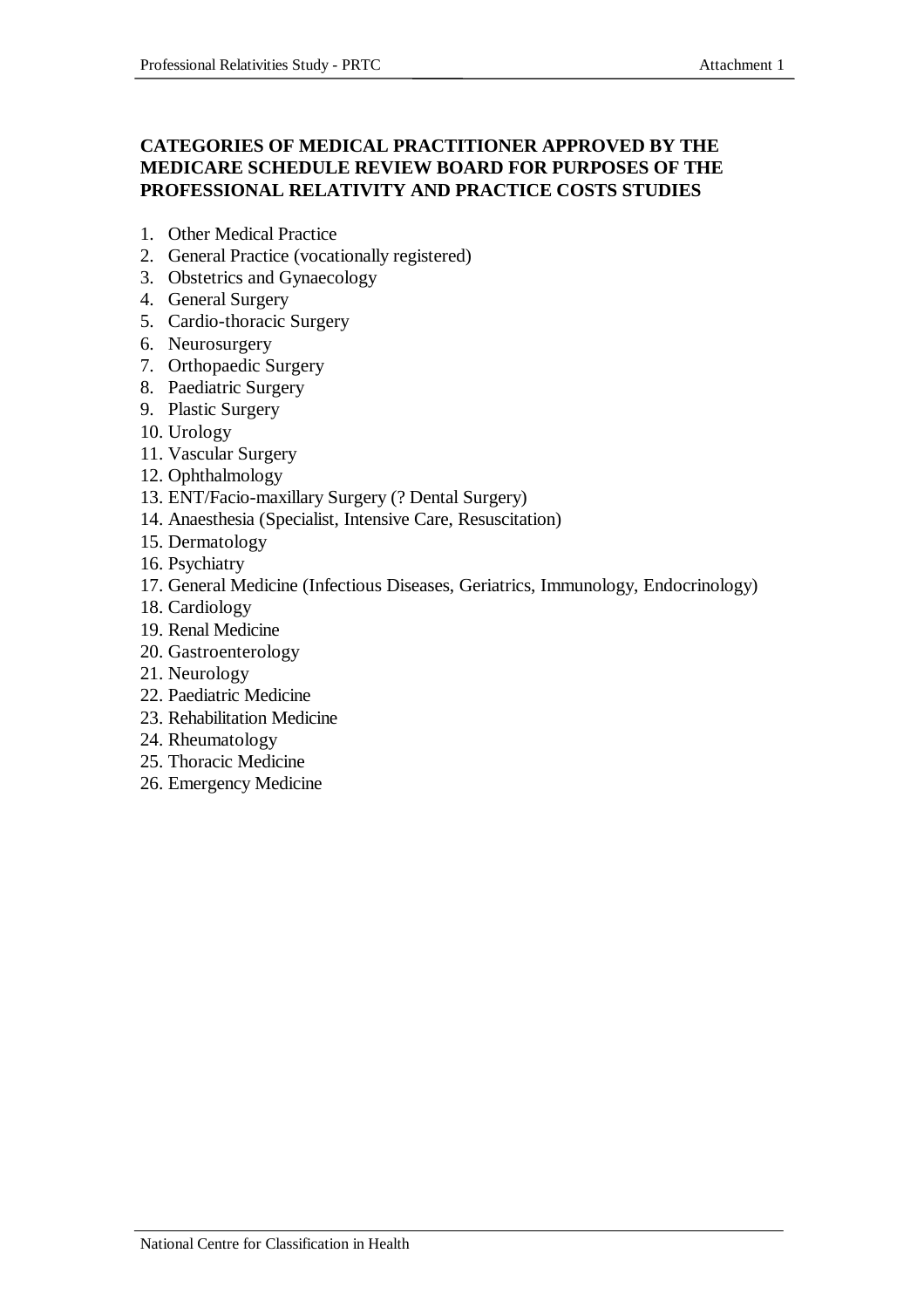## CATEGORIES OF MEDICAL PRACTITIONER APPROVED BY THE MEDICARE SCHEDULE REVIEW BOARD FOR PURPOSES OF THE PROFESSIONAL RELATIVITY AND PRACTICE COSTS STUDIES

1. Other Medical Practice
2. General Practice (vocationally registered)
3. Obstetrics and Gynaecology
4. General Surgery
5. Cardio-thoracic Surgery
6. Neurosurgery
7. Orthopaedic Surgery
8. Paediatric Surgery
9. Plastic Surgery
10. Urology
11. Vascular Surgery
12. Ophthalmology
13. ENT/Facio-maxillary Surgery (? Dental Surgery)
14. Anaesthesia (Specialist, Intensive Care, Resuscitation)
15. Dermatology
16. Psychiatry
17. General Medicine (Infectious Diseases, Geriatrics, Immunology, Endocrinology)
18. Cardiology
19. Renal Medicine
20. Gastroenterology
21. Neurology
22. Paediatric Medicine
23. Rehabilitation Medicine
24. Rheumatology
25. Thoracic Medicine
26. Emergency Medicine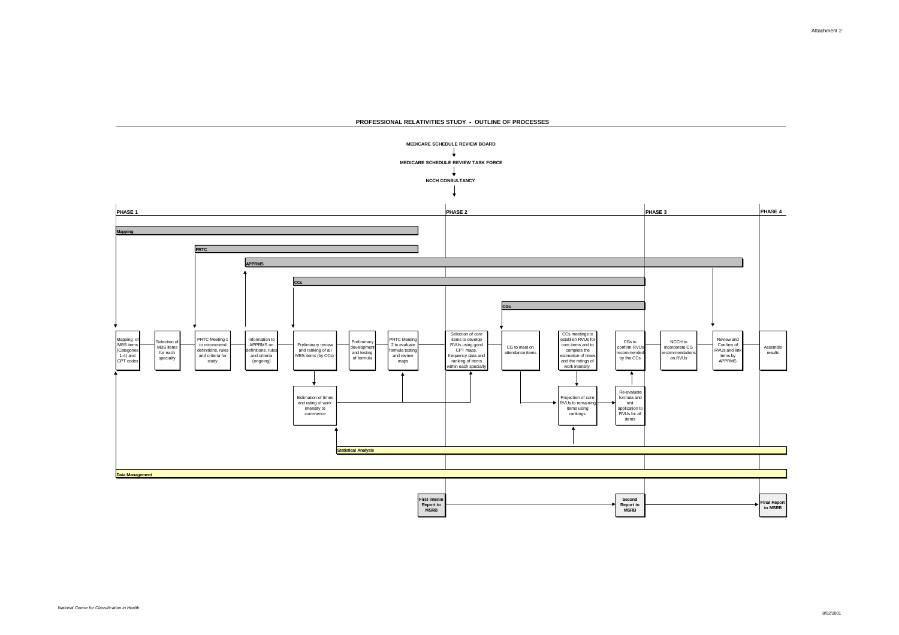Attachment 2

## PROFESSIONAL RELATIVITIES STUDY - OUTLINE OF PROCESSES

**MEDICARE SCHEDULE REVIEW BOARD**

↓

**MEDICARE SCHEDULE REVIEW TASK FORCE**

↓

**NCCH CONSULTANCY**

### PHASE 1

**Mapping**

**PRTC**

**APPRMS**

**CCs**

- Mapping of MBS items (Categories 1-4) and CPT codes
- Selection of MBS items for each specialty
- PRTC Meeting 1 to recommend definitions, rules and criteria for study
- Information to APPRMS on definitions, rules and criteria (ongoing)
- Preliminary review and ranking of all MBS items (by CCs)
- Estimation of times and rating of work intensity to commence
- Preliminary development and testing of formula
- PRTC Meeting 2 to evaluate formula testing and review maps

**First interim Report to MSRB**

### PHASE 2

**CGs**

- Selection of core items to develop RVUs using good CPT maps, frequency data and ranking of items within each specialty
- CG to meet on attendance items
- Projection of core RVUs to remaining items using rankings
- CCs meetings to establish RVUs for core items and to complete the estimation of times and the ratings of work intensity.
- Re-evaluate formula and test application to RVUs for all items
- CGs to confirm RVUs recommended by the CCs

**Second Report to MSRB**

### PHASE 3

- NCCH to incorporate CG recommendations on RVUs
- Review and Confirm of RVUs and link items by APPRMS

### PHASE 4

- Assemble results

**Final Report to MSRB**

**Statistical Analysis**

**Data Management**

*National Centre for Classification in Health*

8/02/2001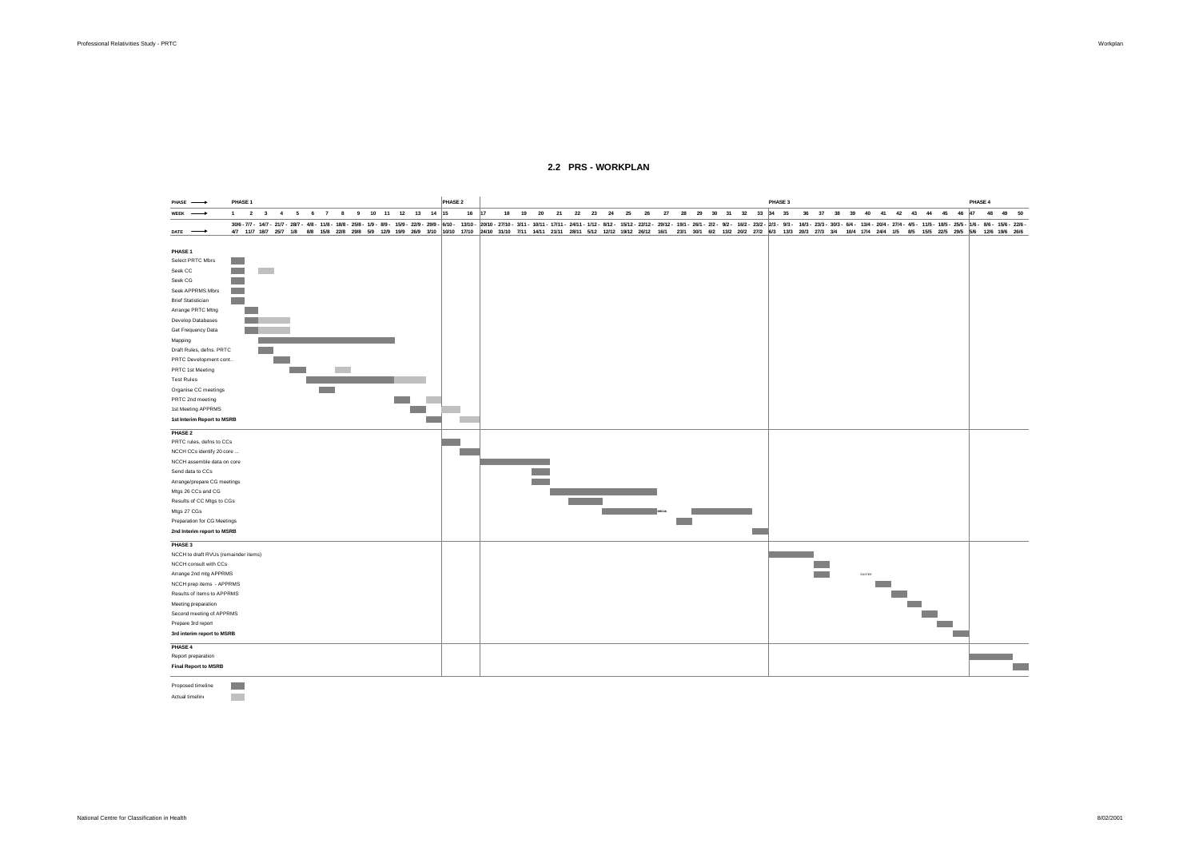## 2.2 PRS - WORKPLAN

| PHASE | PHASE 1 | | | | | | | | | | | | | | PHASE 2 | | PHASE 3 | | | | | | | | | | | | | | | | | | | | | | | | | | | | | | PHASE 4 | | | |
|---|---|---|---|---|---|---|---|---|---|---|---|---|---|---|---|---|---|---|---|---|---|---|---|---|---|---|---|---|---|---|---|---|---|---|---|---|---|---|---|---|---|---|---|---|---|---|---|---|---|---|
| WEEK | 1 | 2 | 3 | 4 | 5 | 6 | 7 | 8 | 9 | 10 | 11 | 12 | 13 | 14 | 15 | 16 | 17 | 18 | 19 | 20 | 21 | 22 | 23 | 24 | 25 | 26 | 27 | 28 | 29 | 30 | 31 | 32 | 33 | 34 | 35 | 36 | 37 | 38 | 39 | 40 | 41 | 42 | 43 | 44 | 45 | 46 | 47 | 48 | 49 | 50 |
| DATE | 30/6 - 4/7 | 7/7 - 11/7 | 14/7 - 18/7 | 21/7 - 25/7 | 28/7 - 1/8 | 4/8 - 8/8 | 11/8 - 15/8 | 18/8 - 22/8 | 25/8 - 29/8 | 1/9 - 5/9 | 8/9 - 12/9 | 15/9 - 19/9 | 22/9 - 26/9 | 29/9 - 3/10 | 6/10 - 10/10 | 13/10 - 17/10 | 20/10 - 24/10 | 27/10 - 31/10 | 3/11 - 7/11 | 10/11 - 14/11 | 17/11 - 21/11 | 24/11 - 28/11 | 1/12 - 5/12 | 8/12 - 12/12 | 15/12 - 19/12 | 22/12 - 26/12 | 29/12 - 16/1 | 19/1 - 23/1 | 26/1 - 30/1 | 2/2 - 6/2 | 9/2 - 13/2 | 16/2 - 20/2 | 23/2 - 27/2 | 2/3 - 6/3 | 9/3 - 13/3 | 16/3 - 20/3 | 23/3 - 27/3 | 30/3 - 3/4 | 6/4 - 10/4 | 13/4 - 17/4 | 20/4 - 24/4 | 27/4 - 1/5 | 4/5 - 8/5 | 11/5 - 15/5 | 18/5 - 22/5 | 25/5 - 29/5 | 1/6 - 5/6 | 8/6 - 12/6 | 15/6 - 19/6 | 22/6 - 26/6 |

**PHASE 1**
- Select PRTC Mbrs
- Seek CC
- Seek CG
- Seek APPRMS Mbrs
- Brief Statistician
- Arrange PRTC Mtng
- Develop Databases
- Get Frequency Data
- Mapping
- Draft Rules, defns. PRTC
- PRTC Development cont..
- PRTC 1st Meeting
- Test Rules
- Organise CC meetings
- PRTC 2nd meeting
- 1st Meeting APPRMS
- **1st Interim Report to MSRB**

**PHASE 2**
- PRTC rules, defns to CCs
- NCCH CCs identify 20 core ...
- NCCH assemble data on core
- Send data to CCs
- Arrange/prepare CG meetings
- Mtgs 26 CCs and CG
- Results of CC Mtgs to CGs
- Mtgs 27 CGs
- Preparation for CG Meetings
- **2nd Interim report to MSRB**

**PHASE 3**
- NCCH to draft RVUs (remainder items)
- NCCH consult with CCs
- Arrange 2nd mtg APPRMS
- NCCH prep items - APPRMS
- Results of items to APPRMS
- Meeting preparation
- Second meeting of APPRMS
- Prepare 3rd report
- **3rd interim report to MSRB**

**PHASE 4**
- Report preparation
- **Final Report to MSRB**

Proposed timeline

Actual timeline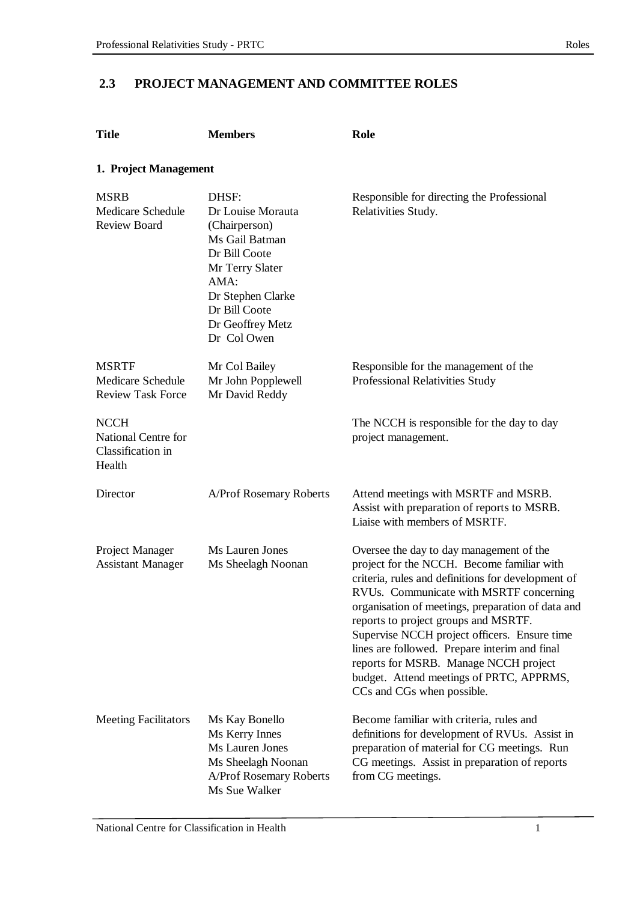## 2.3 PROJECT MANAGEMENT AND COMMITTEE ROLES

| Title | Members | Role |
|---|---|---|
| **1. Project Management** | | |
| MSRB<br>Medicare Schedule Review Board | DHSF:<br>Dr Louise Morauta (Chairperson)<br>Ms Gail Batman<br>Dr Bill Coote<br>Mr Terry Slater<br>AMA:<br>Dr Stephen Clarke<br>Dr Bill Coote<br>Dr Geoffrey Metz<br>Dr Col Owen | Responsible for directing the Professional Relativities Study. |
| MSRTF<br>Medicare Schedule Review Task Force | Mr Col Bailey<br>Mr John Popplewell<br>Mr David Reddy | Responsible for the management of the Professional Relativities Study |
| NCCH<br>National Centre for Classification in Health | | The NCCH is responsible for the day to day project management. |
| Director | A/Prof Rosemary Roberts | Attend meetings with MSRTF and MSRB. Assist with preparation of reports to MSRB. Liaise with members of MSRTF. |
| Project Manager<br>Assistant Manager | Ms Lauren Jones<br>Ms Sheelagh Noonan | Oversee the day to day management of the project for the NCCH. Become familiar with criteria, rules and definitions for development of RVUs. Communicate with MSRTF concerning organisation of meetings, preparation of data and reports to project groups and MSRTF. Supervise NCCH project officers. Ensure time lines are followed. Prepare interim and final reports for MSRB. Manage NCCH project budget. Attend meetings of PRTC, APPRMS, CCs and CGs when possible. |
| Meeting Facilitators | Ms Kay Bonello<br>Ms Kerry Innes<br>Ms Lauren Jones<br>Ms Sheelagh Noonan<br>A/Prof Rosemary Roberts<br>Ms Sue Walker | Become familiar with criteria, rules and definitions for development of RVUs. Assist in preparation of material for CG meetings. Run CG meetings. Assist in preparation of reports from CG meetings. |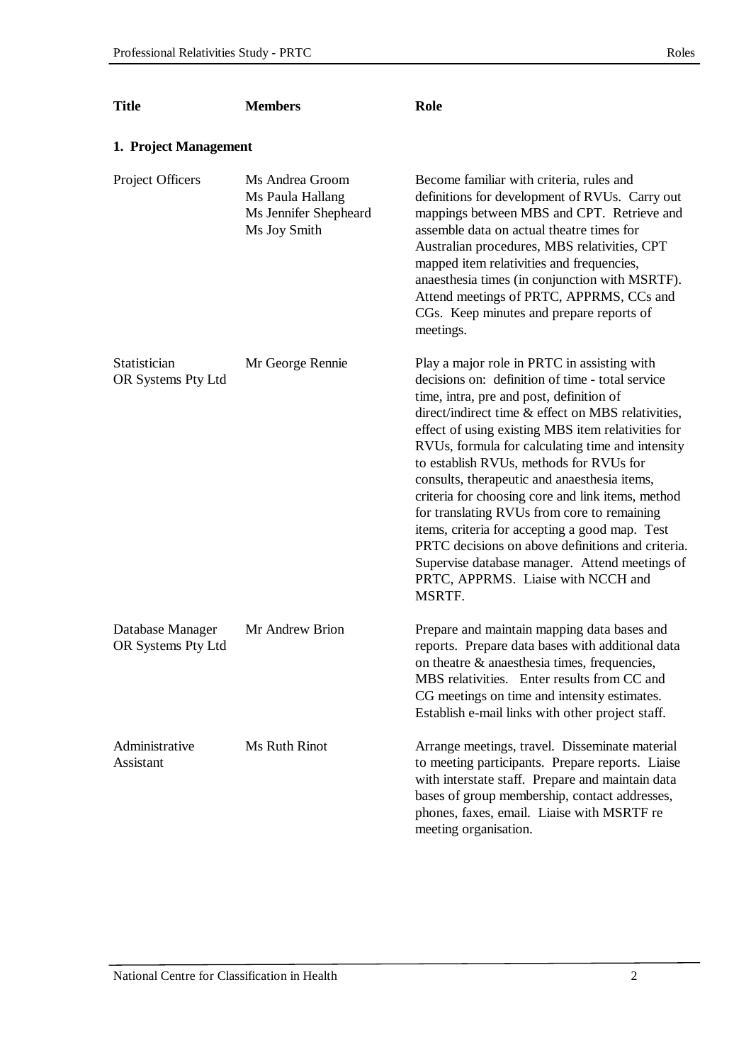| Title | Members | Role |
|---|---|---|
| **1. Project Management** | | |
| Project Officers | Ms Andrea Groom<br>Ms Paula Hallang<br>Ms Jennifer Shepheard<br>Ms Joy Smith | Become familiar with criteria, rules and definitions for development of RVUs. Carry out mappings between MBS and CPT. Retrieve and assemble data on actual theatre times for Australian procedures, MBS relativities, CPT mapped item relativities and frequencies, anaesthesia times (in conjunction with MSRTF). Attend meetings of PRTC, APPRMS, CCs and CGs. Keep minutes and prepare reports of meetings. |
| Statistician<br>OR Systems Pty Ltd | Mr George Rennie | Play a major role in PRTC in assisting with decisions on: definition of time - total service time, intra, pre and post, definition of direct/indirect time & effect on MBS relativities, effect of using existing MBS item relativities for RVUs, formula for calculating time and intensity to establish RVUs, methods for RVUs for consults, therapeutic and anaesthesia items, criteria for choosing core and link items, method for translating RVUs from core to remaining items, criteria for accepting a good map. Test PRTC decisions on above definitions and criteria. Supervise database manager. Attend meetings of PRTC, APPRMS. Liaise with NCCH and MSRTF. |
| Database Manager<br>OR Systems Pty Ltd | Mr Andrew Brion | Prepare and maintain mapping data bases and reports. Prepare data bases with additional data on theatre & anaesthesia times, frequencies, MBS relativities. Enter results from CC and CG meetings on time and intensity estimates. Establish e-mail links with other project staff. |
| Administrative Assistant | Ms Ruth Rinot | Arrange meetings, travel. Disseminate material to meeting participants. Prepare reports. Liaise with interstate staff. Prepare and maintain data bases of group membership, contact addresses, phones, faxes, email. Liaise with MSRTF re meeting organisation. |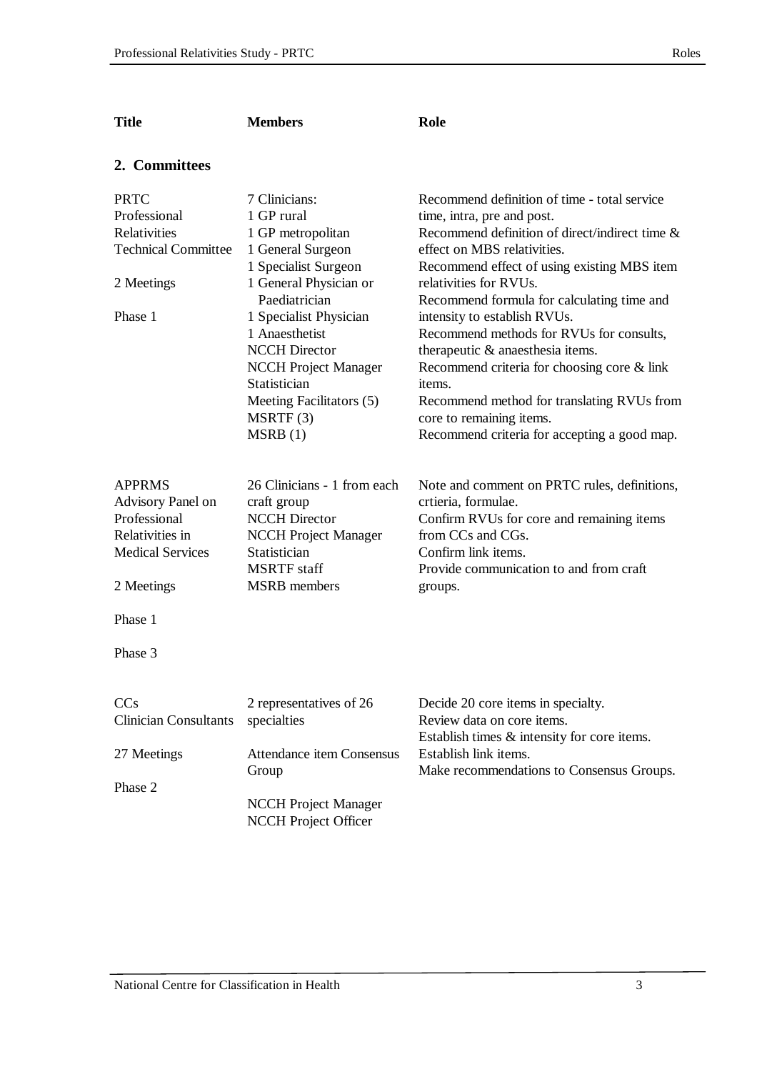| Title | Members | Role |
|---|---|---|

## 2. Committees

| Title | Members | Role |
|---|---|---|
| PRTC<br>Professional Relativities Technical Committee<br><br>2 Meetings<br><br>Phase 1 | 7 Clinicians:<br>1 GP rural<br>1 GP metropolitan<br>1 General Surgeon<br>1 Specialist Surgeon<br>1 General Physician or Paediatrician<br>1 Specialist Physician<br>1 Anaesthetist<br>NCCH Director<br>NCCH Project Manager<br>Statistician<br>Meeting Facilitators (5)<br>MSRTF (3)<br>MSRB (1) | Recommend definition of time - total service time, intra, pre and post.<br>Recommend definition of direct/indirect time & effect on MBS relativities.<br>Recommend effect of using existing MBS item relativities for RVUs.<br>Recommend formula for calculating time and intensity to establish RVUs.<br>Recommend methods for RVUs for consults, therapeutic & anaesthesia items.<br>Recommend criteria for choosing core & link items.<br>Recommend method for translating RVUs from core to remaining items.<br>Recommend criteria for accepting a good map. |
| APPRMS<br>Advisory Panel on Professional Relativities in Medical Services<br><br>2 Meetings<br><br>Phase 1<br><br>Phase 3 | 26 Clinicians - 1 from each craft group<br>NCCH Director<br>NCCH Project Manager<br>Statistician<br>MSRTF staff<br>MSRB members | Note and comment on PRTC rules, definitions, crtieria, formulae.<br>Confirm RVUs for core and remaining items from CCs and CGs.<br>Confirm link items.<br>Provide communication to and from craft groups. |
| CCs<br>Clinician Consultants<br><br>27 Meetings<br><br>Phase 2 | 2 representatives of 26 specialties<br><br>Attendance item Consensus Group<br><br>NCCH Project Manager<br>NCCH Project Officer | Decide 20 core items in specialty.<br>Review data on core items.<br>Establish times & intensity for core items.<br>Establish link items.<br>Make recommendations to Consensus Groups. |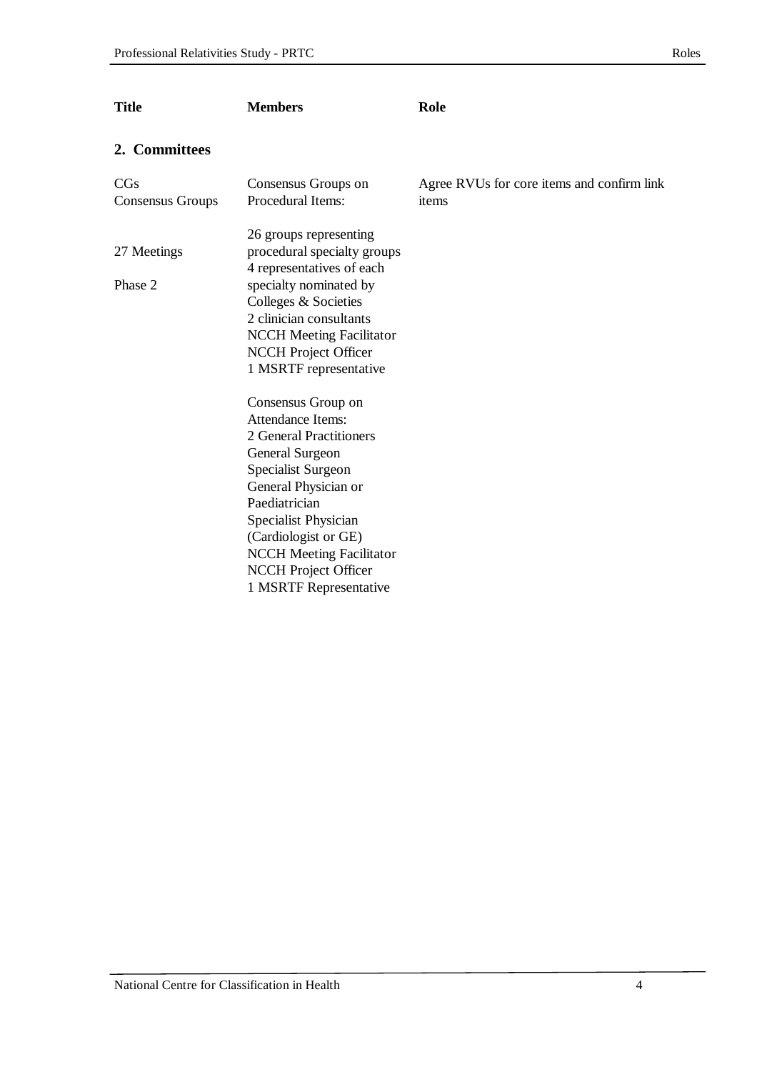| Title | Members | Role |
| --- | --- | --- |

## 2. Committees

| Title | Members | Role |
| --- | --- | --- |
| CGs<br>Consensus Groups<br><br>27 Meetings<br><br>Phase 2 | Consensus Groups on Procedural Items:<br><br>26 groups representing procedural specialty groups<br>4 representatives of each specialty nominated by Colleges & Societies<br>2 clinician consultants<br>NCCH Meeting Facilitator<br>NCCH Project Officer<br>1 MSRTF representative<br><br>Consensus Group on Attendance Items:<br>2 General Practitioners<br>General Surgeon<br>Specialist Surgeon<br>General Physician or Paediatrician<br>Specialist Physician (Cardiologist or GE)<br>NCCH Meeting Facilitator<br>NCCH Project Officer<br>1 MSRTF Representative | Agree RVUs for core items and confirm link items |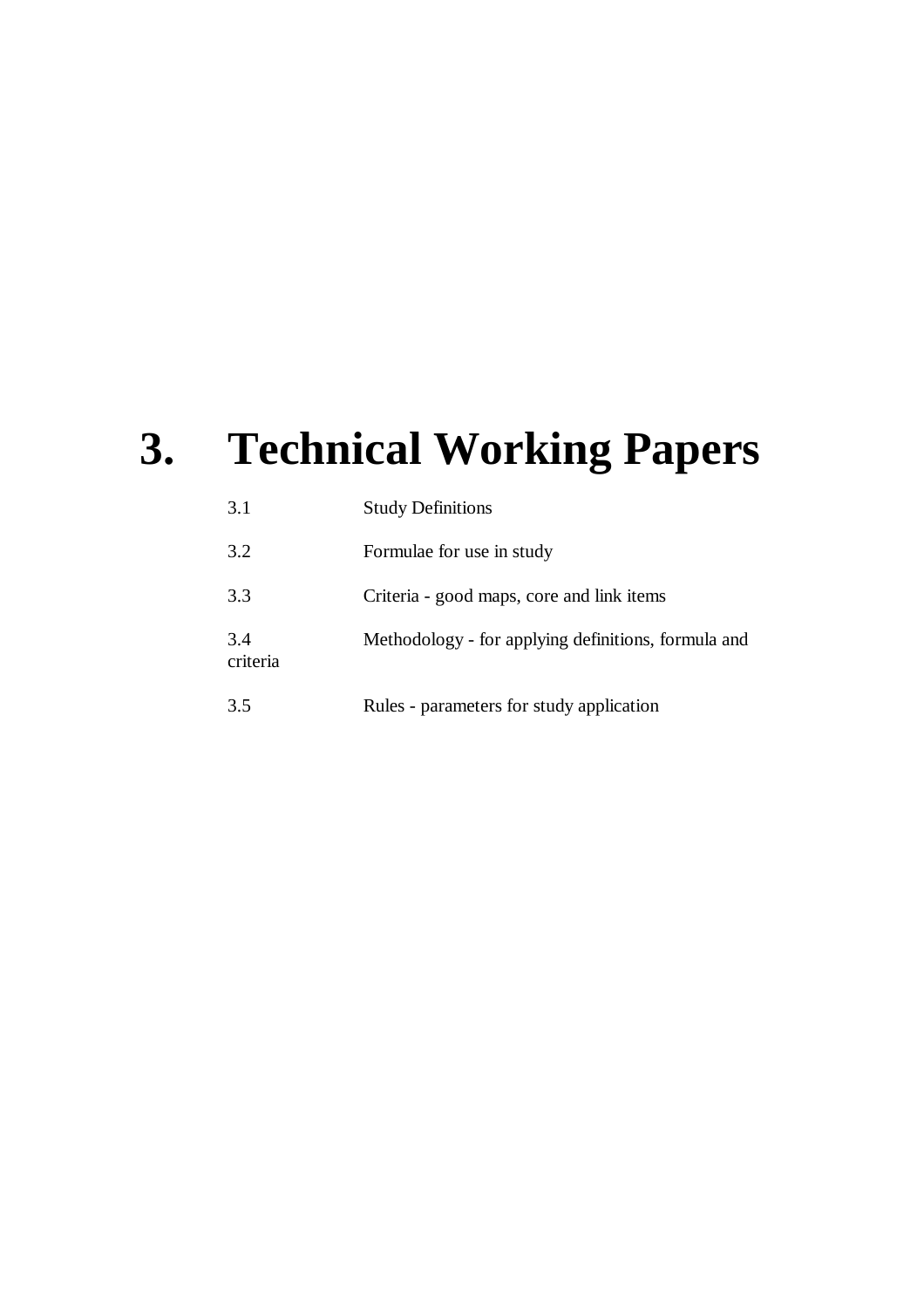# 3. Technical Working Papers

| | |
|---|---|
| 3.1 | Study Definitions |
| 3.2 | Formulae for use in study |
| 3.3 | Criteria - good maps, core and link items |
| 3.4 | Methodology - for applying definitions, formula and criteria |
| 3.5 | Rules - parameters for study application |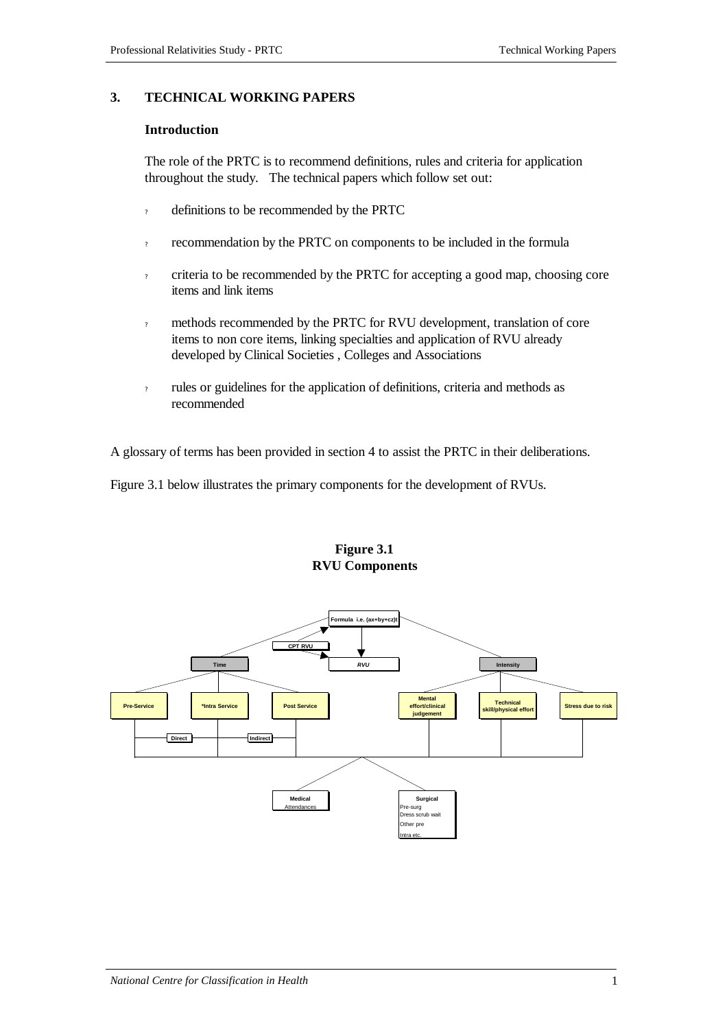## 3. TECHNICAL WORKING PAPERS

### Introduction

The role of the PRTC is to recommend definitions, rules and criteria for application throughout the study. The technical papers which follow set out:

- definitions to be recommended by the PRTC
- recommendation by the PRTC on components to be included in the formula
- criteria to be recommended by the PRTC for accepting a good map, choosing core items and link items
- methods recommended by the PRTC for RVU development, translation of core items to non core items, linking specialties and application of RVU already developed by Clinical Societies , Colleges and Associations
- rules or guidelines for the application of definitions, criteria and methods as recommended

A glossary of terms has been provided in section 4 to assist the PRTC in their deliberations.

Figure 3.1 below illustrates the primary components for the development of RVUs.

**Figure 3.1**
**RVU Components**

Formula i.e. (ax+by+cz)t

CPT RVU

RVU

Time

Intensity

Pre-Service

*Intra Service

Post Service

Mental effort/clinical judgement

Technical skill/physical effort

Stress due to risk

Direct

Indirect

Medical
Attendances

Surgical
Pre-surg
Dress scrub wait
Other pre
Intra etc.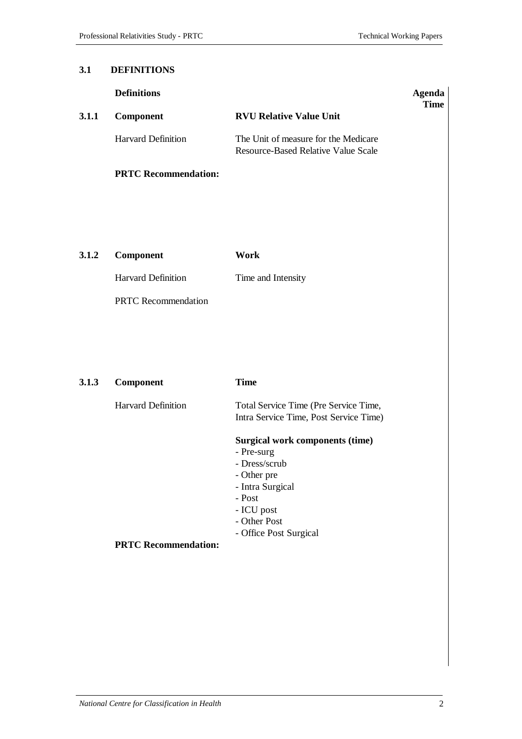## 3.1 DEFINITIONS

**Definitions** **Agenda Time**

### 3.1.1 Component — **RVU Relative Value Unit**

Harvard Definition: The Unit of measure for the Medicare Resource-Based Relative Value Scale

**PRTC Recommendation:**

### 3.1.2 Component — **Work**

Harvard Definition: Time and Intensity

PRTC Recommendation

### 3.1.3 Component — **Time**

Harvard Definition: Total Service Time (Pre Service Time, Intra Service Time, Post Service Time)

**Surgical work components (time)**

- Pre-surg
- Dress/scrub
- Other pre
- Intra Surgical
- Post
- ICU post
- Other Post
- Office Post Surgical

**PRTC Recommendation:**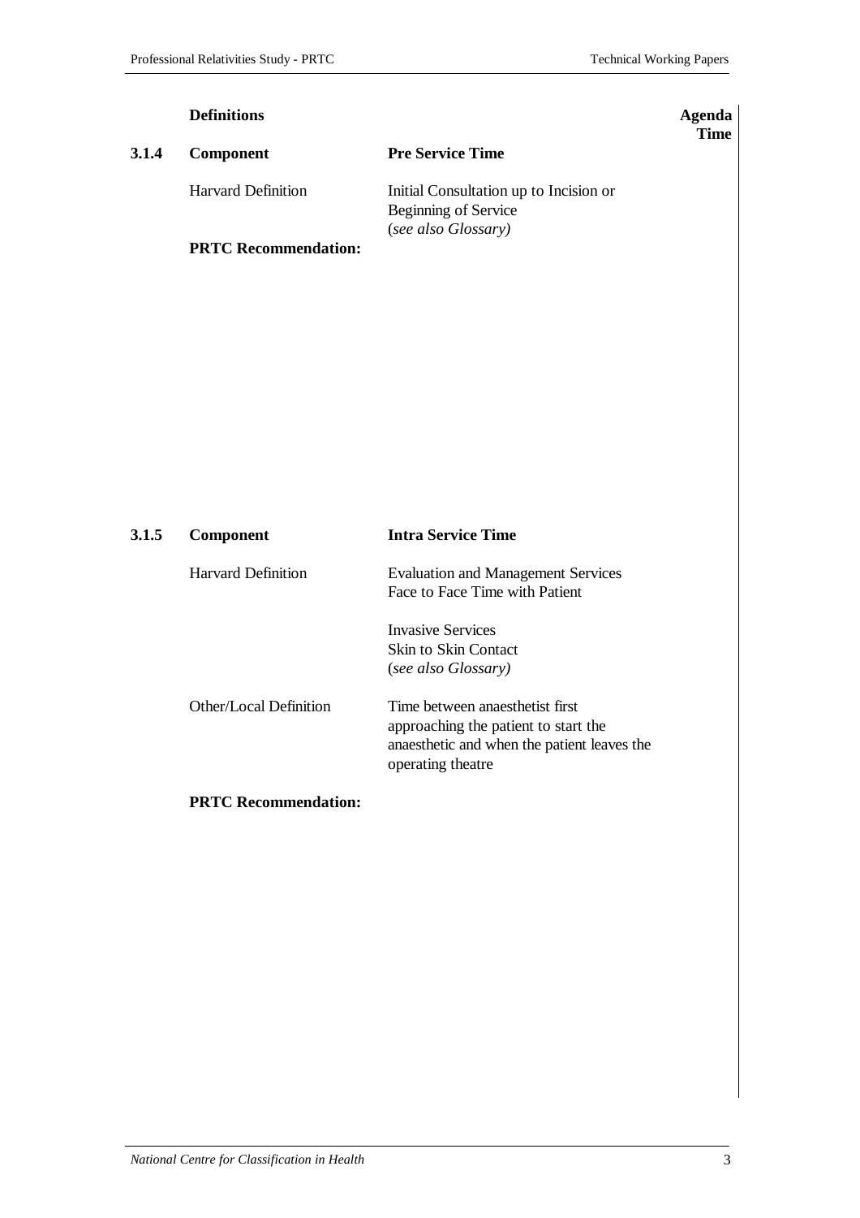**Definitions** | **Agenda Time**

| | | |
|---|---|---|
| **3.1.4** | **Component** | **Pre Service Time** |
| | Harvard Definition | Initial Consultation up to Incision or Beginning of Service (*see also Glossary)* |

**PRTC Recommendation:**

| | | |
|---|---|---|
| **3.1.5** | **Component** | **Intra Service Time** |
| | Harvard Definition | Evaluation and Management Services<br>Face to Face Time with Patient<br><br>Invasive Services<br>Skin to Skin Contact<br>(*see also Glossary)* |
| | Other/Local Definition | Time between anaesthetist first approaching the patient to start the anaesthetic and when the patient leaves the operating theatre |

**PRTC Recommendation:**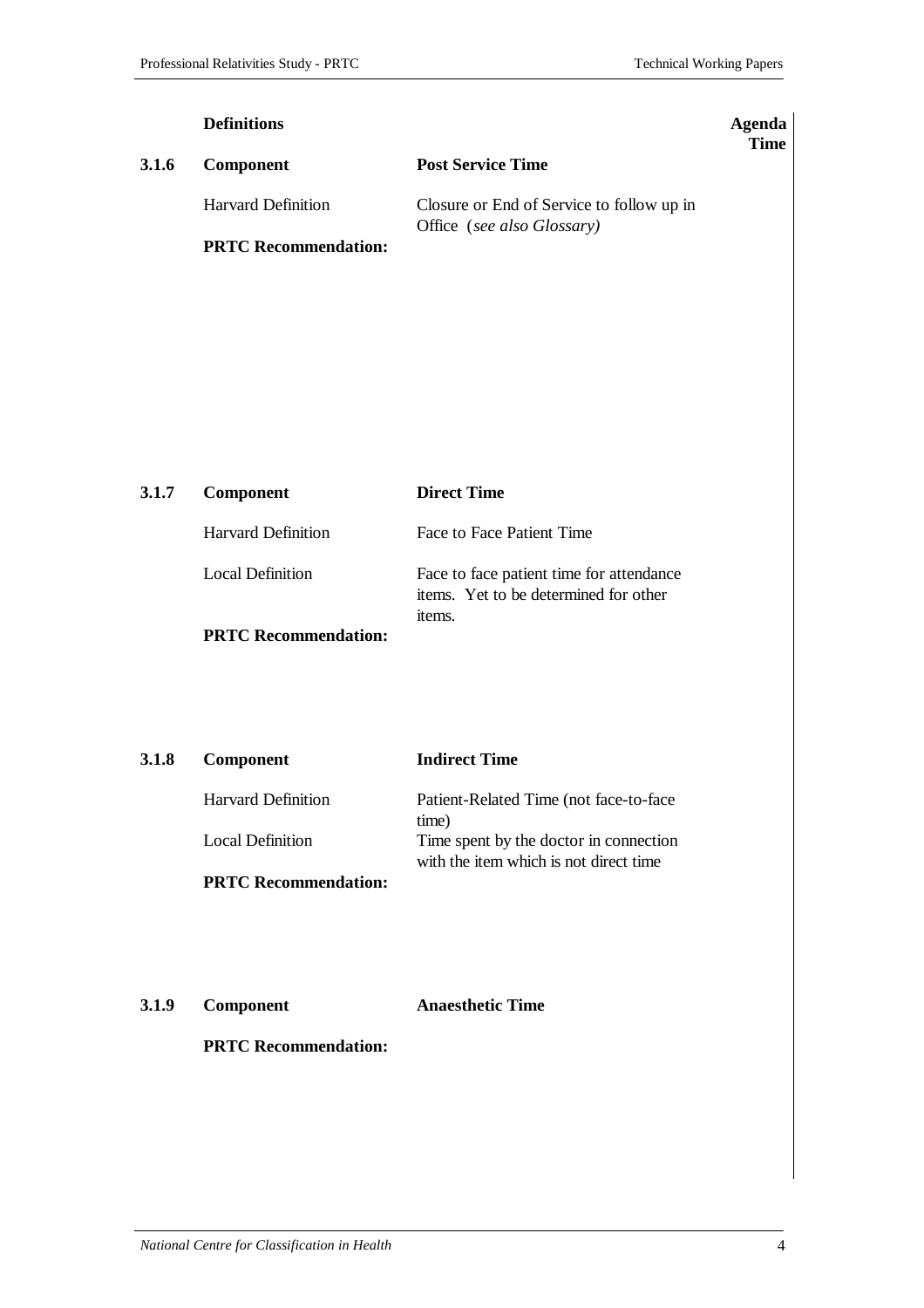**Definitions** **Agenda Time**

| | | |
|---|---|---|
| **3.1.6** | **Component** | **Post Service Time** |
| | Harvard Definition | Closure or End of Service to follow up in Office (*see also Glossary)* |
| | **PRTC Recommendation:** | |

| | | |
|---|---|---|
| **3.1.7** | **Component** | **Direct Time** |
| | Harvard Definition | Face to Face Patient Time |
| | Local Definition | Face to face patient time for attendance items. Yet to be determined for other items. |
| | **PRTC Recommendation:** | |

| | | |
|---|---|---|
| **3.1.8** | **Component** | **Indirect Time** |
| | Harvard Definition | Patient-Related Time (not face-to-face time) |
| | Local Definition | Time spent by the doctor in connection with the item which is not direct time |
| | **PRTC Recommendation:** | |

| | | |
|---|---|---|
| **3.1.9** | **Component** | **Anaesthetic Time** |
| | **PRTC Recommendation:** | |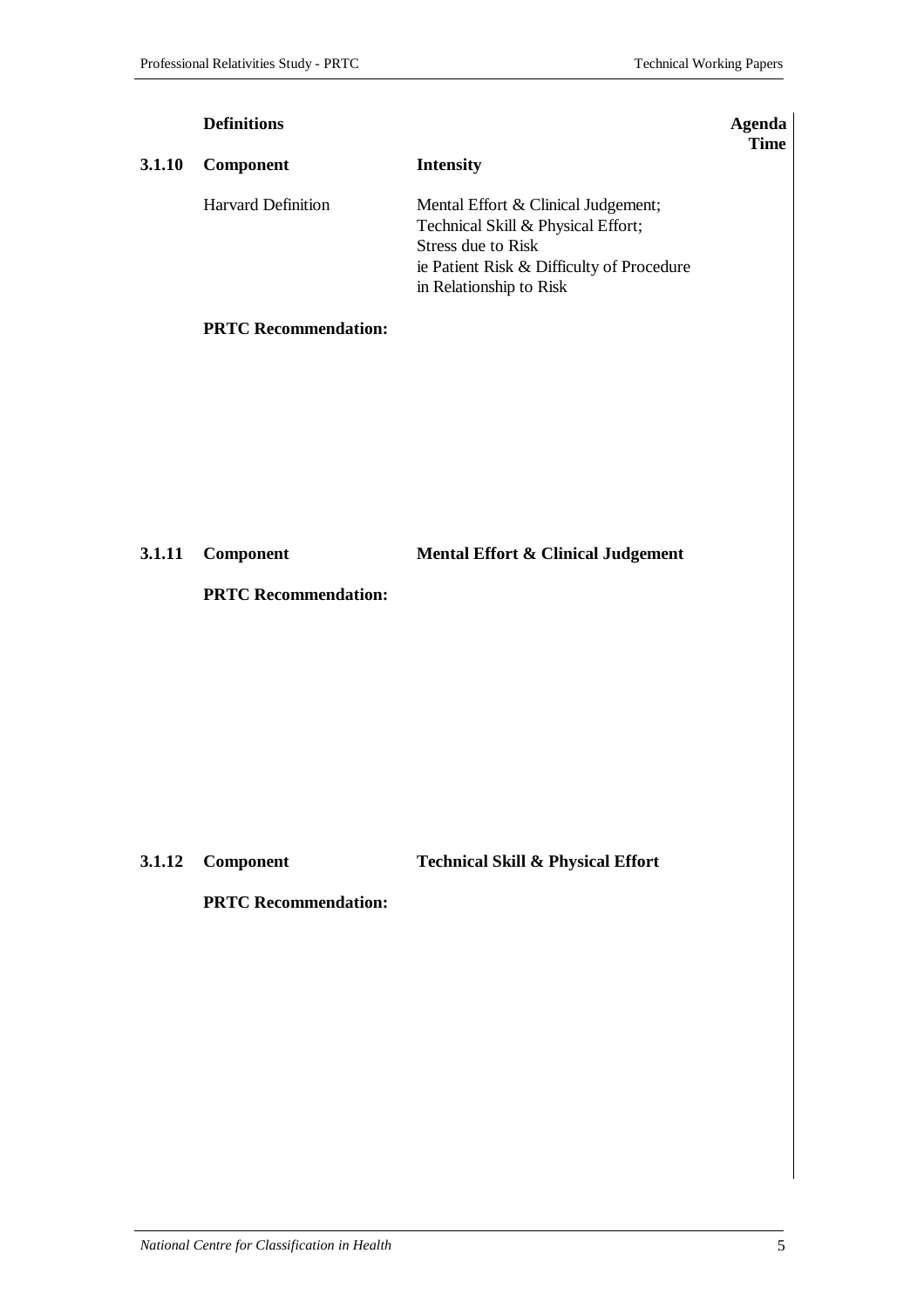| | **Definitions** | | **Agenda Time** |
|---|---|---|---|
| **3.1.10** | **Component** | **Intensity** | |
| | Harvard Definition | Mental Effort & Clinical Judgement; Technical Skill & Physical Effort; Stress due to Risk ie Patient Risk & Difficulty of Procedure in Relationship to Risk | |

**PRTC Recommendation:**

| | | | |
|---|---|---|---|
| **3.1.11** | **Component** | **Mental Effort & Clinical Judgement** | |

**PRTC Recommendation:**

| | | | |
|---|---|---|---|
| **3.1.12** | **Component** | **Technical Skill & Physical Effort** | |

**PRTC Recommendation:**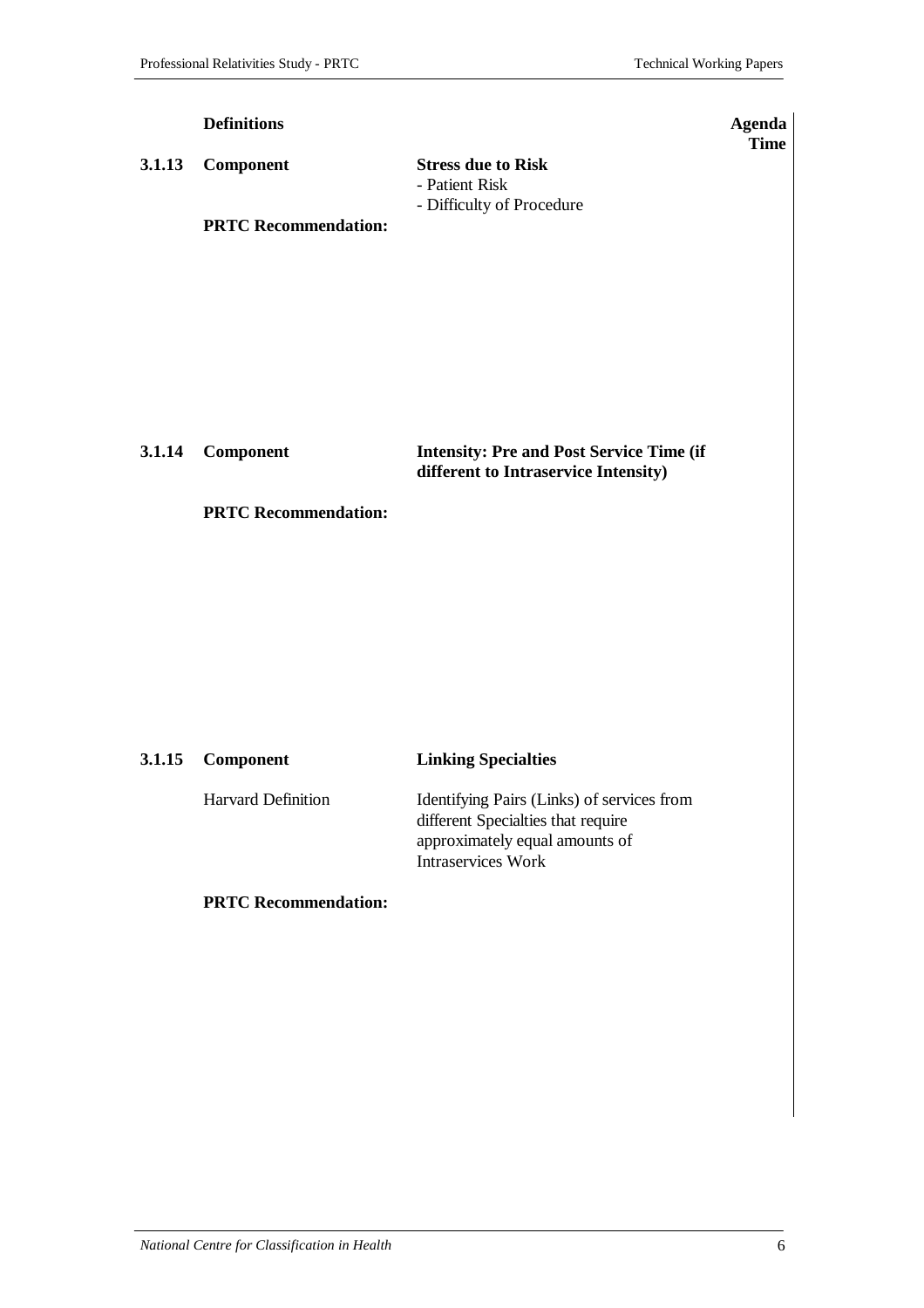| | Definitions | | Agenda Time |
|---|---|---|---|
| **3.1.13** | **Component** | **Stress due to Risk**<br>- Patient Risk<br>- Difficulty of Procedure | |
| | **PRTC Recommendation:** | | |
| **3.1.14** | **Component** | **Intensity: Pre and Post Service Time (if different to Intraservice Intensity)** | |
| | **PRTC Recommendation:** | | |
| **3.1.15** | **Component** | **Linking Specialties** | |
| | Harvard Definition | Identifying Pairs (Links) of services from different Specialties that require approximately equal amounts of Intraservices Work | |
| | **PRTC Recommendation:** | | |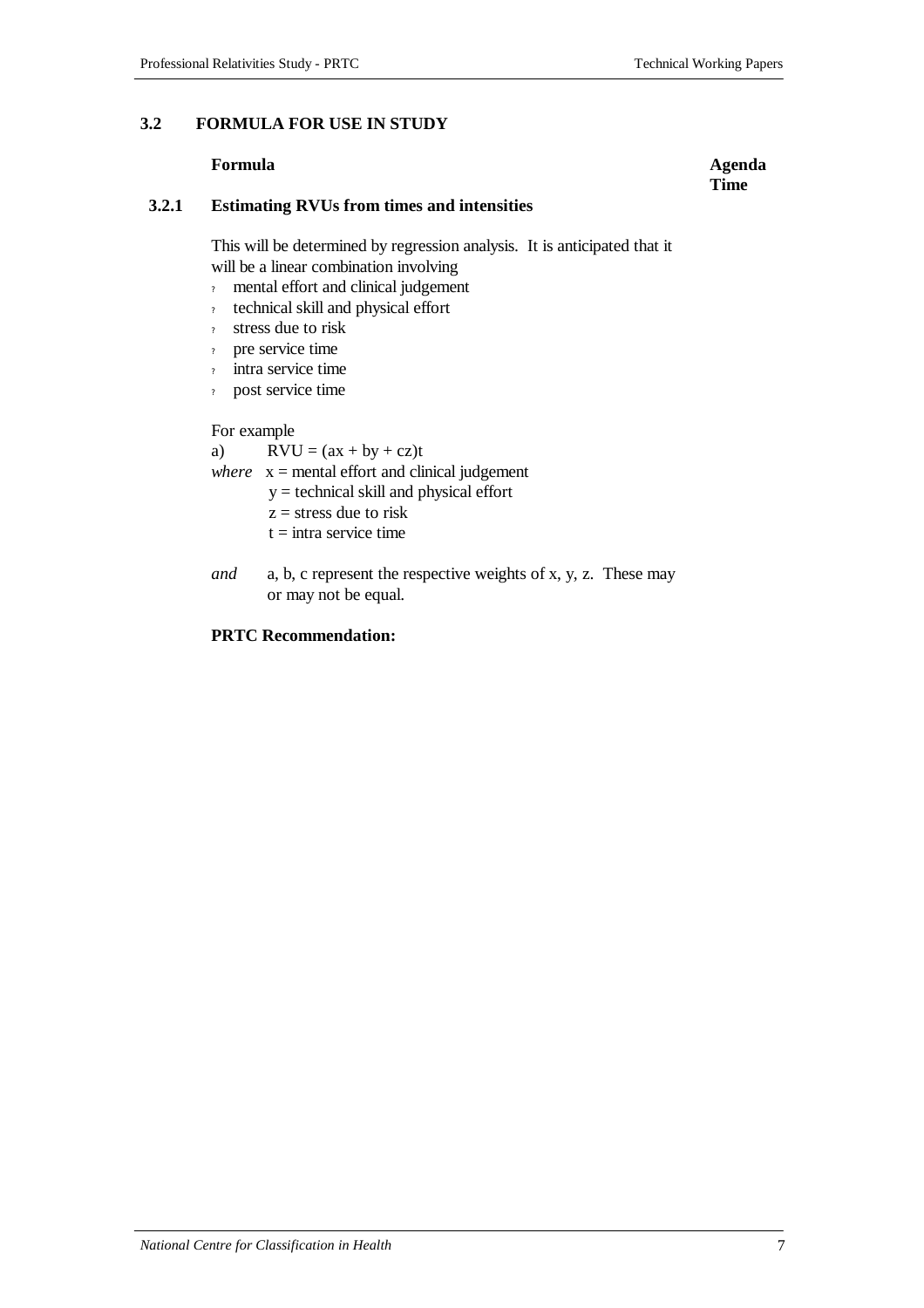## 3.2 FORMULA FOR USE IN STUDY

**Formula** **Agenda Time**

### 3.2.1 Estimating RVUs from times and intensities

This will be determined by regression analysis. It is anticipated that it will be a linear combination involving

- mental effort and clinical judgement
- technical skill and physical effort
- stress due to risk
- pre service time
- intra service time
- post service time

For example

a) $RVU = (ax + by + cz)t$

*where* $x$ = mental effort and clinical judgement
$y$ = technical skill and physical effort
$z$ = stress due to risk
$t$ = intra service time

*and* a, b, c represent the respective weights of x, y, z. These may or may not be equal.

**PRTC Recommendation:**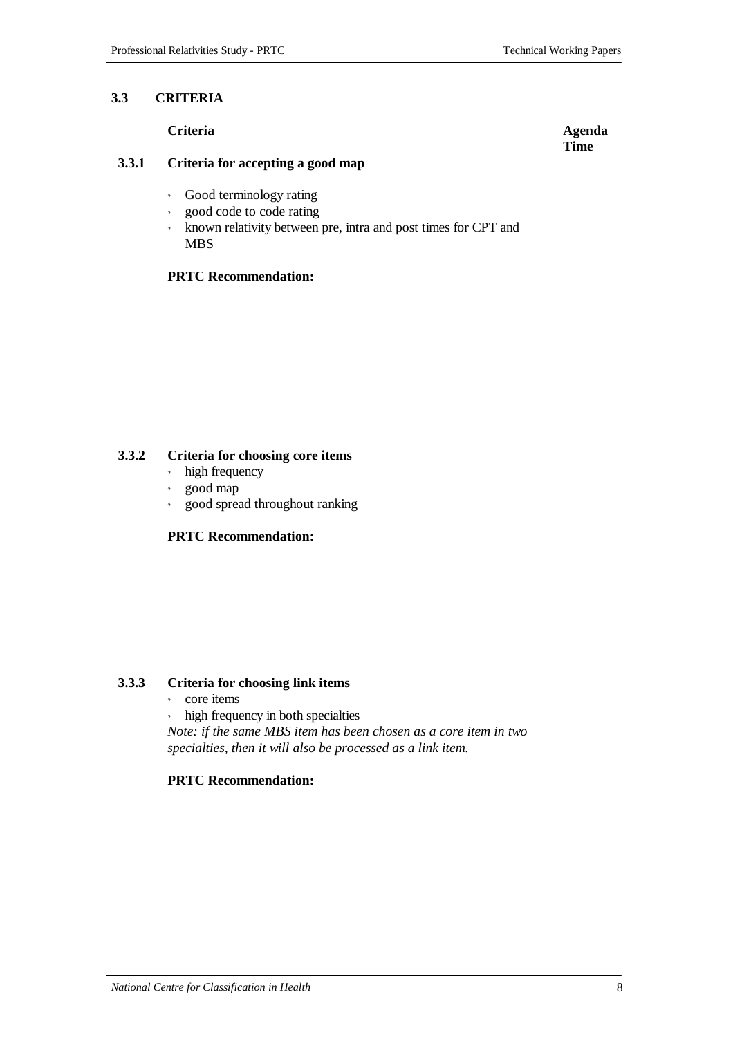## 3.3 CRITERIA

**Criteria** **Agenda Time**

### 3.3.1 Criteria for accepting a good map

- Good terminology rating
- good code to code rating
- known relativity between pre, intra and post times for CPT and MBS

**PRTC Recommendation:**

### 3.3.2 Criteria for choosing core items

- high frequency
- good map
- good spread throughout ranking

**PRTC Recommendation:**

### 3.3.3 Criteria for choosing link items

- core items
- high frequency in both specialties

*Note: if the same MBS item has been chosen as a core item in two specialties, then it will also be processed as a link item.*

**PRTC Recommendation:**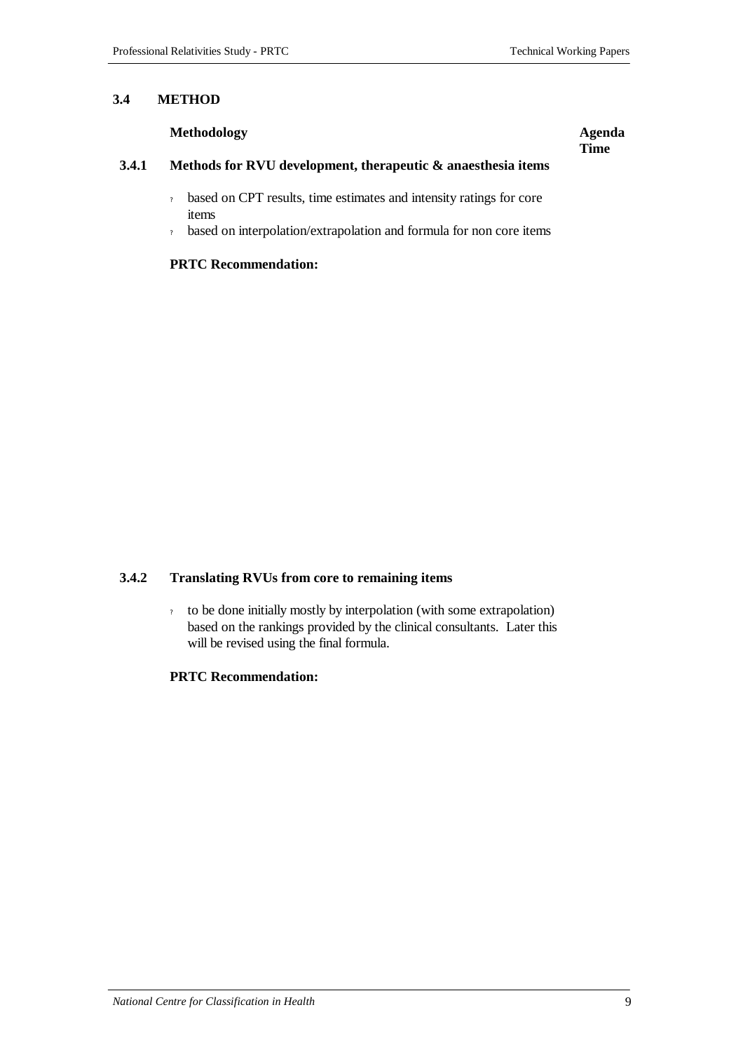## 3.4 METHOD

**Methodology** **Agenda Time**

### 3.4.1 Methods for RVU development, therapeutic & anaesthesia items

- based on CPT results, time estimates and intensity ratings for core items
- based on interpolation/extrapolation and formula for non core items

**PRTC Recommendation:**

### 3.4.2 Translating RVUs from core to remaining items

- to be done initially mostly by interpolation (with some extrapolation) based on the rankings provided by the clinical consultants. Later this will be revised using the final formula.

**PRTC Recommendation:**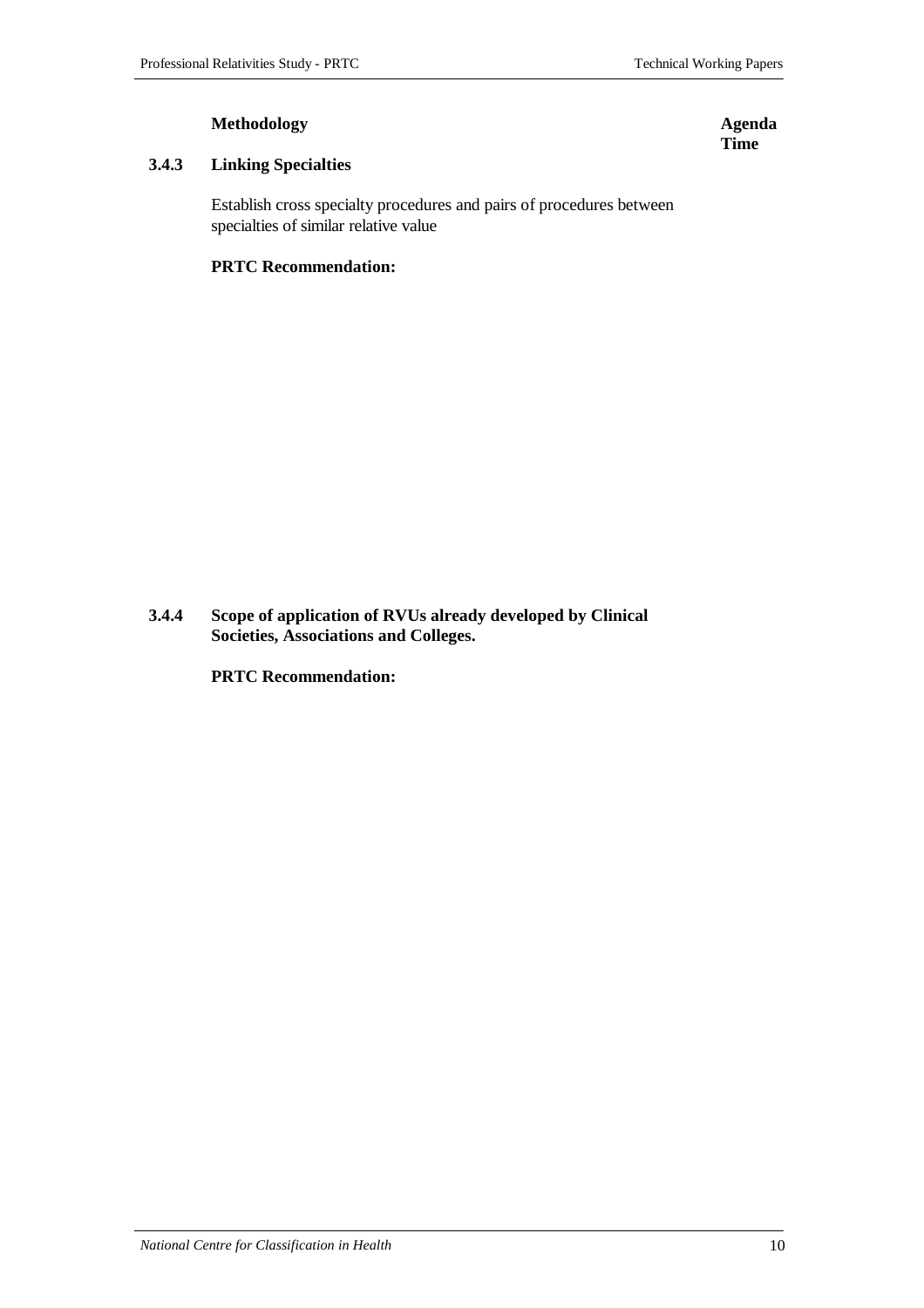**Methodology** **Agenda Time**

### 3.4.3 Linking Specialties

Establish cross specialty procedures and pairs of procedures between specialties of similar relative value

**PRTC Recommendation:**

### 3.4.4 Scope of application of RVUs already developed by Clinical Societies, Associations and Colleges.

**PRTC Recommendation:**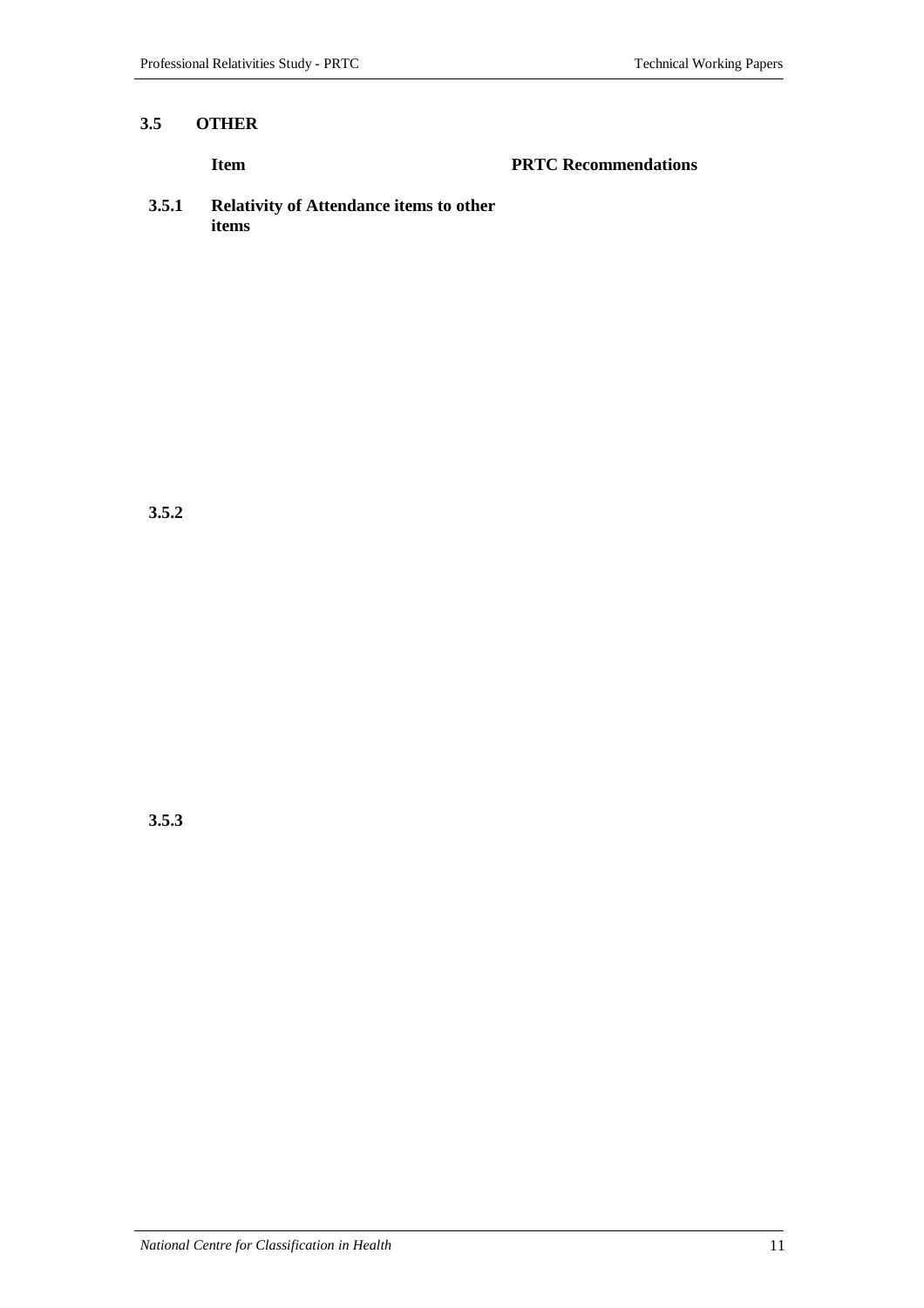## 3.5 OTHER

| | Item | PRTC Recommendations |
|---|---|---|
| **3.5.1** | **Relativity of Attendance items to other items** | |
| **3.5.2** | | |
| **3.5.3** | | |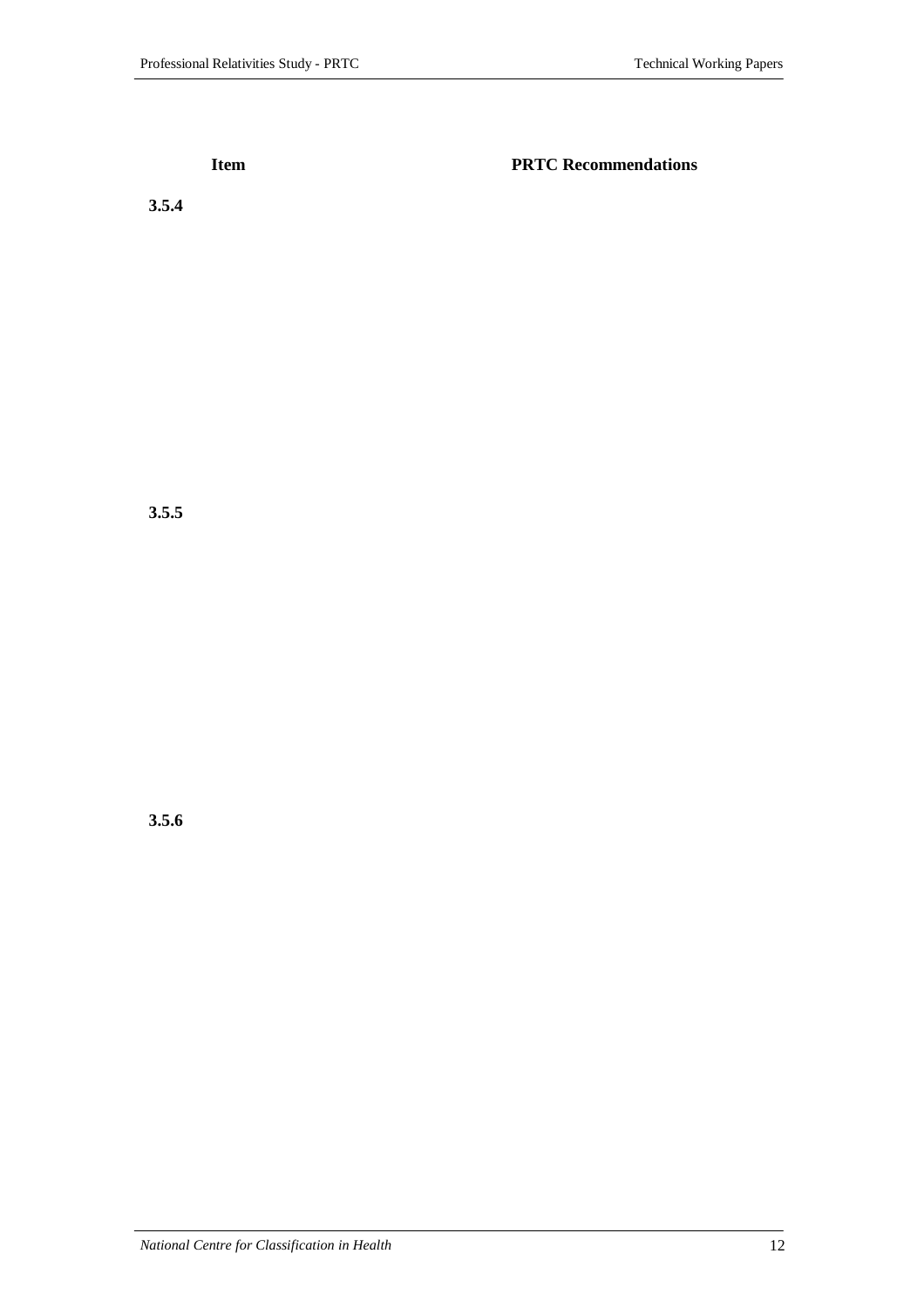| Item | PRTC Recommendations |
| --- | --- |
| **3.5.4** | |
| **3.5.5** | |
| **3.5.6** | |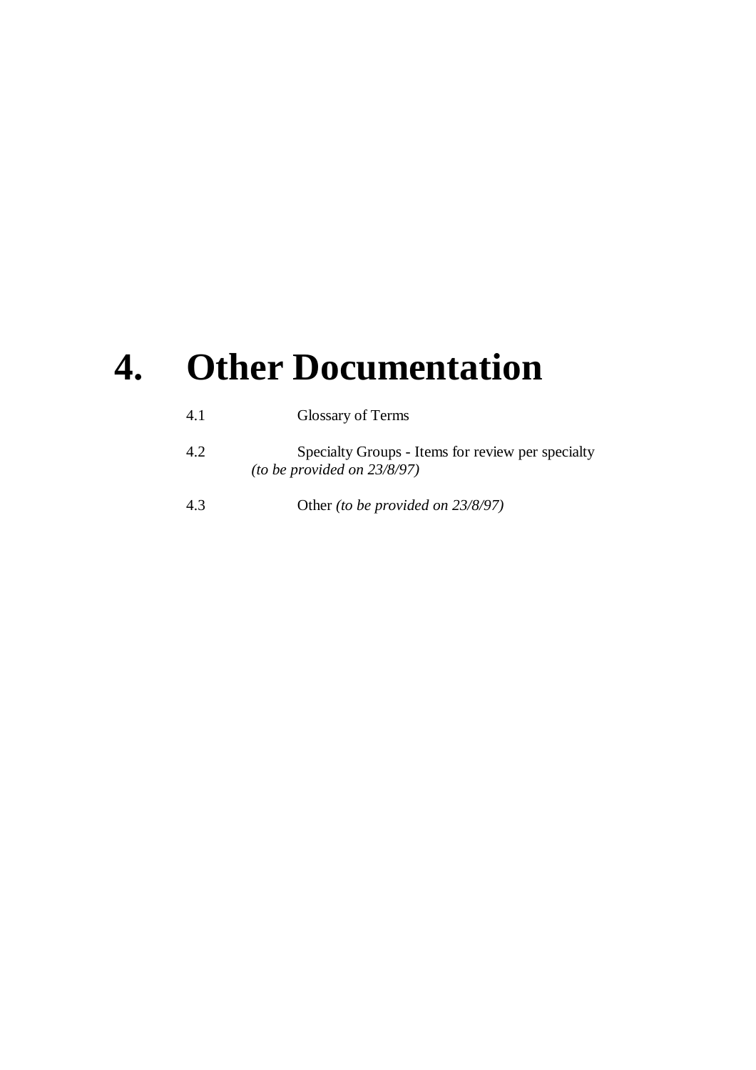# 4. Other Documentation

4.1 Glossary of Terms

4.2 Specialty Groups - Items for review per specialty
*(to be provided on 23/8/97)*

4.3 Other *(to be provided on 23/8/97)*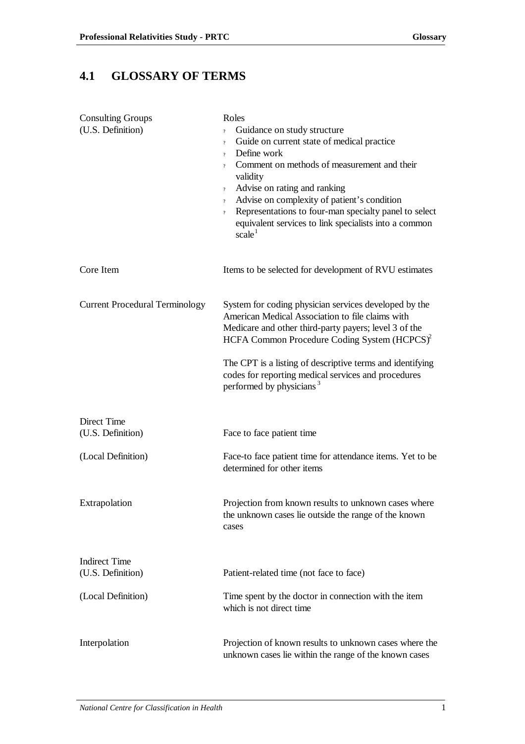## 4.1 GLOSSARY OF TERMS

| Term | Definition |
|---|---|
| Consulting Groups (U.S. Definition) | Roles<br>? Guidance on study structure<br>? Guide on current state of medical practice<br>? Define work<br>? Comment on methods of measurement and their validity<br>? Advise on rating and ranking<br>? Advise on complexity of patient's condition<br>? Representations to four-man specialty panel to select equivalent services to link specialists into a common scale[1] |
| Core Item | Items to be selected for development of RVU estimates |
| Current Procedural Terminology | System for coding physician services developed by the American Medical Association to file claims with Medicare and other third-party payers; level 3 of the HCFA Common Procedure Coding System (HCPCS)[2]<br><br>The CPT is a listing of descriptive terms and identifying codes for reporting medical services and procedures performed by physicians[3] |
| Direct Time (U.S. Definition) | Face to face patient time |
| (Local Definition) | Face-to face patient time for attendance items. Yet to be determined for other items |
| Extrapolation | Projection from known results to unknown cases where the unknown cases lie outside the range of the known cases |
| Indirect Time (U.S. Definition) | Patient-related time (not face to face) |
| (Local Definition) | Time spent by the doctor in connection with the item which is not direct time |
| Interpolation | Projection of known results to unknown cases where the unknown cases lie within the range of the known cases |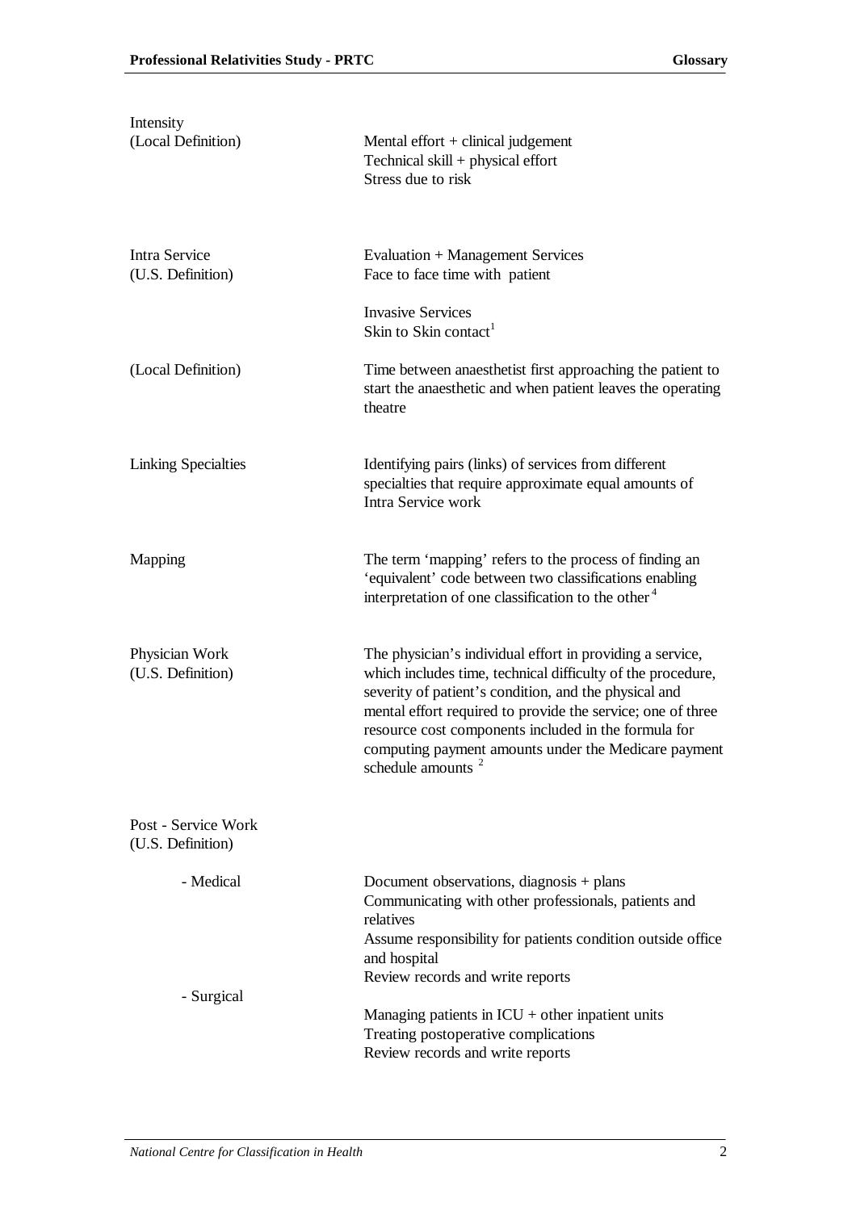| | |
|---|---|
| Intensity (Local Definition) | Mental effort + clinical judgement<br>Technical skill + physical effort<br>Stress due to risk |
| Intra Service (U.S. Definition) | Evaluation + Management Services<br>Face to face time with patient<br><br>Invasive Services<br>Skin to Skin contact[1] |
| (Local Definition) | Time between anaesthetist first approaching the patient to start the anaesthetic and when patient leaves the operating theatre |
| Linking Specialties | Identifying pairs (links) of services from different specialties that require approximate equal amounts of Intra Service work |
| Mapping | The term 'mapping' refers to the process of finding an 'equivalent' code between two classifications enabling interpretation of one classification to the other[4] |
| Physician Work (U.S. Definition) | The physician's individual effort in providing a service, which includes time, technical difficulty of the procedure, severity of patient's condition, and the physical and mental effort required to provide the service; one of three resource cost components included in the formula for computing payment amounts under the Medicare payment schedule amounts[2] |
| Post - Service Work (U.S. Definition) | |
| - Medical | Document observations, diagnosis + plans<br>Communicating with other professionals, patients and relatives<br>Assume responsibility for patients condition outside office and hospital<br>Review records and write reports |
| - Surgical | Managing patients in ICU + other inpatient units<br>Treating postoperative complications<br>Review records and write reports |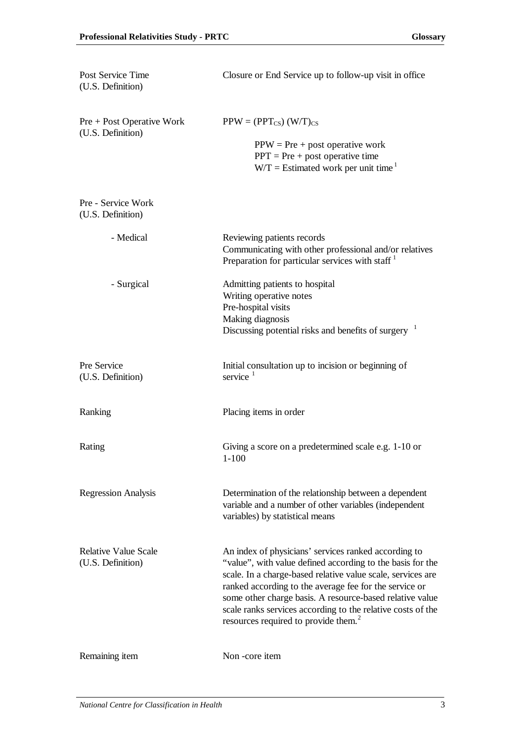| | |
|---|---|
| Post Service Time (U.S. Definition) | Closure or End Service up to follow-up visit in office |
| Pre + Post Operative Work (U.S. Definition) | $PPW = (PPT_{CS}) (W/T)_{CS}$<br><br>PPW = Pre + post operative work<br>PPT = Pre + post operative time<br>W/T = Estimated work per unit time [1] |
| Pre - Service Work (U.S. Definition) | |
| - Medical | Reviewing patients records<br>Communicating with other professional and/or relatives<br>Preparation for particular services with staff [1] |
| - Surgical | Admitting patients to hospital<br>Writing operative notes<br>Pre-hospital visits<br>Making diagnosis<br>Discussing potential risks and benefits of surgery [1] |
| Pre Service (U.S. Definition) | Initial consultation up to incision or beginning of service [1] |
| Ranking | Placing items in order |
| Rating | Giving a score on a predetermined scale e.g. 1-10 or 1-100 |
| Regression Analysis | Determination of the relationship between a dependent variable and a number of other variables (independent variables) by statistical means |
| Relative Value Scale (U.S. Definition) | An index of physicians' services ranked according to "value", with value defined according to the basis for the scale. In a charge-based relative value scale, services are ranked according to the average fee for the service or some other charge basis. A resource-based relative value scale ranks services according to the relative costs of the resources required to provide them. [2] |
| Remaining item | Non -core item |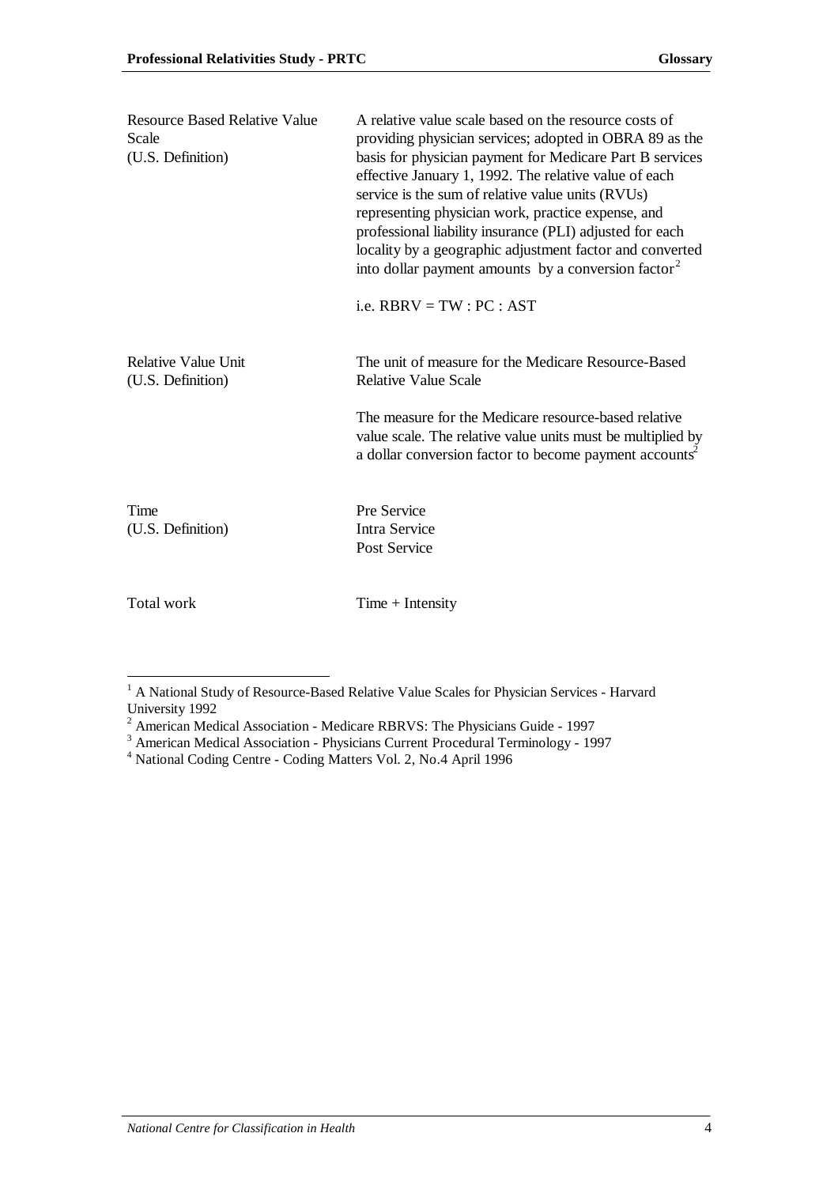| | |
|---|---|
| Resource Based Relative Value Scale (U.S. Definition) | A relative value scale based on the resource costs of providing physician services; adopted in OBRA 89 as the basis for physician payment for Medicare Part B services effective January 1, 1992. The relative value of each service is the sum of relative value units (RVUs) representing physician work, practice expense, and professional liability insurance (PLI) adjusted for each locality by a geographic adjustment factor and converted into dollar payment amounts by a conversion factor[2]<br><br>i.e. RBRV = TW : PC : AST |
| Relative Value Unit (U.S. Definition) | The unit of measure for the Medicare Resource-Based Relative Value Scale<br><br>The measure for the Medicare resource-based relative value scale. The relative value units must be multiplied by a dollar conversion factor to become payment accounts[2] |
| Time (U.S. Definition) | Pre Service<br>Intra Service<br>Post Service |
| Total work | Time + Intensity |

[1] A National Study of Resource-Based Relative Value Scales for Physician Services - Harvard University 1992

[2] American Medical Association - Medicare RBRVS: The Physicians Guide - 1997

[3] American Medical Association - Physicians Current Procedural Terminology - 1997

[4] National Coding Centre - Coding Matters Vol. 2, No.4 April 1996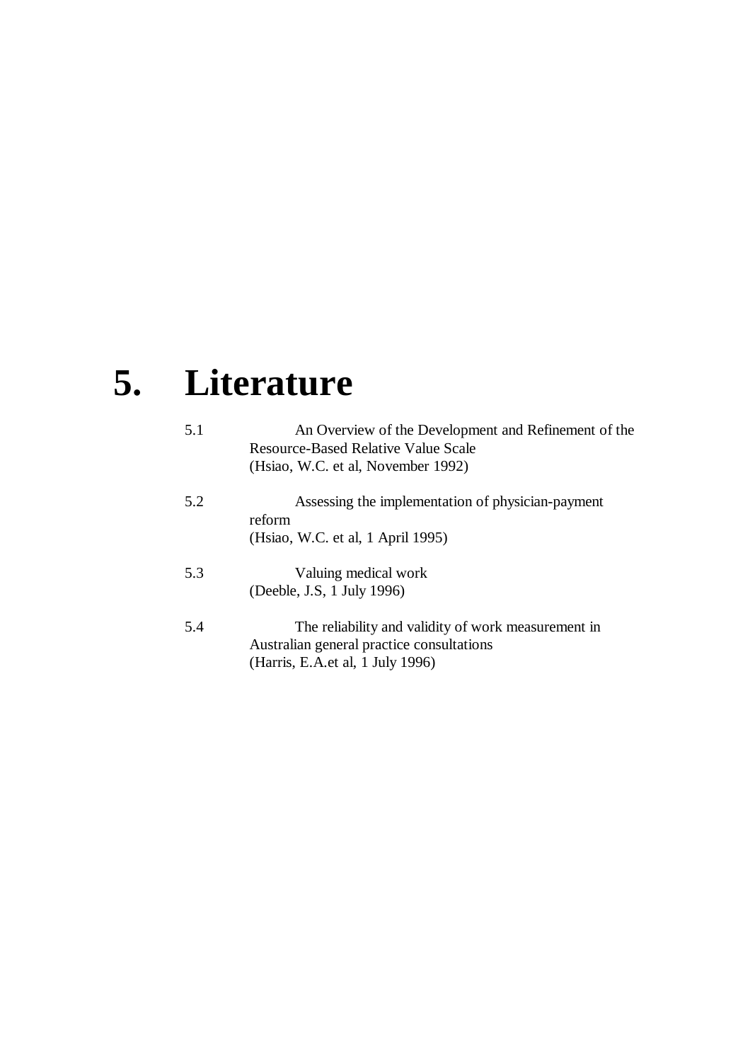# 5. Literature

5.1 An Overview of the Development and Refinement of the Resource-Based Relative Value Scale
(Hsiao, W.C. et al, November 1992)

5.2 Assessing the implementation of physician-payment reform
(Hsiao, W.C. et al, 1 April 1995)

5.3 Valuing medical work
(Deeble, J.S, 1 July 1996)

5.4 The reliability and validity of work measurement in Australian general practice consultations
(Harris, E.A.et al, 1 July 1996)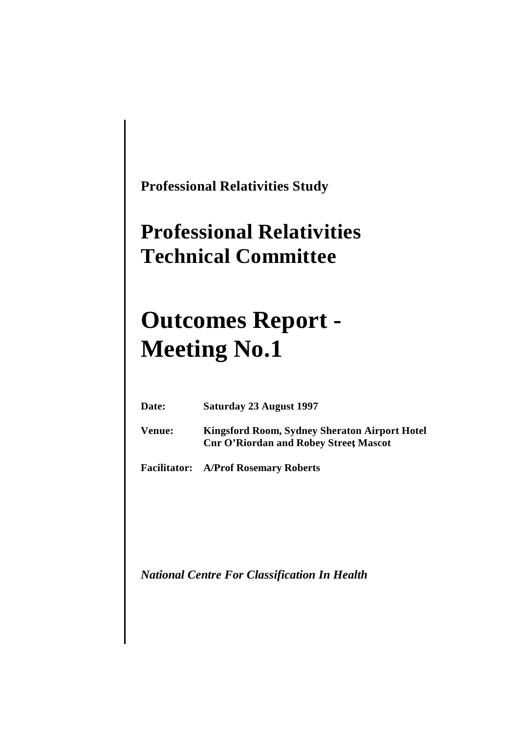**Professional Relativities Study**

# Professional Relativities Technical Committee

# Outcomes Report - Meeting No.1

**Date:** **Saturday 23 August 1997**

**Venue:** **Kingsford Room, Sydney Sheraton Airport Hotel**
**Cnr O'Riordan and Robey Street, Mascot**

**Facilitator:** **A/Prof Rosemary Roberts**

***National Centre For Classification In Health***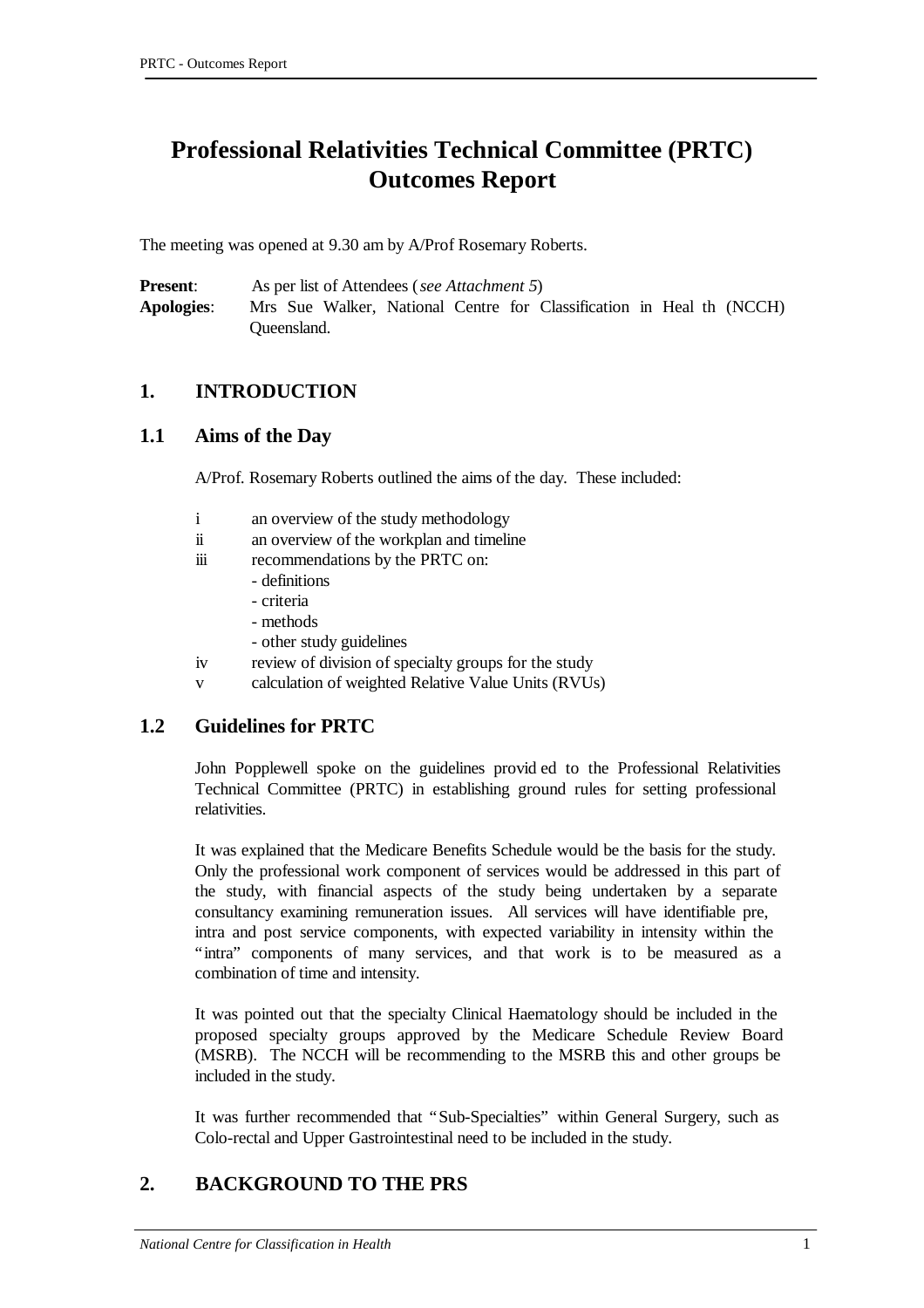# Professional Relativities Technical Committee (PRTC) Outcomes Report

The meeting was opened at 9.30 am by A/Prof Rosemary Roberts.

**Present**: As per list of Attendees (*see Attachment 5*)
**Apologies**: Mrs Sue Walker, National Centre for Classification in Health (NCCH) Queensland.

## 1. INTRODUCTION

### 1.1 Aims of the Day

A/Prof. Rosemary Roberts outlined the aims of the day. These included:

- i an overview of the study methodology
- ii an overview of the workplan and timeline
- iii recommendations by the PRTC on:
  - definitions
  - criteria
  - methods
  - other study guidelines
- iv review of division of specialty groups for the study
- v calculation of weighted Relative Value Units (RVUs)

### 1.2 Guidelines for PRTC

John Popplewell spoke on the guidelines provided to the Professional Relativities Technical Committee (PRTC) in establishing ground rules for setting professional relativities.

It was explained that the Medicare Benefits Schedule would be the basis for the study. Only the professional work component of services would be addressed in this part of the study, with financial aspects of the study being undertaken by a separate consultancy examining remuneration issues. All services will have identifiable pre, intra and post service components, with expected variability in intensity within the "intra" components of many services, and that work is to be measured as a combination of time and intensity.

It was pointed out that the specialty Clinical Haematology should be included in the proposed specialty groups approved by the Medicare Schedule Review Board (MSRB). The NCCH will be recommending to the MSRB this and other groups be included in the study.

It was further recommended that "Sub-Specialties" within General Surgery, such as Colo-rectal and Upper Gastrointestinal need to be included in the study.

## 2. BACKGROUND TO THE PRS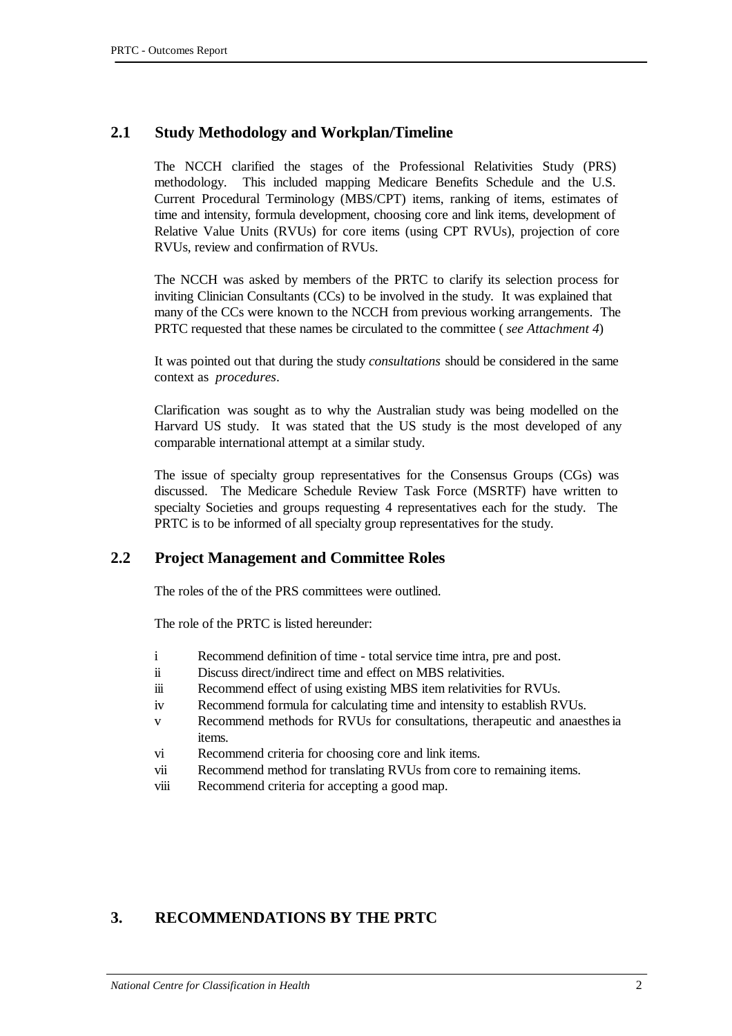## 2.1 Study Methodology and Workplan/Timeline

The NCCH clarified the stages of the Professional Relativities Study (PRS) methodology. This included mapping Medicare Benefits Schedule and the U.S. Current Procedural Terminology (MBS/CPT) items, ranking of items, estimates of time and intensity, formula development, choosing core and link items, development of Relative Value Units (RVUs) for core items (using CPT RVUs), projection of core RVUs, review and confirmation of RVUs.

The NCCH was asked by members of the PRTC to clarify its selection process for inviting Clinician Consultants (CCs) to be involved in the study. It was explained that many of the CCs were known to the NCCH from previous working arrangements. The PRTC requested that these names be circulated to the committee ( *see Attachment 4*)

It was pointed out that during the study *consultations* should be considered in the same context as *procedures*.

Clarification was sought as to why the Australian study was being modelled on the Harvard US study. It was stated that the US study is the most developed of any comparable international attempt at a similar study.

The issue of specialty group representatives for the Consensus Groups (CGs) was discussed. The Medicare Schedule Review Task Force (MSRTF) have written to specialty Societies and groups requesting 4 representatives each for the study. The PRTC is to be informed of all specialty group representatives for the study.

## 2.2 Project Management and Committee Roles

The roles of the of the PRS committees were outlined.

The role of the PRTC is listed hereunder:

- i Recommend definition of time - total service time intra, pre and post.
- ii Discuss direct/indirect time and effect on MBS relativities.
- iii Recommend effect of using existing MBS item relativities for RVUs.
- iv Recommend formula for calculating time and intensity to establish RVUs.
- v Recommend methods for RVUs for consultations, therapeutic and anaesthesia items.
- vi Recommend criteria for choosing core and link items.
- vii Recommend method for translating RVUs from core to remaining items.
- viii Recommend criteria for accepting a good map.

# 3. RECOMMENDATIONS BY THE PRTC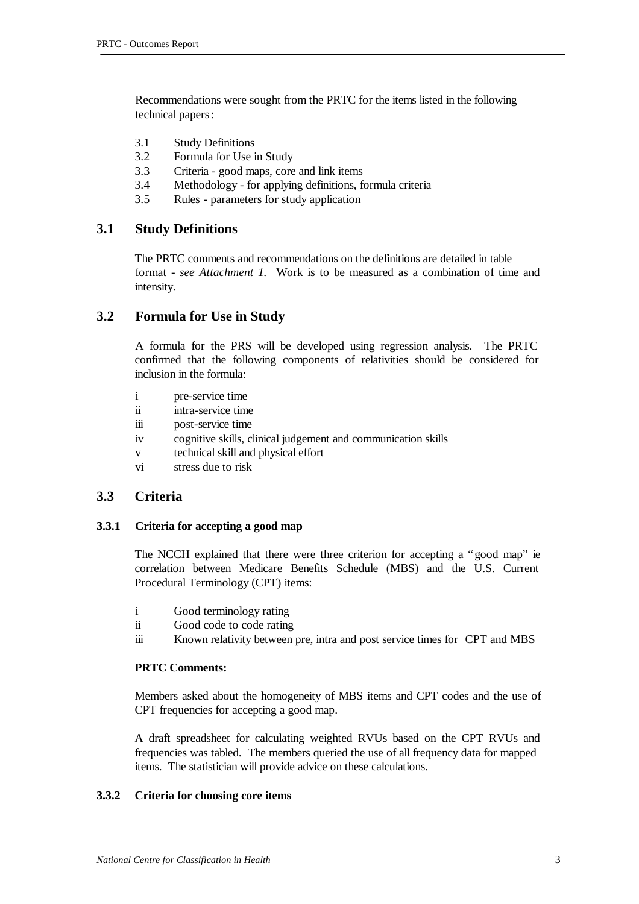Recommendations were sought from the PRTC for the items listed in the following technical papers:

- 3.1 Study Definitions
- 3.2 Formula for Use in Study
- 3.3 Criteria - good maps, core and link items
- 3.4 Methodology - for applying definitions, formula criteria
- 3.5 Rules - parameters for study application

## 3.1 Study Definitions

The PRTC comments and recommendations on the definitions are detailed in table format - *see Attachment 1.* Work is to be measured as a combination of time and intensity.

## 3.2 Formula for Use in Study

A formula for the PRS will be developed using regression analysis. The PRTC confirmed that the following components of relativities should be considered for inclusion in the formula:

- i pre-service time
- ii intra-service time
- iii post-service time
- iv cognitive skills, clinical judgement and communication skills
- v technical skill and physical effort
- vi stress due to risk

## 3.3 Criteria

### 3.3.1 Criteria for accepting a good map

The NCCH explained that there were three criterion for accepting a "good map" ie correlation between Medicare Benefits Schedule (MBS) and the U.S. Current Procedural Terminology (CPT) items:

- i Good terminology rating
- ii Good code to code rating
- iii Known relativity between pre, intra and post service times for CPT and MBS

**PRTC Comments:**

Members asked about the homogeneity of MBS items and CPT codes and the use of CPT frequencies for accepting a good map.

A draft spreadsheet for calculating weighted RVUs based on the CPT RVUs and frequencies was tabled. The members queried the use of all frequency data for mapped items. The statistician will provide advice on these calculations.

### 3.3.2 Criteria for choosing core items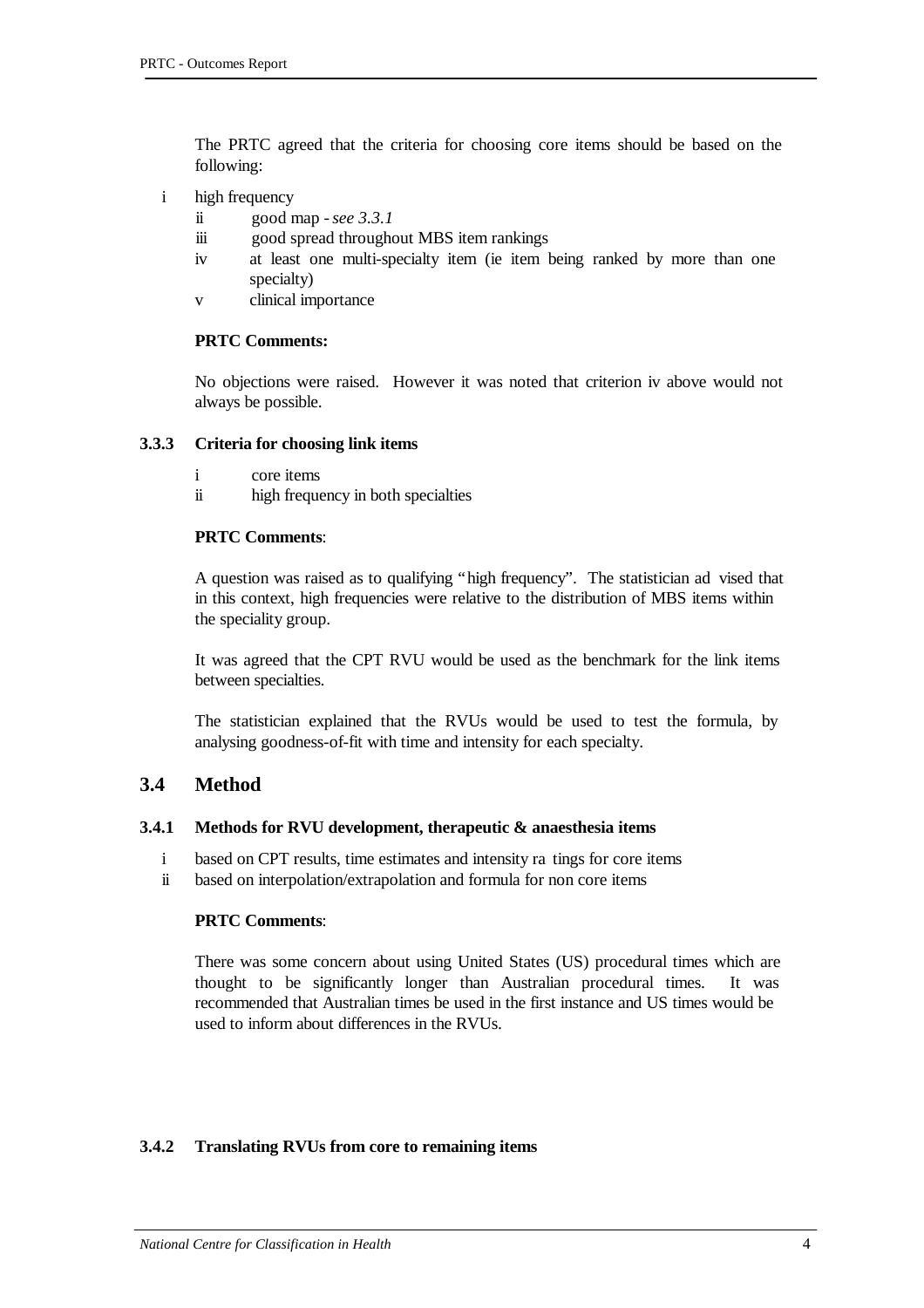The PRTC agreed that the criteria for choosing core items should be based on the following:

- i high frequency
- ii good map - *see 3.3.1*
- iii good spread throughout MBS item rankings
- iv at least one multi-specialty item (ie item being ranked by more than one specialty)
- v clinical importance

**PRTC Comments:**

No objections were raised. However it was noted that criterion iv above would not always be possible.

### 3.3.3 Criteria for choosing link items

- i core items
- ii high frequency in both specialties

**PRTC Comments**:

A question was raised as to qualifying "high frequency". The statistician advised that in this context, high frequencies were relative to the distribution of MBS items within the speciality group.

It was agreed that the CPT RVU would be used as the benchmark for the link items between specialties.

The statistician explained that the RVUs would be used to test the formula, by analysing goodness-of-fit with time and intensity for each specialty.

## 3.4 Method

### 3.4.1 Methods for RVU development, therapeutic & anaesthesia items

- i based on CPT results, time estimates and intensity ratings for core items
- ii based on interpolation/extrapolation and formula for non core items

**PRTC Comments**:

There was some concern about using United States (US) procedural times which are thought to be significantly longer than Australian procedural times. It was recommended that Australian times be used in the first instance and US times would be used to inform about differences in the RVUs.

### 3.4.2 Translating RVUs from core to remaining items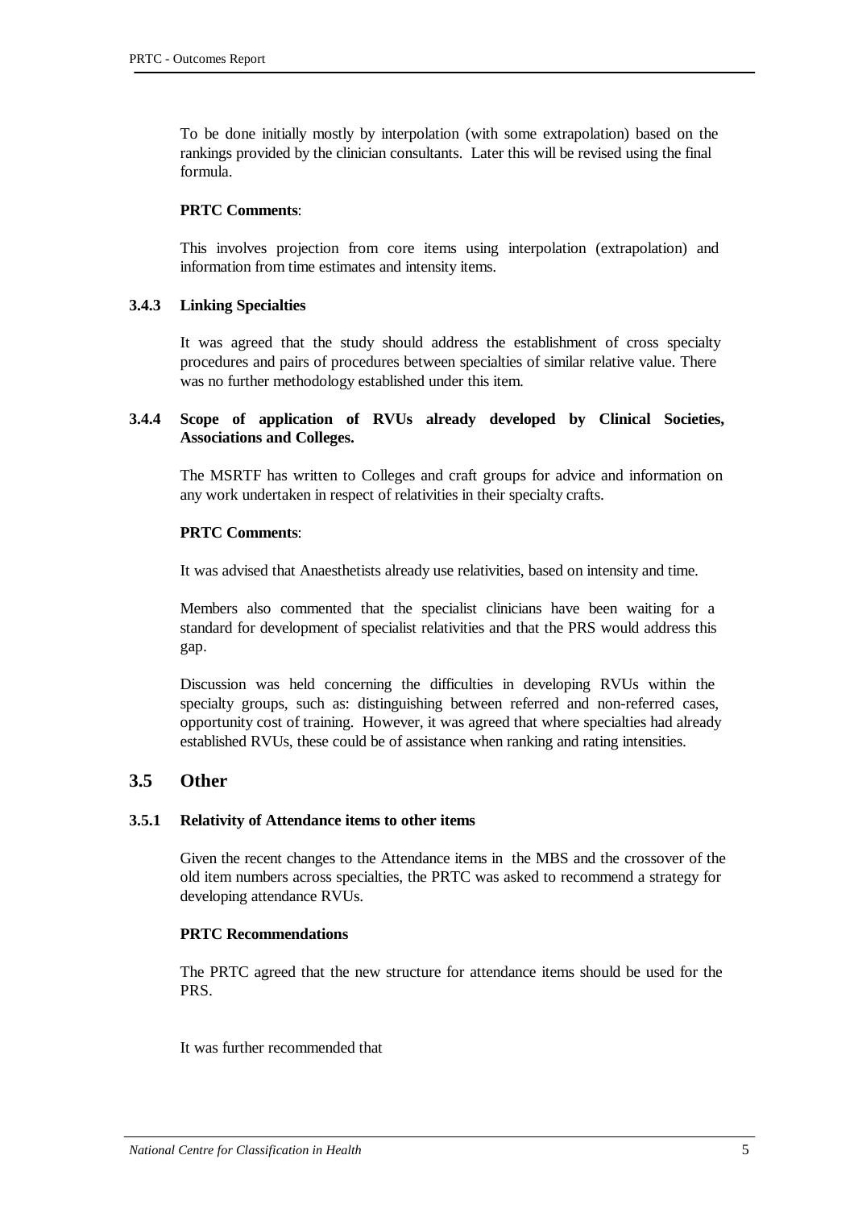To be done initially mostly by interpolation (with some extrapolation) based on the rankings provided by the clinician consultants. Later this will be revised using the final formula.

**PRTC Comments**:

This involves projection from core items using interpolation (extrapolation) and information from time estimates and intensity items.

#### 3.4.3 Linking Specialties

It was agreed that the study should address the establishment of cross specialty procedures and pairs of procedures between specialties of similar relative value. There was no further methodology established under this item.

#### 3.4.4 Scope of application of RVUs already developed by Clinical Societies, Associations and Colleges.

The MSRTF has written to Colleges and craft groups for advice and information on any work undertaken in respect of relativities in their specialty crafts.

**PRTC Comments**:

It was advised that Anaesthetists already use relativities, based on intensity and time.

Members also commented that the specialist clinicians have been waiting for a standard for development of specialist relativities and that the PRS would address this gap.

Discussion was held concerning the difficulties in developing RVUs within the specialty groups, such as: distinguishing between referred and non-referred cases, opportunity cost of training. However, it was agreed that where specialties had already established RVUs, these could be of assistance when ranking and rating intensities.

### 3.5 Other

#### 3.5.1 Relativity of Attendance items to other items

Given the recent changes to the Attendance items in the MBS and the crossover of the old item numbers across specialties, the PRTC was asked to recommend a strategy for developing attendance RVUs.

**PRTC Recommendations**

The PRTC agreed that the new structure for attendance items should be used for the PRS.

It was further recommended that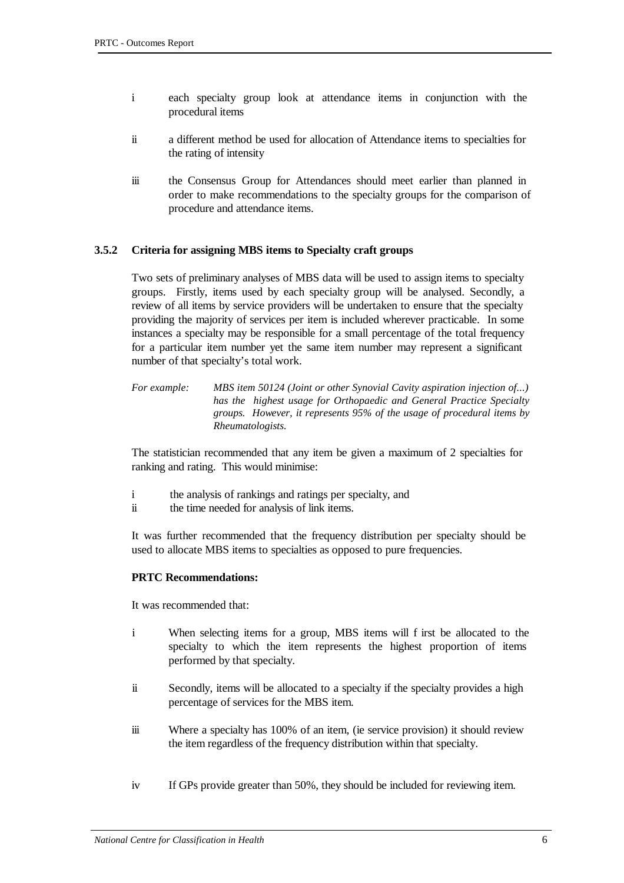i each specialty group look at attendance items in conjunction with the procedural items

ii a different method be used for allocation of Attendance items to specialties for the rating of intensity

iii the Consensus Group for Attendances should meet earlier than planned in order to make recommendations to the specialty groups for the comparison of procedure and attendance items.

### 3.5.2 Criteria for assigning MBS items to Specialty craft groups

Two sets of preliminary analyses of MBS data will be used to assign items to specialty groups. Firstly, items used by each specialty group will be analysed. Secondly, a review of all items by service providers will be undertaken to ensure that the specialty providing the majority of services per item is included wherever practicable. In some instances a specialty may be responsible for a small percentage of the total frequency for a particular item number yet the same item number may represent a significant number of that specialty's total work.

*For example:* *MBS item 50124 (Joint or other Synovial Cavity aspiration injection of...) has the highest usage for Orthopaedic and General Practice Specialty groups. However, it represents 95% of the usage of procedural items by Rheumatologists.*

The statistician recommended that any item be given a maximum of 2 specialties for ranking and rating. This would minimise:

i the analysis of rankings and ratings per specialty, and

ii the time needed for analysis of link items.

It was further recommended that the frequency distribution per specialty should be used to allocate MBS items to specialties as opposed to pure frequencies.

**PRTC Recommendations:**

It was recommended that:

i When selecting items for a group, MBS items will first be allocated to the specialty to which the item represents the highest proportion of items performed by that specialty.

ii Secondly, items will be allocated to a specialty if the specialty provides a high percentage of services for the MBS item.

iii Where a specialty has 100% of an item, (ie service provision) it should review the item regardless of the frequency distribution within that specialty.

iv If GPs provide greater than 50%, they should be included for reviewing item.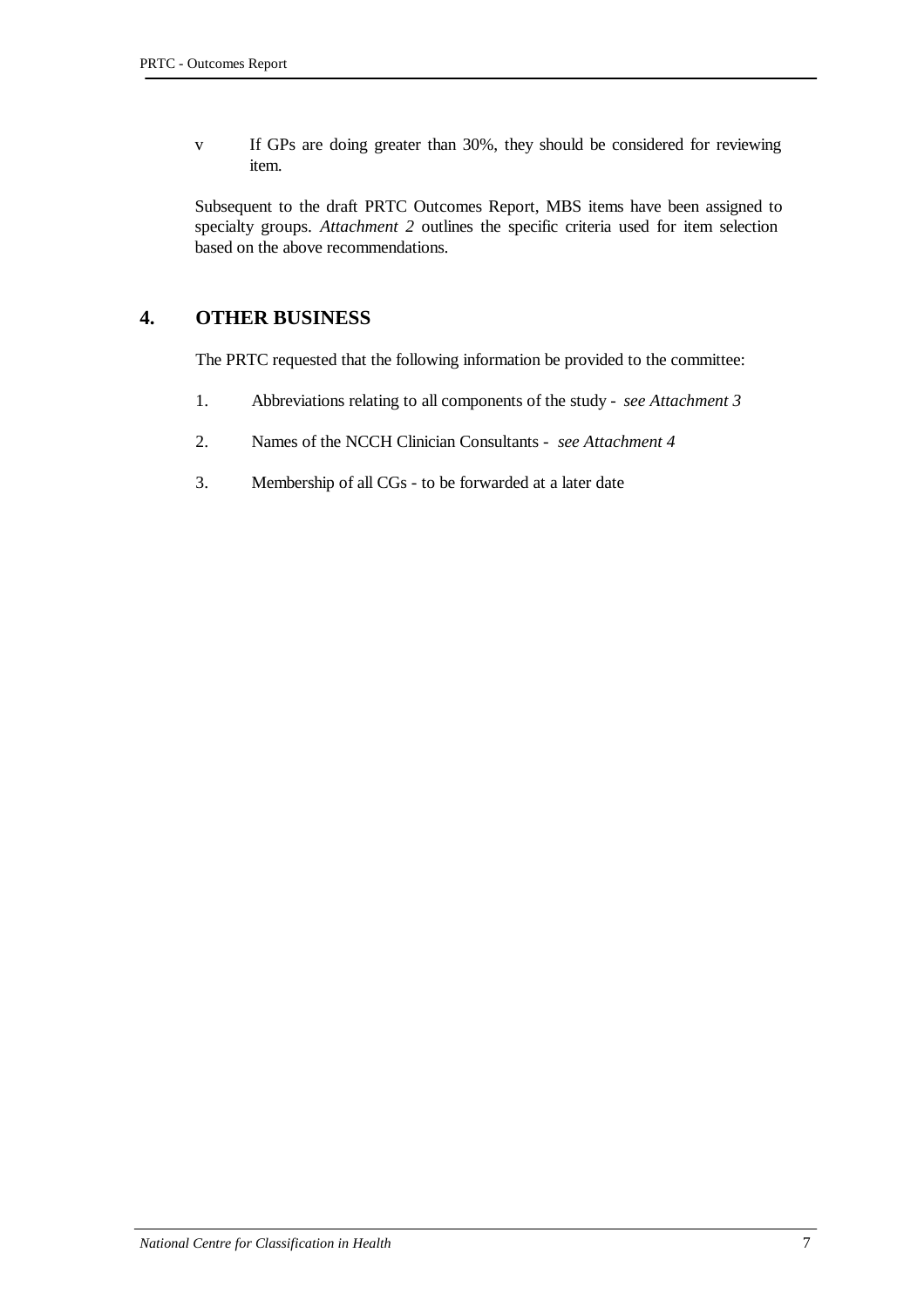- v If GPs are doing greater than 30%, they should be considered for reviewing item.

Subsequent to the draft PRTC Outcomes Report, MBS items have been assigned to specialty groups. *Attachment 2* outlines the specific criteria used for item selection based on the above recommendations.

## 4. OTHER BUSINESS

The PRTC requested that the following information be provided to the committee:

1. Abbreviations relating to all components of the study - *see Attachment 3*
2. Names of the NCCH Clinician Consultants - *see Attachment 4*
3. Membership of all CGs - to be forwarded at a later date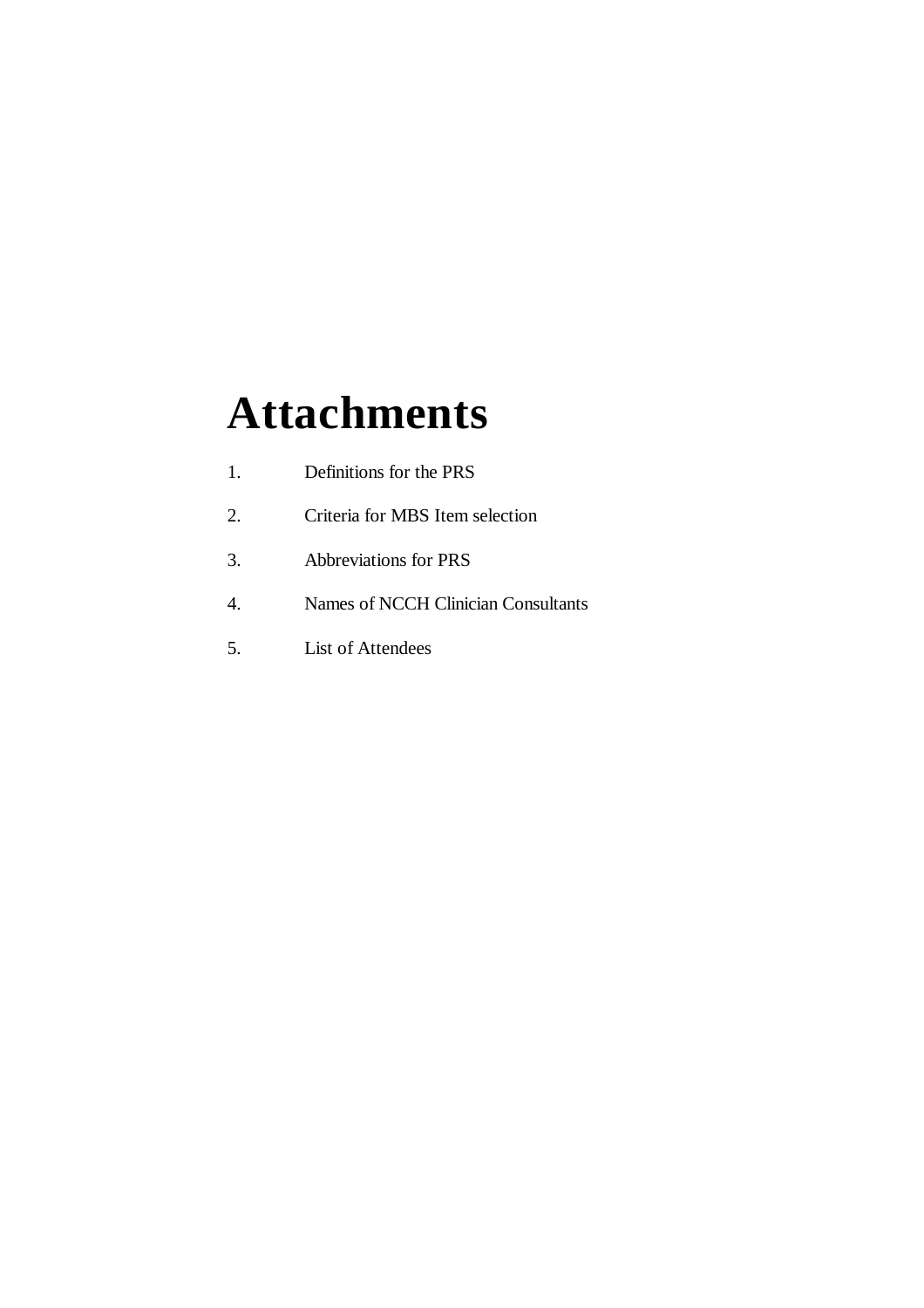# Attachments

1. Definitions for the PRS
2. Criteria for MBS Item selection
3. Abbreviations for PRS
4. Names of NCCH Clinician Consultants
5. List of Attendees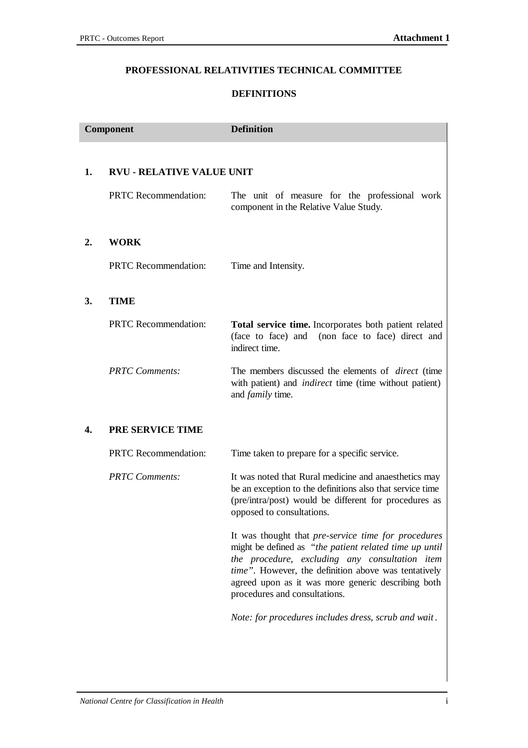**PROFESSIONAL RELATIVITIES TECHNICAL COMMITTEE**

**DEFINITIONS**

| Component | Definition |
|---|---|
| **1. RVU - RELATIVE VALUE UNIT** | |
| PRTC Recommendation: | The unit of measure for the professional work component in the Relative Value Study. |
| **2. WORK** | |
| PRTC Recommendation: | Time and Intensity. |
| **3. TIME** | |
| PRTC Recommendation: | **Total service time.** Incorporates both patient related (face to face) and (non face to face) direct and indirect time. |
| *PRTC Comments:* | The members discussed the elements of *direct* (time with patient) and *indirect* time (time without patient) and *family* time. |
| **4. PRE SERVICE TIME** | |
| PRTC Recommendation: | Time taken to prepare for a specific service. |
| *PRTC Comments:* | It was noted that Rural medicine and anaesthetics may be an exception to the definitions also that service time (pre/intra/post) would be different for procedures as opposed to consultations.<br><br>It was thought that *pre-service time for procedures* might be defined as *"the patient related time up until the procedure, excluding any consultation item time"*. However, the definition above was tentatively agreed upon as it was more generic describing both procedures and consultations.<br><br>*Note: for procedures includes dress, scrub and wait.* |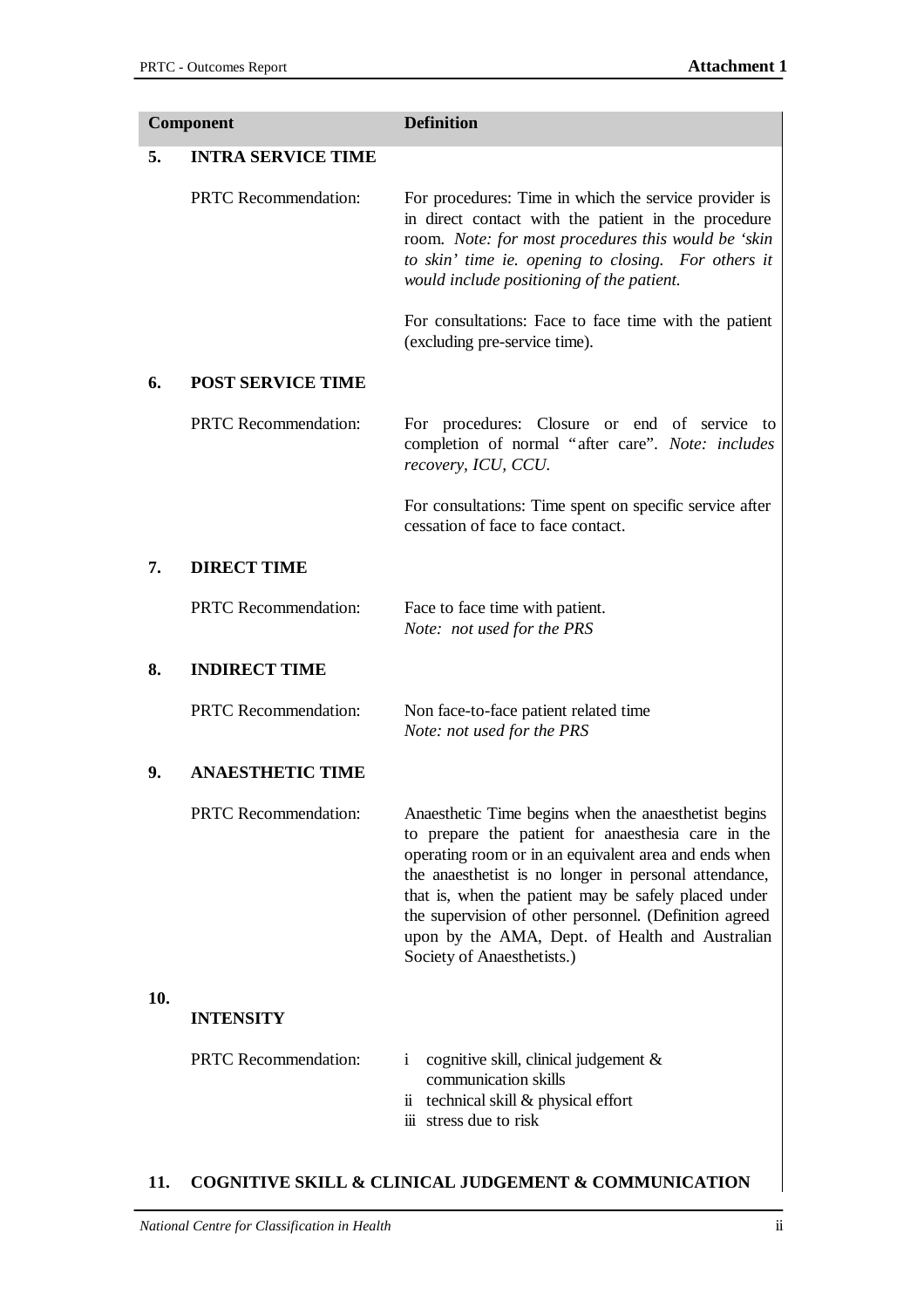| | Component | Definition |
|---|---|---|
| **5.** | **INTRA SERVICE TIME** | |
| | PRTC Recommendation: | For procedures: Time in which the service provider is in direct contact with the patient in the procedure room. *Note: for most procedures this would be 'skin to skin' time ie. opening to closing. For others it would include positioning of the patient.* |
| | | For consultations: Face to face time with the patient (excluding pre-service time). |
| **6.** | **POST SERVICE TIME** | |
| | PRTC Recommendation: | For procedures: Closure or end of service to completion of normal "after care". *Note: includes recovery, ICU, CCU.* |
| | | For consultations: Time spent on specific service after cessation of face to face contact. |
| **7.** | **DIRECT TIME** | |
| | PRTC Recommendation: | Face to face time with patient. *Note: not used for the PRS* |
| **8.** | **INDIRECT TIME** | |
| | PRTC Recommendation: | Non face-to-face patient related time *Note: not used for the PRS* |
| **9.** | **ANAESTHETIC TIME** | |
| | PRTC Recommendation: | Anaesthetic Time begins when the anaesthetist begins to prepare the patient for anaesthesia care in the operating room or in an equivalent area and ends when the anaesthetist is no longer in personal attendance, that is, when the patient may be safely placed under the supervision of other personnel. (Definition agreed upon by the AMA, Dept. of Health and Australian Society of Anaesthetists.) |
| **10.** | **INTENSITY** | |
| | PRTC Recommendation: | i cognitive skill, clinical judgement & communication skills<br>ii technical skill & physical effort<br>iii stress due to risk |
| **11.** | **COGNITIVE SKILL & CLINICAL JUDGEMENT & COMMUNICATION** | |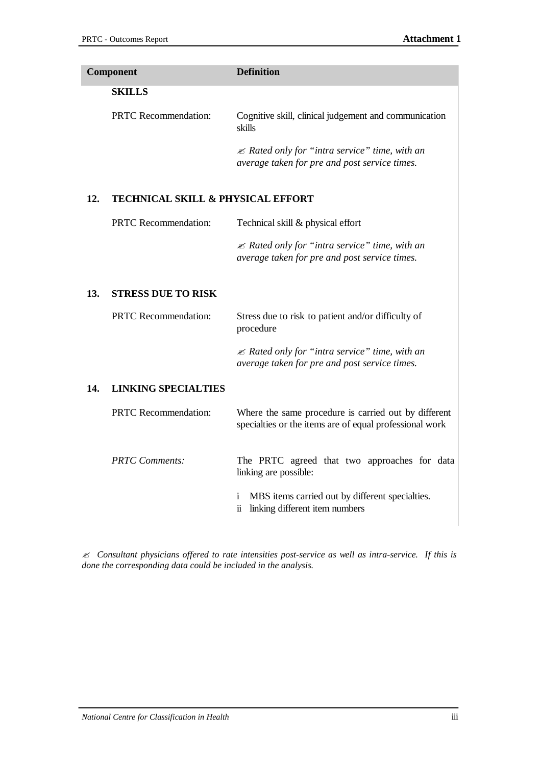| Component | Definition |
|---|---|
| **SKILLS** | |
| PRTC Recommendation: | Cognitive skill, clinical judgement and communication skills |
| | ✍ *Rated only for "intra service" time, with an average taken for pre and post service times.* |
| **12. TECHNICAL SKILL & PHYSICAL EFFORT** | |
| PRTC Recommendation: | Technical skill & physical effort |
| | ✍ *Rated only for "intra service" time, with an average taken for pre and post service times.* |
| **13. STRESS DUE TO RISK** | |
| PRTC Recommendation: | Stress due to risk to patient and/or difficulty of procedure |
| | ✍ *Rated only for "intra service" time, with an average taken for pre and post service times.* |
| **14. LINKING SPECIALTIES** | |
| PRTC Recommendation: | Where the same procedure is carried out by different specialties or the items are of equal professional work |
| *PRTC Comments:* | The PRTC agreed that two approaches for data linking are possible:<br>i MBS items carried out by different specialties.<br>ii linking different item numbers |

✍ *Consultant physicians offered to rate intensities post-service as well as intra-service. If this is done the corresponding data could be included in the analysis.*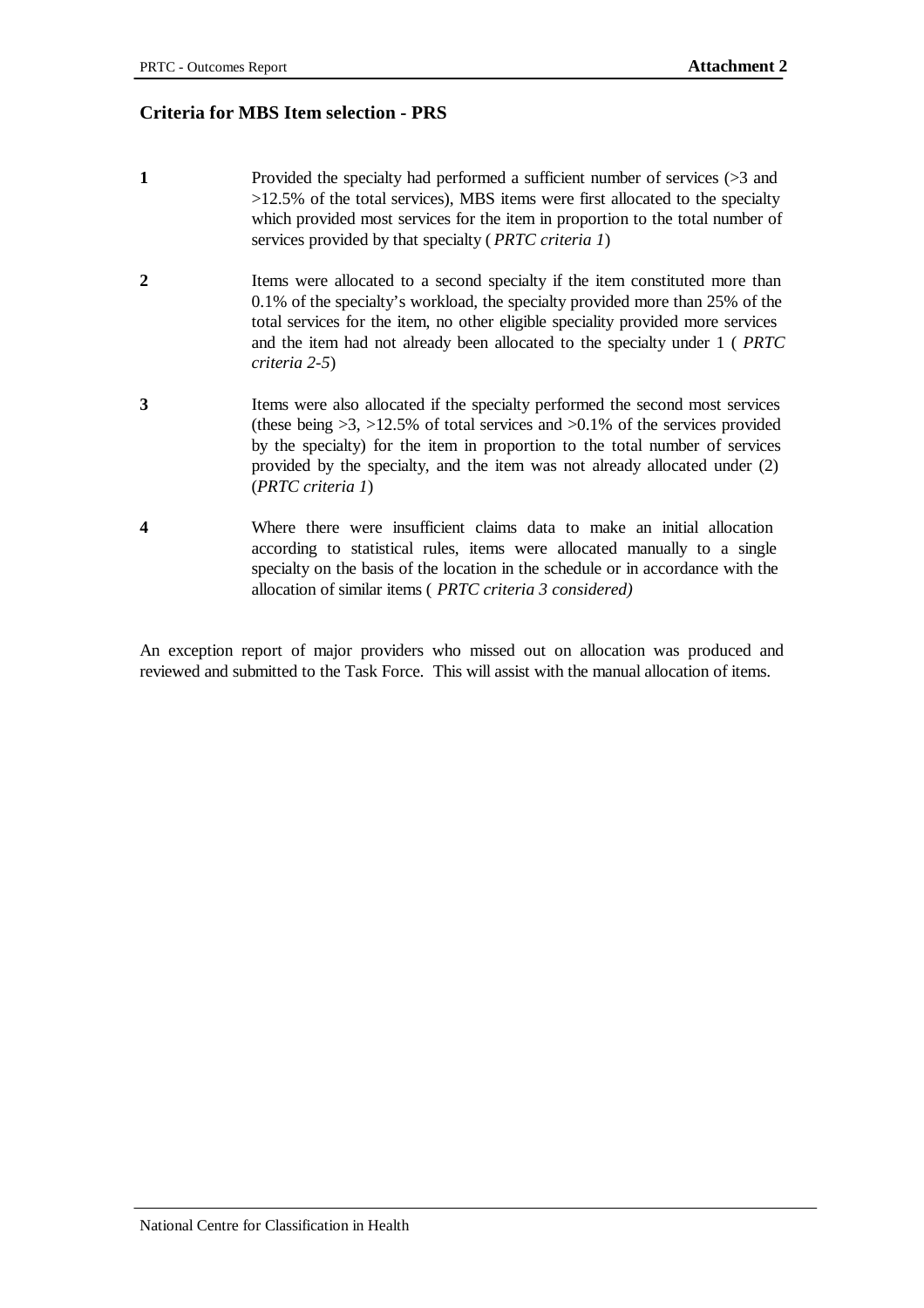## Criteria for MBS Item selection - PRS

**1** Provided the specialty had performed a sufficient number of services (>3 and >12.5% of the total services), MBS items were first allocated to the specialty which provided most services for the item in proportion to the total number of services provided by that specialty ( *PRTC criteria 1*)

**2** Items were allocated to a second specialty if the item constituted more than 0.1% of the specialty's workload, the specialty provided more than 25% of the total services for the item, no other eligible speciality provided more services and the item had not already been allocated to the specialty under 1 ( *PRTC criteria 2-5*)

**3** Items were also allocated if the specialty performed the second most services (these being >3, >12.5% of total services and >0.1% of the services provided by the specialty) for the item in proportion to the total number of services provided by the specialty, and the item was not already allocated under (2) (*PRTC criteria 1*)

**4** Where there were insufficient claims data to make an initial allocation according to statistical rules, items were allocated manually to a single specialty on the basis of the location in the schedule or in accordance with the allocation of similar items ( *PRTC criteria 3 considered)*

An exception report of major providers who missed out on allocation was produced and reviewed and submitted to the Task Force. This will assist with the manual allocation of items.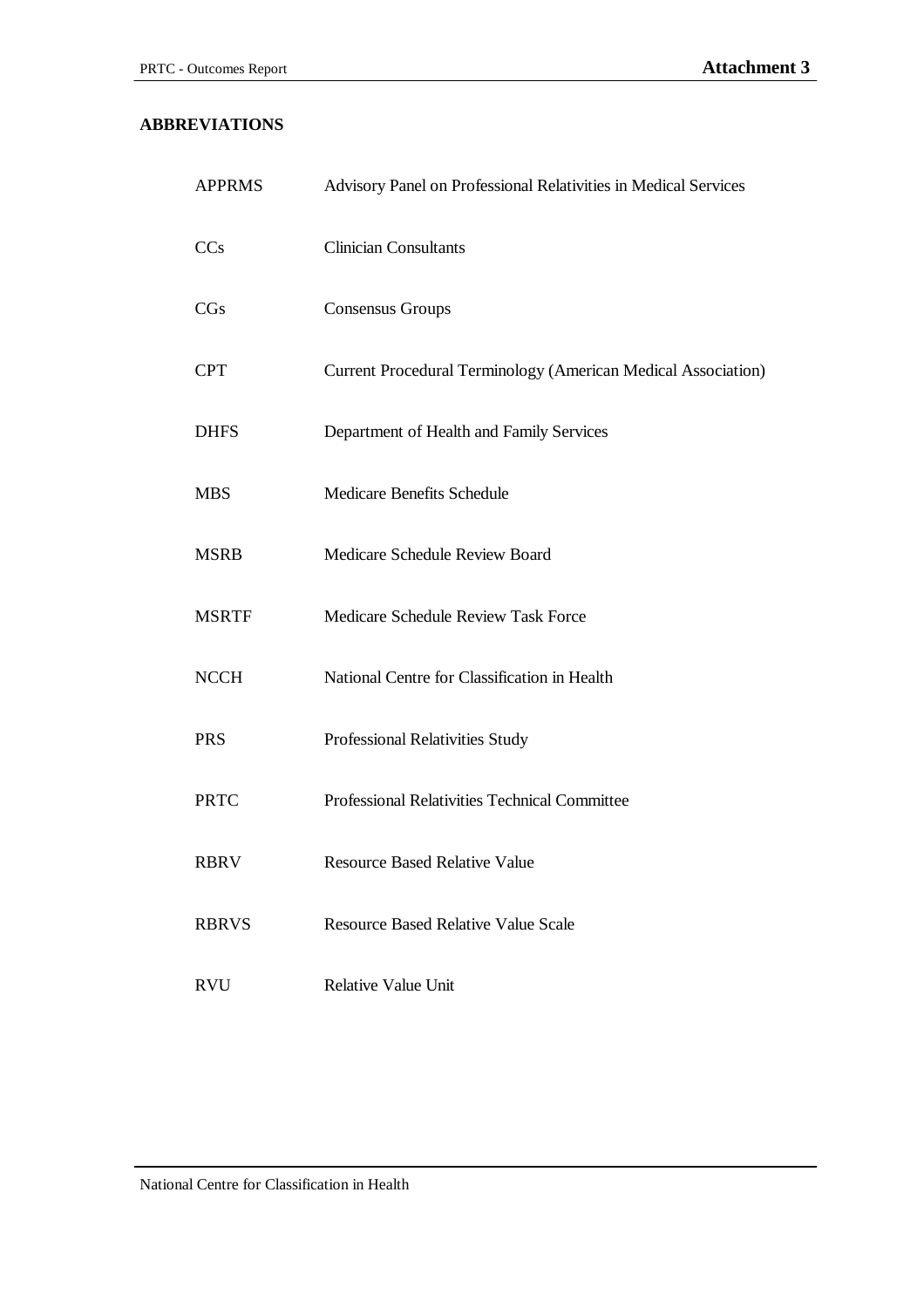## ABBREVIATIONS

| | |
|---|---|
| APPRMS | Advisory Panel on Professional Relativities in Medical Services |
| CCs | Clinician Consultants |
| CGs | Consensus Groups |
| CPT | Current Procedural Terminology (American Medical Association) |
| DHFS | Department of Health and Family Services |
| MBS | Medicare Benefits Schedule |
| MSRB | Medicare Schedule Review Board |
| MSRTF | Medicare Schedule Review Task Force |
| NCCH | National Centre for Classification in Health |
| PRS | Professional Relativities Study |
| PRTC | Professional Relativities Technical Committee |
| RBRV | Resource Based Relative Value |
| RBRVS | Resource Based Relative Value Scale |
| RVU | Relative Value Unit |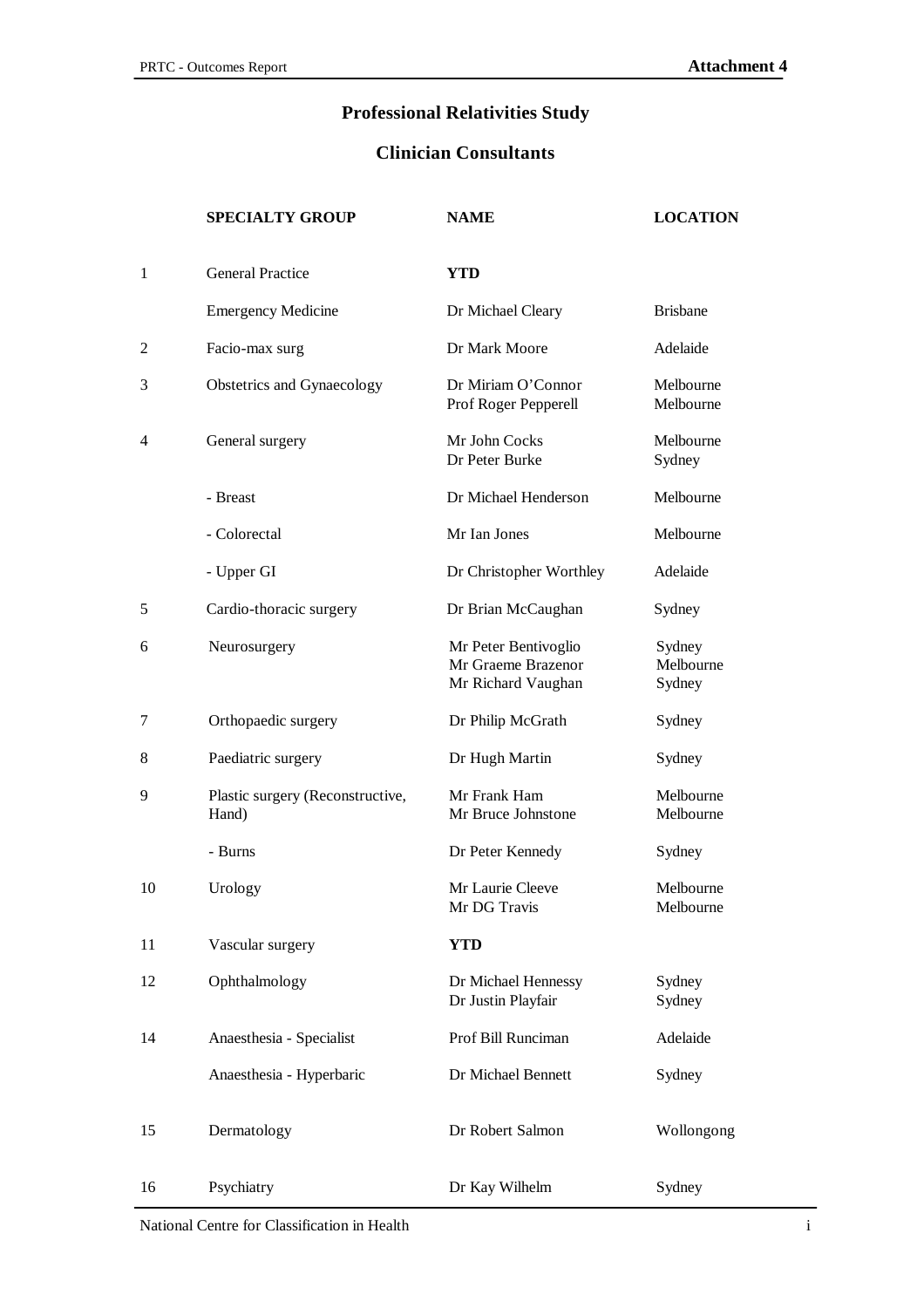## Professional Relativities Study

## Clinician Consultants

|  | SPECIALTY GROUP | NAME | LOCATION |
|---|---|---|---|
| 1 | General Practice | **YTD** | |
| | Emergency Medicine | Dr Michael Cleary | Brisbane |
| 2 | Facio-max surg | Dr Mark Moore | Adelaide |
| 3 | Obstetrics and Gynaecology | Dr Miriam O'Connor<br>Prof Roger Pepperell | Melbourne<br>Melbourne |
| 4 | General surgery | Mr John Cocks<br>Dr Peter Burke | Melbourne<br>Sydney |
| | - Breast | Dr Michael Henderson | Melbourne |
| | - Colorectal | Mr Ian Jones | Melbourne |
| | - Upper GI | Dr Christopher Worthley | Adelaide |
| 5 | Cardio-thoracic surgery | Dr Brian McCaughan | Sydney |
| 6 | Neurosurgery | Mr Peter Bentivoglio<br>Mr Graeme Brazenor<br>Mr Richard Vaughan | Sydney<br>Melbourne<br>Sydney |
| 7 | Orthopaedic surgery | Dr Philip McGrath | Sydney |
| 8 | Paediatric surgery | Dr Hugh Martin | Sydney |
| 9 | Plastic surgery (Reconstructive, Hand) | Mr Frank Ham<br>Mr Bruce Johnstone | Melbourne<br>Melbourne |
| | - Burns | Dr Peter Kennedy | Sydney |
| 10 | Urology | Mr Laurie Cleeve<br>Mr DG Travis | Melbourne<br>Melbourne |
| 11 | Vascular surgery | **YTD** | |
| 12 | Ophthalmology | Dr Michael Hennessy<br>Dr Justin Playfair | Sydney<br>Sydney |
| 14 | Anaesthesia - Specialist | Prof Bill Runciman | Adelaide |
| | Anaesthesia - Hyperbaric | Dr Michael Bennett | Sydney |
| 15 | Dermatology | Dr Robert Salmon | Wollongong |
| 16 | Psychiatry | Dr Kay Wilhelm | Sydney |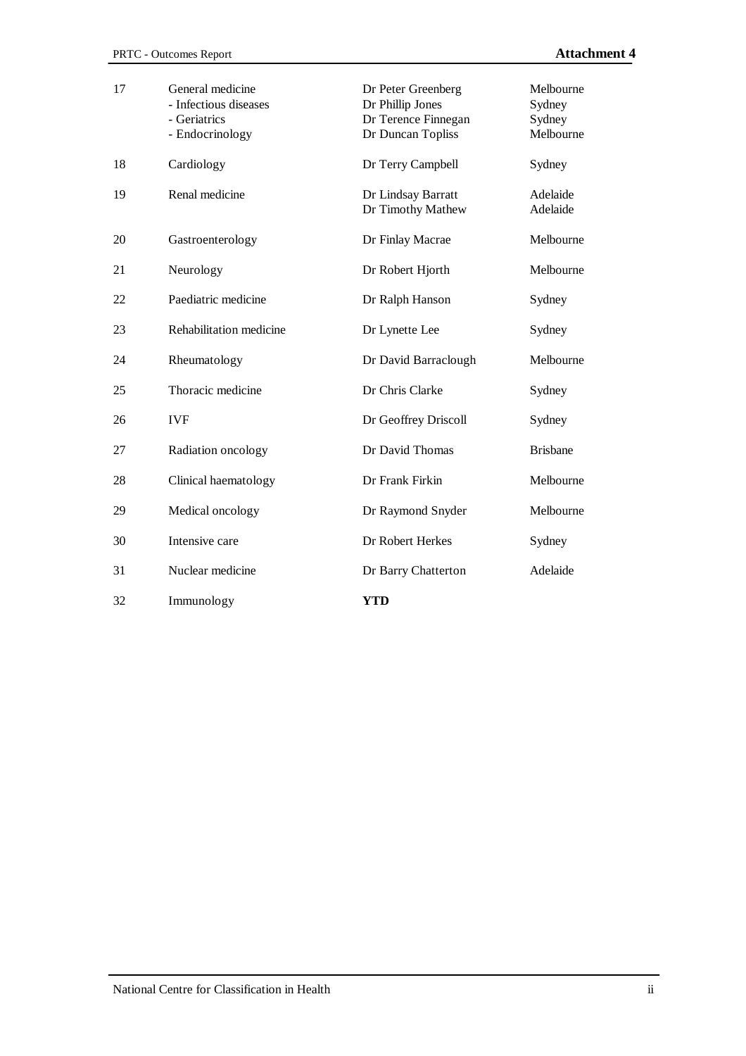| | | | |
|---|---|---|---|
| 17 | General medicine | Dr Peter Greenberg | Melbourne |
| | - Infectious diseases | Dr Phillip Jones | Sydney |
| | - Geriatrics | Dr Terence Finnegan | Sydney |
| | - Endocrinology | Dr Duncan Topliss | Melbourne |
| 18 | Cardiology | Dr Terry Campbell | Sydney |
| 19 | Renal medicine | Dr Lindsay Barratt | Adelaide |
| | | Dr Timothy Mathew | Adelaide |
| 20 | Gastroenterology | Dr Finlay Macrae | Melbourne |
| 21 | Neurology | Dr Robert Hjorth | Melbourne |
| 22 | Paediatric medicine | Dr Ralph Hanson | Sydney |
| 23 | Rehabilitation medicine | Dr Lynette Lee | Sydney |
| 24 | Rheumatology | Dr David Barraclough | Melbourne |
| 25 | Thoracic medicine | Dr Chris Clarke | Sydney |
| 26 | IVF | Dr Geoffrey Driscoll | Sydney |
| 27 | Radiation oncology | Dr David Thomas | Brisbane |
| 28 | Clinical haematology | Dr Frank Firkin | Melbourne |
| 29 | Medical oncology | Dr Raymond Snyder | Melbourne |
| 30 | Intensive care | Dr Robert Herkes | Sydney |
| 31 | Nuclear medicine | Dr Barry Chatterton | Adelaide |
| 32 | Immunology | **YTD** | |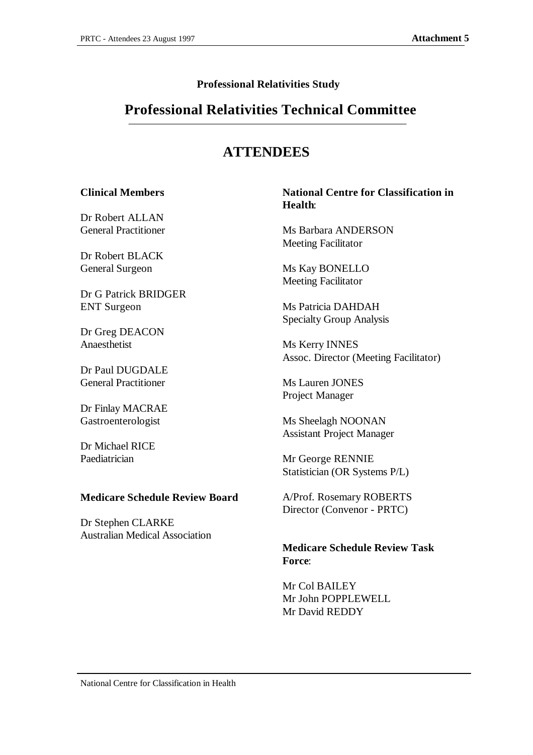**Professional Relativities Study**

# Professional Relativities Technical Committee

## ATTENDEES

**Clinical Members**

Dr Robert ALLAN
General Practitioner

Dr Robert BLACK
General Surgeon

Dr G Patrick BRIDGER
ENT Surgeon

Dr Greg DEACON
Anaesthetist

Dr Paul DUGDALE
General Practitioner

Dr Finlay MACRAE
Gastroenterologist

Dr Michael RICE
Paediatrician

**Medicare Schedule Review Board**

Dr Stephen CLARKE
Australian Medical Association

**National Centre for Classification in Health**:

Ms Barbara ANDERSON
Meeting Facilitator

Ms Kay BONELLO
Meeting Facilitator

Ms Patricia DAHDAH
Specialty Group Analysis

Ms Kerry INNES
Assoc. Director (Meeting Facilitator)

Ms Lauren JONES
Project Manager

Ms Sheelagh NOONAN
Assistant Project Manager

Mr George RENNIE
Statistician (OR Systems P/L)

A/Prof. Rosemary ROBERTS
Director (Convenor - PRTC)

**Medicare Schedule Review Task Force**:

Mr Col BAILEY
Mr John POPPLEWELL
Mr David REDDY